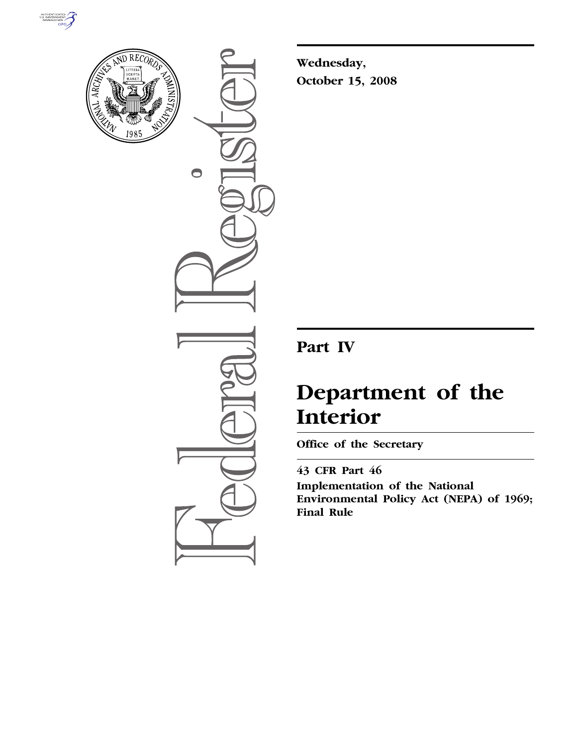**Wednesday,**
**October 15, 2008**

# Part IV

# Department of the Interior

**Office of the Secretary**

**43 CFR Part 46**

**Implementation of the National Environmental Policy Act (NEPA) of 1969; Final Rule**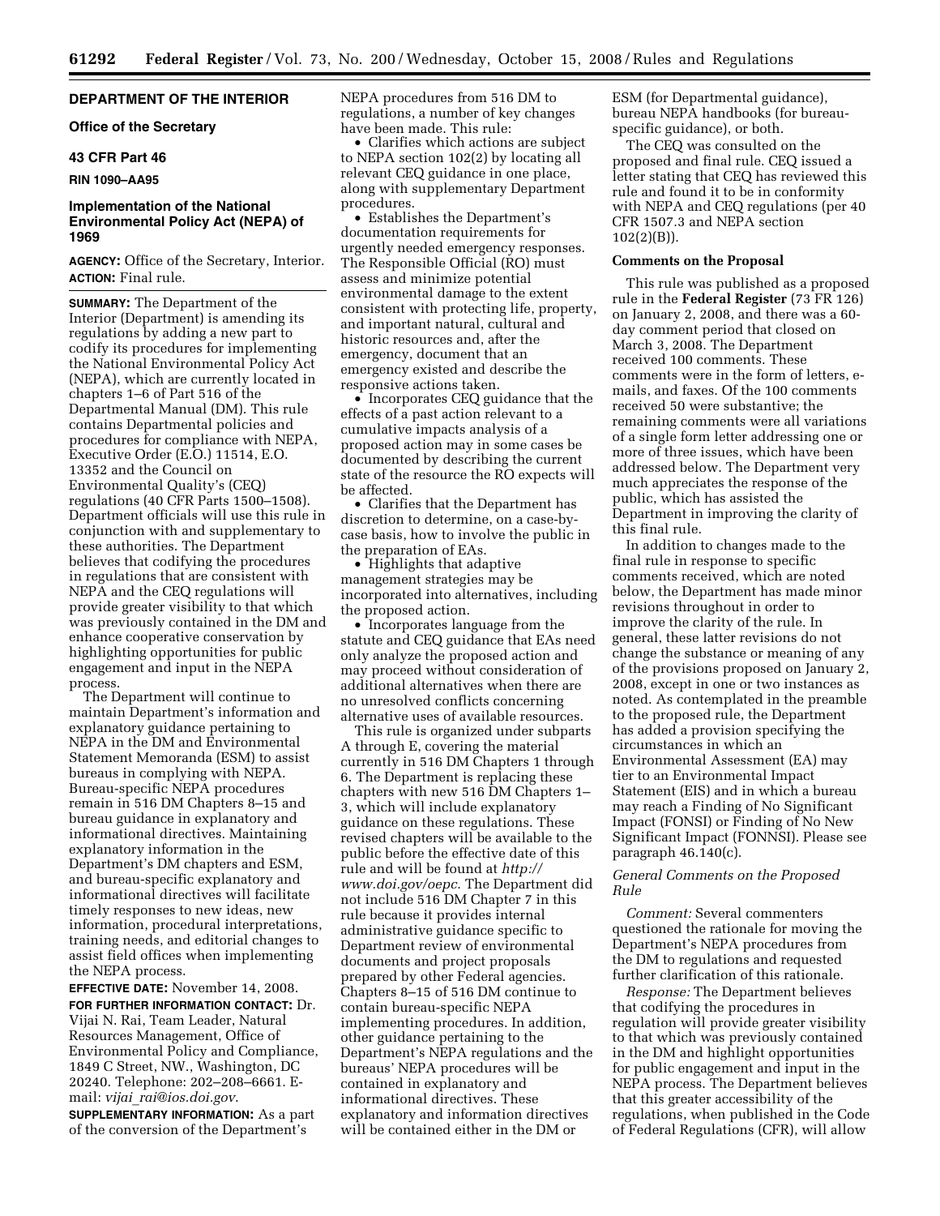## DEPARTMENT OF THE INTERIOR

### Office of the Secretary

### 43 CFR Part 46

**RIN 1090–AA95**

### Implementation of the National Environmental Policy Act (NEPA) of 1969

**AGENCY:** Office of the Secretary, Interior.

**ACTION:** Final rule.

**SUMMARY:** The Department of the Interior (Department) is amending its regulations by adding a new part to codify its procedures for implementing the National Environmental Policy Act (NEPA), which are currently located in chapters 1–6 of Part 516 of the Departmental Manual (DM). This rule contains Departmental policies and procedures for compliance with NEPA, Executive Order (E.O.) 11514, E.O. 13352 and the Council on Environmental Quality's (CEQ) regulations (40 CFR Parts 1500–1508). Department officials will use this rule in conjunction with and supplementary to these authorities. The Department believes that codifying the procedures in regulations that are consistent with NEPA and the CEQ regulations will provide greater visibility to that which was previously contained in the DM and enhance cooperative conservation by highlighting opportunities for public engagement and input in the NEPA process.

The Department will continue to maintain Department's information and explanatory guidance pertaining to NEPA in the DM and Environmental Statement Memoranda (ESM) to assist bureaus in complying with NEPA. Bureau-specific NEPA procedures remain in 516 DM Chapters 8–15 and bureau guidance in explanatory and informational directives. Maintaining explanatory information in the Department's DM chapters and ESM, and bureau-specific explanatory and informational directives will facilitate timely responses to new ideas, new information, procedural interpretations, training needs, and editorial changes to assist field offices when implementing the NEPA process.

**EFFECTIVE DATE:** November 14, 2008.

**FOR FURTHER INFORMATION CONTACT:** Dr. Vijai N. Rai, Team Leader, Natural Resources Management, Office of Environmental Policy and Compliance, 1849 C Street, NW., Washington, DC 20240. Telephone: 202–208–6661. E-mail: *vijai_rai@ios.doi.gov*.

**SUPPLEMENTARY INFORMATION:** As a part of the conversion of the Department's NEPA procedures from 516 DM to regulations, a number of key changes have been made. This rule:

- Clarifies which actions are subject to NEPA section 102(2) by locating all relevant CEQ guidance in one place, along with supplementary Department procedures.
- Establishes the Department's documentation requirements for urgently needed emergency responses. The Responsible Official (RO) must assess and minimize potential environmental damage to the extent consistent with protecting life, property, and important natural, cultural and historic resources and, after the emergency, document that an emergency existed and describe the responsive actions taken.
- Incorporates CEQ guidance that the effects of a past action relevant to a cumulative impacts analysis of a proposed action may in some cases be documented by describing the current state of the resource the RO expects will be affected.
- Clarifies that the Department has discretion to determine, on a case-by-case basis, how to involve the public in the preparation of EAs.
- Highlights that adaptive management strategies may be incorporated into alternatives, including the proposed action.
- Incorporates language from the statute and CEQ guidance that EAs need only analyze the proposed action and may proceed without consideration of additional alternatives when there are no unresolved conflicts concerning alternative uses of available resources.

This rule is organized under subparts A through E, covering the material currently in 516 DM Chapters 1 through 6. The Department is replacing these chapters with new 516 DM Chapters 1–3, which will include explanatory guidance on these regulations. These revised chapters will be available to the public before the effective date of this rule and will be found at *http://www.doi.gov/oepc*. The Department did not include 516 DM Chapter 7 in this rule because it provides internal administrative guidance specific to Department review of environmental documents and project proposals prepared by other Federal agencies. Chapters 8–15 of 516 DM continue to contain bureau-specific NEPA implementing procedures. In addition, other guidance pertaining to the Department's NEPA regulations and the bureaus' NEPA procedures will be contained in explanatory and informational directives. These explanatory and information directives will be contained either in the DM or ESM (for Departmental guidance), bureau NEPA handbooks (for bureau-specific guidance), or both.

The CEQ was consulted on the proposed and final rule. CEQ issued a letter stating that CEQ has reviewed this rule and found it to be in conformity with NEPA and CEQ regulations (per 40 CFR 1507.3 and NEPA section 102(2)(B)).

**Comments on the Proposal**

This rule was published as a proposed rule in the **Federal Register** (73 FR 126) on January 2, 2008, and there was a 60-day comment period that closed on March 3, 2008. The Department received 100 comments. These comments were in the form of letters, e-mails, and faxes. Of the 100 comments received 50 were substantive; the remaining comments were all variations of a single form letter addressing one or more of three issues, which have been addressed below. The Department very much appreciates the response of the public, which has assisted the Department in improving the clarity of this final rule.

In addition to changes made to the final rule in response to specific comments received, which are noted below, the Department has made minor revisions throughout in order to improve the clarity of the rule. In general, these latter revisions do not change the substance or meaning of any of the provisions proposed on January 2, 2008, except in one or two instances as noted. As contemplated in the preamble to the proposed rule, the Department has added a provision specifying the circumstances in which an Environmental Assessment (EA) may tier to an Environmental Impact Statement (EIS) and in which a bureau may reach a Finding of No Significant Impact (FONSI) or Finding of No New Significant Impact (FONNSI). Please see paragraph 46.140(c).

*General Comments on the Proposed Rule*

*Comment:* Several commenters questioned the rationale for moving the Department's NEPA procedures from the DM to regulations and requested further clarification of this rationale.

*Response:* The Department believes that codifying the procedures in regulation will provide greater visibility to that which was previously contained in the DM and highlight opportunities for public engagement and input in the NEPA process. The Department believes that this greater accessibility of the regulations, when published in the Code of Federal Regulations (CFR), will allow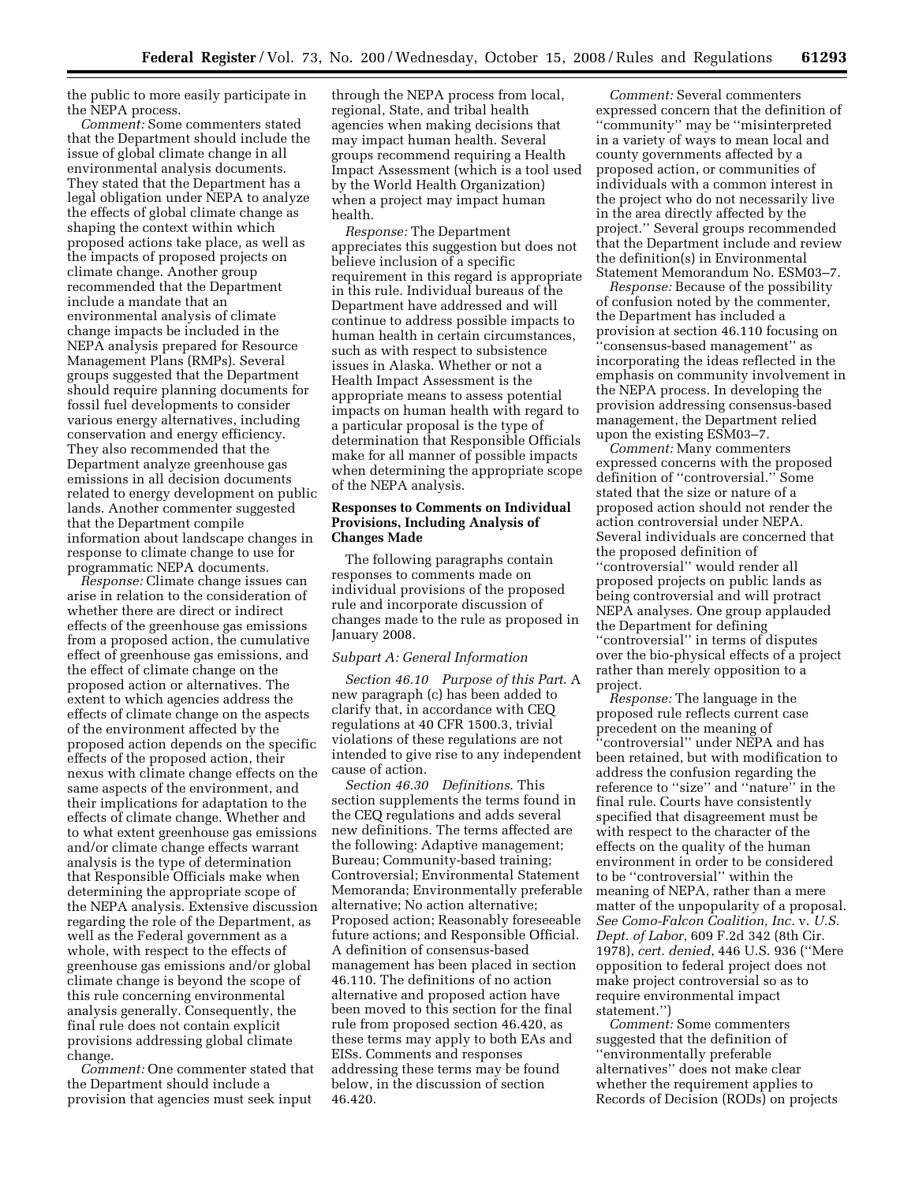the public to more easily participate in the NEPA process.

*Comment:* Some commenters stated that the Department should include the issue of global climate change in all environmental analysis documents. They stated that the Department has a legal obligation under NEPA to analyze the effects of global climate change as shaping the context within which proposed actions take place, as well as the impacts of proposed projects on climate change. Another group recommended that the Department include a mandate that an environmental analysis of climate change impacts be included in the NEPA analysis prepared for Resource Management Plans (RMPs). Several groups suggested that the Department should require planning documents for fossil fuel developments to consider various energy alternatives, including conservation and energy efficiency. They also recommended that the Department analyze greenhouse gas emissions in all decision documents related to energy development on public lands. Another commenter suggested that the Department compile information about landscape changes in response to climate change to use for programmatic NEPA documents.

*Response:* Climate change issues can arise in relation to the consideration of whether there are direct or indirect effects of the greenhouse gas emissions from a proposed action, the cumulative effect of greenhouse gas emissions, and the effect of climate change on the proposed action or alternatives. The extent to which agencies address the effects of climate change on the aspects of the environment affected by the proposed action depends on the specific effects of the proposed action, their nexus with climate change effects on the same aspects of the environment, and their implications for adaptation to the effects of climate change. Whether and to what extent greenhouse gas emissions and/or climate change effects warrant analysis is the type of determination that Responsible Officials make when determining the appropriate scope of the NEPA analysis. Extensive discussion regarding the role of the Department, as well as the Federal government as a whole, with respect to the effects of greenhouse gas emissions and/or global climate change is beyond the scope of this rule concerning environmental analysis generally. Consequently, the final rule does not contain explicit provisions addressing global climate change.

*Comment:* One commenter stated that the Department should include a provision that agencies must seek input through the NEPA process from local, regional, State, and tribal health agencies when making decisions that may impact human health. Several groups recommend requiring a Health Impact Assessment (which is a tool used by the World Health Organization) when a project may impact human health.

*Response:* The Department appreciates this suggestion but does not believe inclusion of a specific requirement in this regard is appropriate in this rule. Individual bureaus of the Department have addressed and will continue to address possible impacts to human health in certain circumstances, such as with respect to subsistence issues in Alaska. Whether or not a Health Impact Assessment is the appropriate means to assess potential impacts on human health with regard to a particular proposal is the type of determination that Responsible Officials make for all manner of possible impacts when determining the appropriate scope of the NEPA analysis.

**Responses to Comments on Individual Provisions, Including Analysis of Changes Made**

The following paragraphs contain responses to comments made on individual provisions of the proposed rule and incorporate discussion of changes made to the rule as proposed in January 2008.

*Subpart A: General Information*

*Section 46.10 Purpose of this Part.* A new paragraph (c) has been added to clarify that, in accordance with CEQ regulations at 40 CFR 1500.3, trivial violations of these regulations are not intended to give rise to any independent cause of action.

*Section 46.30 Definitions.* This section supplements the terms found in the CEQ regulations and adds several new definitions. The terms affected are the following: Adaptive management; Bureau; Community-based training; Controversial; Environmental Statement Memoranda; Environmentally preferable alternative; No action alternative; Proposed action; Reasonably foreseeable future actions; and Responsible Official. A definition of consensus-based management has been placed in section 46.110. The definitions of no action alternative and proposed action have been moved to this section for the final rule from proposed section 46.420, as these terms may apply to both EAs and EISs. Comments and responses addressing these terms may be found below, in the discussion of section 46.420.

*Comment:* Several commenters expressed concern that the definition of "community" may be "misinterpreted in a variety of ways to mean local and county governments affected by a proposed action, or communities of individuals with a common interest in the project who do not necessarily live in the area directly affected by the project." Several groups recommended that the Department include and review the definition(s) in Environmental Statement Memorandum No. ESM03–7.

*Response:* Because of the possibility of confusion noted by the commenter, the Department has included a provision at section 46.110 focusing on "consensus-based management" as incorporating the ideas reflected in the emphasis on community involvement in the NEPA process. In developing the provision addressing consensus-based management, the Department relied upon the existing ESM03–7.

*Comment:* Many commenters expressed concerns with the proposed definition of "controversial." Some stated that the size or nature of a proposed action should not render the action controversial under NEPA. Several individuals are concerned that the proposed definition of "controversial" would render all proposed projects on public lands as being controversial and will protract NEPA analyses. One group applauded the Department for defining "controversial" in terms of disputes over the bio-physical effects of a project rather than merely opposition to a project.

*Response:* The language in the proposed rule reflects current case precedent on the meaning of "controversial" under NEPA and has been retained, but with modification to address the confusion regarding the reference to "size" and "nature" in the final rule. Courts have consistently specified that disagreement must be with respect to the character of the effects on the quality of the human environment in order to be considered to be "controversial" within the meaning of NEPA, rather than a mere matter of the unpopularity of a proposal. *See Como-Falcon Coalition, Inc.* v. *U.S. Dept. of Labor*, 609 F.2d 342 (8th Cir. 1978), *cert. denied*, 446 U.S. 936 ("Mere opposition to federal project does not make project controversial so as to require environmental impact statement.")

*Comment:* Some commenters suggested that the definition of "environmentally preferable alternatives" does not make clear whether the requirement applies to Records of Decision (RODs) on projects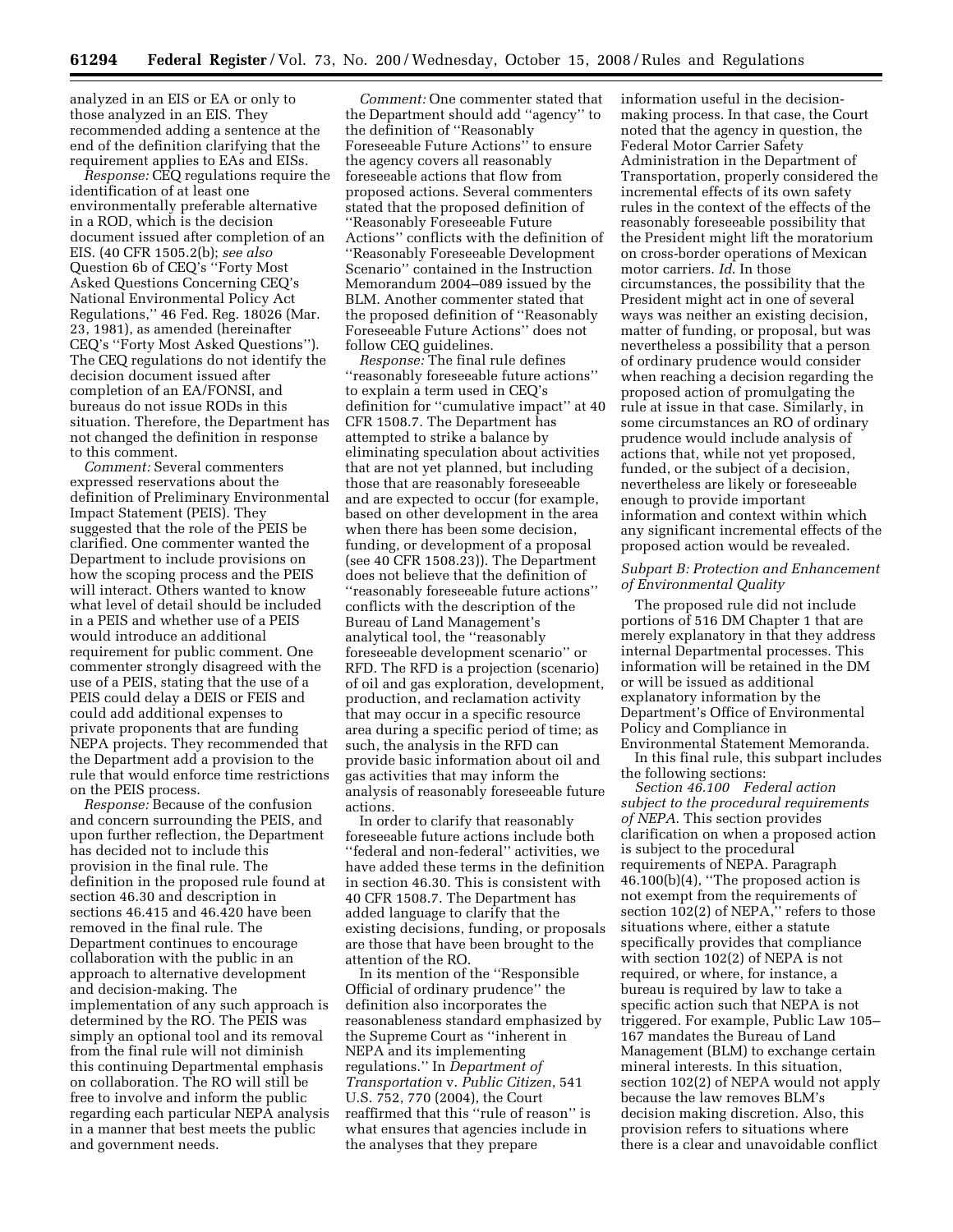analyzed in an EIS or EA or only to those analyzed in an EIS. They recommended adding a sentence at the end of the definition clarifying that the requirement applies to EAs and EISs.

*Response:* CEQ regulations require the identification of at least one environmentally preferable alternative in a ROD, which is the decision document issued after completion of an EIS. (40 CFR 1505.2(b); *see also* Question 6b of CEQ's ''Forty Most Asked Questions Concerning CEQ's National Environmental Policy Act Regulations,'' 46 Fed. Reg. 18026 (Mar. 23, 1981), as amended (hereinafter CEQ's ''Forty Most Asked Questions''). The CEQ regulations do not identify the decision document issued after completion of an EA/FONSI, and bureaus do not issue RODs in this situation. Therefore, the Department has not changed the definition in response to this comment.

*Comment:* Several commenters expressed reservations about the definition of Preliminary Environmental Impact Statement (PEIS). They suggested that the role of the PEIS be clarified. One commenter wanted the Department to include provisions on how the scoping process and the PEIS will interact. Others wanted to know what level of detail should be included in a PEIS and whether use of a PEIS would introduce an additional requirement for public comment. One commenter strongly disagreed with the use of a PEIS, stating that the use of a PEIS could delay a DEIS or FEIS and could add additional expenses to private proponents that are funding NEPA projects. They recommended that the Department add a provision to the rule that would enforce time restrictions on the PEIS process.

*Response:* Because of the confusion and concern surrounding the PEIS, and upon further reflection, the Department has decided not to include this provision in the final rule. The definition in the proposed rule found at section 46.30 and description in sections 46.415 and 46.420 have been removed in the final rule. The Department continues to encourage collaboration with the public in an approach to alternative development and decision-making. The implementation of any such approach is determined by the RO. The PEIS was simply an optional tool and its removal from the final rule will not diminish this continuing Departmental emphasis on collaboration. The RO will still be free to involve and inform the public regarding each particular NEPA analysis in a manner that best meets the public and government needs.

*Comment:* One commenter stated that the Department should add ''agency'' to the definition of ''Reasonably Foreseeable Future Actions'' to ensure the agency covers all reasonably foreseeable actions that flow from proposed actions. Several commenters stated that the proposed definition of ''Reasonably Foreseeable Future Actions'' conflicts with the definition of ''Reasonably Foreseeable Development Scenario'' contained in the Instruction Memorandum 2004–089 issued by the BLM. Another commenter stated that the proposed definition of ''Reasonably Foreseeable Future Actions'' does not follow CEQ guidelines.

*Response:* The final rule defines ''reasonably foreseeable future actions'' to explain a term used in CEQ's definition for ''cumulative impact'' at 40 CFR 1508.7. The Department has attempted to strike a balance by eliminating speculation about activities that are not yet planned, but including those that are reasonably foreseeable and are expected to occur (for example, based on other development in the area when there has been some decision, funding, or development of a proposal (see 40 CFR 1508.23)). The Department does not believe that the definition of ''reasonably foreseeable future actions'' conflicts with the description of the Bureau of Land Management's analytical tool, the ''reasonably foreseeable development scenario'' or RFD. The RFD is a projection (scenario) of oil and gas exploration, development, production, and reclamation activity that may occur in a specific resource area during a specific period of time; as such, the analysis in the RFD can provide basic information about oil and gas activities that may inform the analysis of reasonably foreseeable future actions.

In order to clarify that reasonably foreseeable future actions include both ''federal and non-federal'' activities, we have added these terms in the definition in section 46.30. This is consistent with 40 CFR 1508.7. The Department has added language to clarify that the existing decisions, funding, or proposals are those that have been brought to the attention of the RO.

In its mention of the ''Responsible Official of ordinary prudence'' the definition also incorporates the reasonableness standard emphasized by the Supreme Court as ''inherent in NEPA and its implementing regulations.'' In *Department of Transportation* v. *Public Citizen*, 541 U.S. 752, 770 (2004), the Court reaffirmed that this ''rule of reason'' is what ensures that agencies include in the analyses that they prepare information useful in the decision-making process. In that case, the Court noted that the agency in question, the Federal Motor Carrier Safety Administration in the Department of Transportation, properly considered the incremental effects of its own safety rules in the context of the effects of the reasonably foreseeable possibility that the President might lift the moratorium on cross-border operations of Mexican motor carriers. *Id.* In those circumstances, the possibility that the President might act in one of several ways was neither an existing decision, matter of funding, or proposal, but was nevertheless a possibility that a person of ordinary prudence would consider when reaching a decision regarding the proposed action of promulgating the rule at issue in that case. Similarly, in some circumstances an RO of ordinary prudence would include analysis of actions that, while not yet proposed, funded, or the subject of a decision, nevertheless are likely or foreseeable enough to provide important information and context within which any significant incremental effects of the proposed action would be revealed.

### *Subpart B: Protection and Enhancement of Environmental Quality*

The proposed rule did not include portions of 516 DM Chapter 1 that are merely explanatory in that they address internal Departmental processes. This information will be retained in the DM or will be issued as additional explanatory information by the Department's Office of Environmental Policy and Compliance in Environmental Statement Memoranda.

In this final rule, this subpart includes the following sections:

*Section 46.100 Federal action subject to the procedural requirements of NEPA.* This section provides clarification on when a proposed action is subject to the procedural requirements of NEPA. Paragraph 46.100(b)(4), ''The proposed action is not exempt from the requirements of section 102(2) of NEPA,'' refers to those situations where, either a statute specifically provides that compliance with section 102(2) of NEPA is not required, or where, for instance, a bureau is required by law to take a specific action such that NEPA is not triggered. For example, Public Law 105–167 mandates the Bureau of Land Management (BLM) to exchange certain mineral interests. In this situation, section 102(2) of NEPA would not apply because the law removes BLM's decision making discretion. Also, this provision refers to situations where there is a clear and unavoidable conflict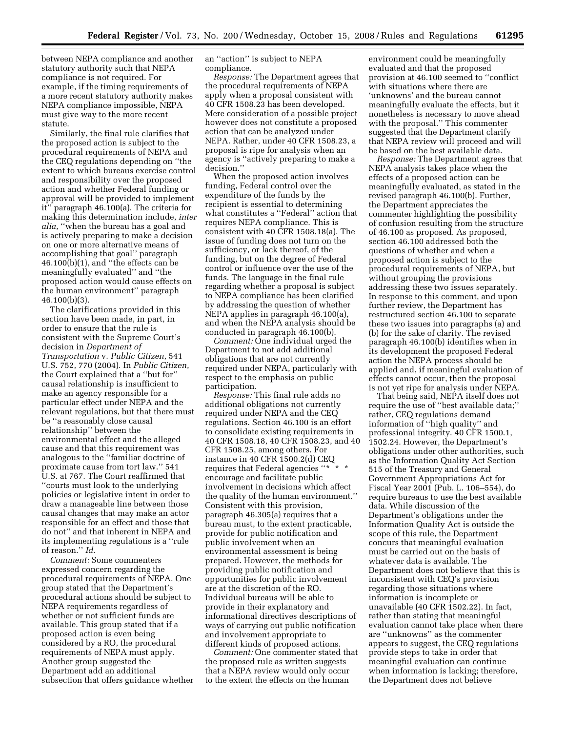between NEPA compliance and another statutory authority such that NEPA compliance is not required. For example, if the timing requirements of a more recent statutory authority makes NEPA compliance impossible, NEPA must give way to the more recent statute.

Similarly, the final rule clarifies that the proposed action is subject to the procedural requirements of NEPA and the CEQ regulations depending on "the extent to which bureaus exercise control and responsibility over the proposed action and whether Federal funding or approval will be provided to implement it" paragraph 46.100(a). The criteria for making this determination include, *inter alia*, "when the bureau has a goal and is actively preparing to make a decision on one or more alternative means of accomplishing that goal" paragraph 46.100(b)(1), and "the effects can be meaningfully evaluated" and "the proposed action would cause effects on the human environment" paragraph 46.100(b)(3).

The clarifications provided in this section have been made, in part, in order to ensure that the rule is consistent with the Supreme Court's decision in *Department of Transportation* v. *Public Citizen*, 541 U.S. 752, 770 (2004). In *Public Citizen*, the Court explained that a "but for" causal relationship is insufficient to make an agency responsible for a particular effect under NEPA and the relevant regulations, but that there must be "a reasonably close causal relationship" between the environmental effect and the alleged cause and that this requirement was analogous to the "familiar doctrine of proximate cause from tort law." 541 U.S. at 767. The Court reaffirmed that "courts must look to the underlying policies or legislative intent in order to draw a manageable line between those causal changes that may make an actor responsible for an effect and those that do not" and that inherent in NEPA and its implementing regulations is a "rule of reason." *Id.*

*Comment:* Some commenters expressed concern regarding the procedural requirements of NEPA. One group stated that the Department's procedural actions should be subject to NEPA requirements regardless of whether or not sufficient funds are available. This group stated that if a proposed action is even being considered by a RO, the procedural requirements of NEPA must apply. Another group suggested the Department add an additional subsection that offers guidance whether an "action" is subject to NEPA compliance.

*Response:* The Department agrees that the procedural requirements of NEPA apply when a proposal consistent with 40 CFR 1508.23 has been developed. Mere consideration of a possible project however does not constitute a proposed action that can be analyzed under NEPA. Rather, under 40 CFR 1508.23, a proposal is ripe for analysis when an agency is "actively preparing to make a decision."

When the proposed action involves funding, Federal control over the expenditure of the funds by the recipient is essential to determining what constitutes a "Federal" action that requires NEPA compliance. This is consistent with 40 CFR 1508.18(a). The issue of funding does not turn on the sufficiency, or lack thereof, of the funding, but on the degree of Federal control or influence over the use of the funds. The language in the final rule regarding whether a proposal is subject to NEPA compliance has been clarified by addressing the question of whether NEPA applies in paragraph 46.100(a), and when the NEPA analysis should be conducted in paragraph 46.100(b).

*Comment:* One individual urged the Department to not add additional obligations that are not currently required under NEPA, particularly with respect to the emphasis on public participation.

*Response:* This final rule adds no additional obligations not currently required under NEPA and the CEQ regulations. Section 46.100 is an effort to consolidate existing requirements in 40 CFR 1508.18, 40 CFR 1508.23, and 40 CFR 1508.25, among others. For instance in 40 CFR 1500.2(d) CEQ requires that Federal agencies "* * * encourage and facilitate public involvement in decisions which affect the quality of the human environment." Consistent with this provision, paragraph 46.305(a) requires that a bureau must, to the extent practicable, provide for public notification and public involvement when an environmental assessment is being prepared. However, the methods for providing public notification and opportunities for public involvement are at the discretion of the RO. Individual bureaus will be able to provide in their explanatory and informational directives descriptions of ways of carrying out public notification and involvement appropriate to different kinds of proposed actions.

*Comment:* One commenter stated that the proposed rule as written suggests that a NEPA review would only occur to the extent the effects on the human environment could be meaningfully evaluated and that the proposed provision at 46.100 seemed to "conflict with situations where there are 'unknowns' and the bureau cannot meaningfully evaluate the effects, but it nonetheless is necessary to move ahead with the proposal." This commenter suggested that the Department clarify that NEPA review will proceed and will be based on the best available data.

*Response:* The Department agrees that NEPA analysis takes place when the effects of a proposed action can be meaningfully evaluated, as stated in the revised paragraph 46.100(b). Further, the Department appreciates the commenter highlighting the possibility of confusion resulting from the structure of 46.100 as proposed. As proposed, section 46.100 addressed both the questions of whether and when a proposed action is subject to the procedural requirements of NEPA, but without grouping the provisions addressing these two issues separately. In response to this comment, and upon further review, the Department has restructured section 46.100 to separate these two issues into paragraphs (a) and (b) for the sake of clarity. The revised paragraph 46.100(b) identifies when in its development the proposed Federal action the NEPA process should be applied and, if meaningful evaluation of effects cannot occur, then the proposal is not yet ripe for analysis under NEPA.

That being said, NEPA itself does not require the use of "best available data;" rather, CEQ regulations demand information of "high quality" and professional integrity. 40 CFR 1500.1, 1502.24. However, the Department's obligations under other authorities, such as the Information Quality Act Section 515 of the Treasury and General Government Appropriations Act for Fiscal Year 2001 (Pub. L. 106–554), do require bureaus to use the best available data. While discussion of the Department's obligations under the Information Quality Act is outside the scope of this rule, the Department concurs that meaningful evaluation must be carried out on the basis of whatever data is available. The Department does not believe that this is inconsistent with CEQ's provision regarding those situations where information is incomplete or unavailable (40 CFR 1502.22). In fact, rather than stating that meaningful evaluation cannot take place when there are "unknowns" as the commenter appears to suggest, the CEQ regulations provide steps to take in order that meaningful evaluation can continue when information is lacking; therefore, the Department does not believe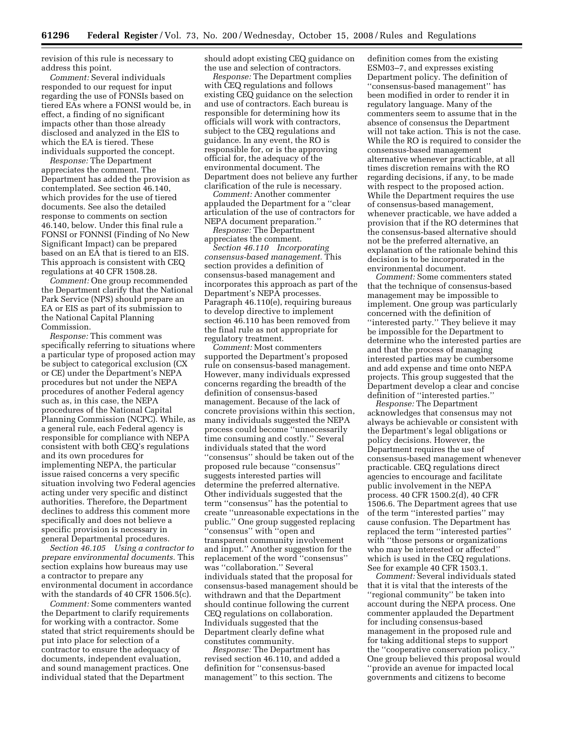revision of this rule is necessary to address this point.

*Comment:* Several individuals responded to our request for input regarding the use of FONSIs based on tiered EAs where a FONSI would be, in effect, a finding of no significant impacts other than those already disclosed and analyzed in the EIS to which the EA is tiered. These individuals supported the concept.

*Response:* The Department appreciates the comment. The Department has added the provision as contemplated. See section 46.140, which provides for the use of tiered documents. See also the detailed response to comments on section 46.140, below. Under this final rule a FONSI or FONNSI (Finding of No New Significant Impact) can be prepared based on an EA that is tiered to an EIS. This approach is consistent with CEQ regulations at 40 CFR 1508.28.

*Comment:* One group recommended the Department clarify that the National Park Service (NPS) should prepare an EA or EIS as part of its submission to the National Capital Planning Commission.

*Response:* This comment was specifically referring to situations where a particular type of proposed action may be subject to categorical exclusion (CX or CE) under the Department's NEPA procedures but not under the NEPA procedures of another Federal agency such as, in this case, the NEPA procedures of the National Capital Planning Commission (NCPC). While, as a general rule, each Federal agency is responsible for compliance with NEPA consistent with both CEQ's regulations and its own procedures for implementing NEPA, the particular issue raised concerns a very specific situation involving two Federal agencies acting under very specific and distinct authorities. Therefore, the Department declines to address this comment more specifically and does not believe a specific provision is necessary in general Departmental procedures.

*Section 46.105 Using a contractor to prepare environmental documents.* This section explains how bureaus may use a contractor to prepare any environmental document in accordance with the standards of 40 CFR 1506.5(c).

*Comment:* Some commenters wanted the Department to clarify requirements for working with a contractor. Some stated that strict requirements should be put into place for selection of a contractor to ensure the adequacy of documents, independent evaluation, and sound management practices. One individual stated that the Department should adopt existing CEQ guidance on the use and selection of contractors.

*Response:* The Department complies with CEQ regulations and follows existing CEQ guidance on the selection and use of contractors. Each bureau is responsible for determining how its officials will work with contractors, subject to the CEQ regulations and guidance. In any event, the RO is responsible for, or is the approving official for, the adequacy of the environmental document. The Department does not believe any further clarification of the rule is necessary.

*Comment:* Another commenter applauded the Department for a ''clear articulation of the use of contractors for NEPA document preparation.''

*Response:* The Department appreciates the comment.

*Section 46.110 Incorporating consensus-based management.* This section provides a definition of consensus-based management and incorporates this approach as part of the Department's NEPA processes. Paragraph 46.110(e), requiring bureaus to develop directive to implement section 46.110 has been removed from the final rule as not appropriate for regulatory treatment.

*Comment:* Most commenters supported the Department's proposed rule on consensus-based management. However, many individuals expressed concerns regarding the breadth of the definition of consensus-based management. Because of the lack of concrete provisions within this section, many individuals suggested the NEPA process could become ''unnecessarily time consuming and costly.'' Several individuals stated that the word ''consensus'' should be taken out of the proposed rule because ''consensus'' suggests interested parties will determine the preferred alternative. Other individuals suggested that the term ''consensus'' has the potential to create ''unreasonable expectations in the public.'' One group suggested replacing ''consensus'' with ''open and transparent community involvement and input.'' Another suggestion for the replacement of the word ''consensus'' was ''collaboration.'' Several individuals stated that the proposal for consensus-based management should be withdrawn and that the Department should continue following the current CEQ regulations on collaboration. Individuals suggested that the Department clearly define what constitutes community.

*Response:* The Department has revised section 46.110, and added a definition for ''consensus-based management'' to this section. The definition comes from the existing ESM03–7, and expresses existing Department policy. The definition of ''consensus-based management'' has been modified in order to render it in regulatory language. Many of the commenters seem to assume that in the absence of consensus the Department will not take action. This is not the case. While the RO is required to consider the consensus-based management alternative whenever practicable, at all times discretion remains with the RO regarding decisions, if any, to be made with respect to the proposed action. While the Department requires the use of consensus-based management, whenever practicable, we have added a provision that if the RO determines that the consensus-based alternative should not be the preferred alternative, an explanation of the rationale behind this decision is to be incorporated in the environmental document.

*Comment:* Some commenters stated that the technique of consensus-based management may be impossible to implement. One group was particularly concerned with the definition of ''interested party.'' They believe it may be impossible for the Department to determine who the interested parties are and that the process of managing interested parties may be cumbersome and add expense and time onto NEPA projects. This group suggested that the Department develop a clear and concise definition of ''interested parties.''

*Response:* The Department acknowledges that consensus may not always be achievable or consistent with the Department's legal obligations or policy decisions. However, the Department requires the use of consensus-based management whenever practicable. CEQ regulations direct agencies to encourage and facilitate public involvement in the NEPA process. 40 CFR 1500.2(d), 40 CFR 1506.6. The Department agrees that use of the term ''interested parties'' may cause confusion. The Department has replaced the term ''interested parties'' with ''those persons or organizations who may be interested or affected'' which is used in the CEQ regulations. See for example 40 CFR 1503.1.

*Comment:* Several individuals stated that it is vital that the interests of the ''regional community'' be taken into account during the NEPA process. One commenter applauded the Department for including consensus-based management in the proposed rule and for taking additional steps to support the ''cooperative conservation policy.'' One group believed this proposal would ''provide an avenue for impacted local governments and citizens to become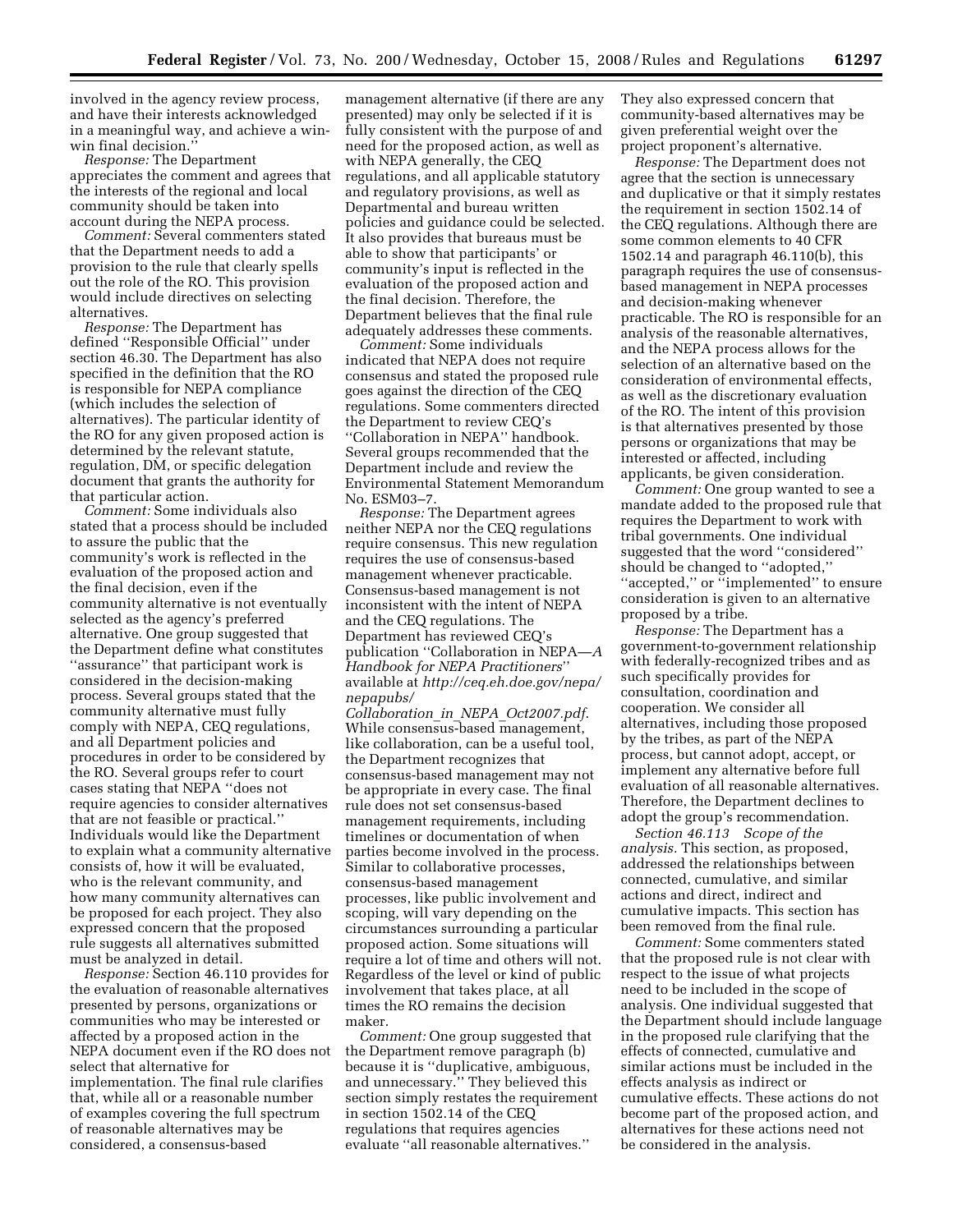involved in the agency review process, and have their interests acknowledged in a meaningful way, and achieve a win-win final decision.''

*Response:* The Department appreciates the comment and agrees that the interests of the regional and local community should be taken into account during the NEPA process.

*Comment:* Several commenters stated that the Department needs to add a provision to the rule that clearly spells out the role of the RO. This provision would include directives on selecting alternatives.

*Response:* The Department has defined ''Responsible Official'' under section 46.30. The Department has also specified in the definition that the RO is responsible for NEPA compliance (which includes the selection of alternatives). The particular identity of the RO for any given proposed action is determined by the relevant statute, regulation, DM, or specific delegation document that grants the authority for that particular action.

*Comment:* Some individuals also stated that a process should be included to assure the public that the community's work is reflected in the evaluation of the proposed action and the final decision, even if the community alternative is not eventually selected as the agency's preferred alternative. One group suggested that the Department define what constitutes ''assurance'' that participant work is considered in the decision-making process. Several groups stated that the community alternative must fully comply with NEPA, CEQ regulations, and all Department policies and procedures in order to be considered by the RO. Several groups refer to court cases stating that NEPA ''does not require agencies to consider alternatives that are not feasible or practical.'' Individuals would like the Department to explain what a community alternative consists of, how it will be evaluated, who is the relevant community, and how many community alternatives can be proposed for each project. They also expressed concern that the proposed rule suggests all alternatives submitted must be analyzed in detail.

*Response:* Section 46.110 provides for the evaluation of reasonable alternatives presented by persons, organizations or communities who may be interested or affected by a proposed action in the NEPA document even if the RO does not select that alternative for implementation. The final rule clarifies that, while all or a reasonable number of examples covering the full spectrum of reasonable alternatives may be considered, a consensus-based management alternative (if there are any presented) may only be selected if it is fully consistent with the purpose of and need for the proposed action, as well as with NEPA generally, the CEQ regulations, and all applicable statutory and regulatory provisions, as well as Departmental and bureau written policies and guidance could be selected. It also provides that bureaus must be able to show that participants' or community's input is reflected in the evaluation of the proposed action and the final decision. Therefore, the Department believes that the final rule adequately addresses these comments.

*Comment:* Some individuals indicated that NEPA does not require consensus and stated the proposed rule goes against the direction of the CEQ regulations. Some commenters directed the Department to review CEQ's ''Collaboration in NEPA'' handbook. Several groups recommended that the Department include and review the Environmental Statement Memorandum No. ESM03–7.

*Response:* The Department agrees neither NEPA nor the CEQ regulations require consensus. This new regulation requires the use of consensus-based management whenever practicable. Consensus-based management is not inconsistent with the intent of NEPA and the CEQ regulations. The Department has reviewed CEQ's publication ''Collaboration in NEPA—*A Handbook for NEPA Practitioners*'' available at *http://ceq.eh.doe.gov/nepa/nepapubs/Collaboration_in_NEPA_Oct2007.pdf*. While consensus-based management, like collaboration, can be a useful tool, the Department recognizes that consensus-based management may not be appropriate in every case. The final rule does not set consensus-based management requirements, including timelines or documentation of when parties become involved in the process. Similar to collaborative processes, consensus-based management processes, like public involvement and scoping, will vary depending on the circumstances surrounding a particular proposed action. Some situations will require a lot of time and others will not. Regardless of the level or kind of public involvement that takes place, at all times the RO remains the decision maker.

*Comment:* One group suggested that the Department remove paragraph (b) because it is ''duplicative, ambiguous, and unnecessary.'' They believed this section simply restates the requirement in section 1502.14 of the CEQ regulations that requires agencies evaluate ''all reasonable alternatives.'' They also expressed concern that community-based alternatives may be given preferential weight over the project proponent's alternative.

*Response:* The Department does not agree that the section is unnecessary and duplicative or that it simply restates the requirement in section 1502.14 of the CEQ regulations. Although there are some common elements to 40 CFR 1502.14 and paragraph 46.110(b), this paragraph requires the use of consensus-based management in NEPA processes and decision-making whenever practicable. The RO is responsible for an analysis of the reasonable alternatives, and the NEPA process allows for the selection of an alternative based on the consideration of environmental effects, as well as the discretionary evaluation of the RO. The intent of this provision is that alternatives presented by those persons or organizations that may be interested or affected, including applicants, be given consideration.

*Comment:* One group wanted to see a mandate added to the proposed rule that requires the Department to work with tribal governments. One individual suggested that the word ''considered'' should be changed to ''adopted,'' ''accepted,'' or ''implemented'' to ensure consideration is given to an alternative proposed by a tribe.

*Response:* The Department has a government-to-government relationship with federally-recognized tribes and as such specifically provides for consultation, coordination and cooperation. We consider all alternatives, including those proposed by the tribes, as part of the NEPA process, but cannot adopt, accept, or implement any alternative before full evaluation of all reasonable alternatives. Therefore, the Department declines to adopt the group's recommendation.

*Section 46.113 Scope of the analysis.* This section, as proposed, addressed the relationships between connected, cumulative, and similar actions and direct, indirect and cumulative impacts. This section has been removed from the final rule.

*Comment:* Some commenters stated that the proposed rule is not clear with respect to the issue of what projects need to be included in the scope of analysis. One individual suggested that the Department should include language in the proposed rule clarifying that the effects of connected, cumulative and similar actions must be included in the effects analysis as indirect or cumulative effects. These actions do not become part of the proposed action, and alternatives for these actions need not be considered in the analysis.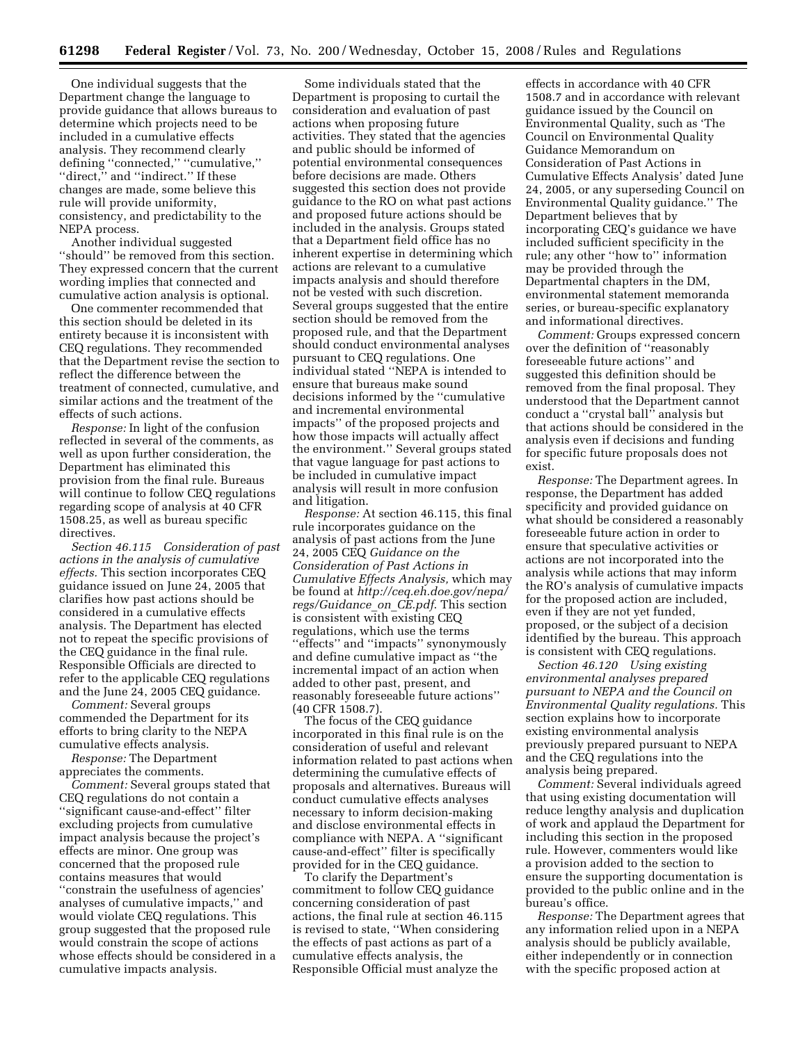One individual suggests that the Department change the language to provide guidance that allows bureaus to determine which projects need to be included in a cumulative effects analysis. They recommend clearly defining ''connected,'' ''cumulative,'' ''direct,'' and ''indirect.'' If these changes are made, some believe this rule will provide uniformity, consistency, and predictability to the NEPA process.

Another individual suggested ''should'' be removed from this section. They expressed concern that the current wording implies that connected and cumulative action analysis is optional.

One commenter recommended that this section should be deleted in its entirety because it is inconsistent with CEQ regulations. They recommended that the Department revise the section to reflect the difference between the treatment of connected, cumulative, and similar actions and the treatment of the effects of such actions.

*Response:* In light of the confusion reflected in several of the comments, as well as upon further consideration, the Department has eliminated this provision from the final rule. Bureaus will continue to follow CEQ regulations regarding scope of analysis at 40 CFR 1508.25, as well as bureau specific directives.

*Section 46.115 Consideration of past actions in the analysis of cumulative effects.* This section incorporates CEQ guidance issued on June 24, 2005 that clarifies how past actions should be considered in a cumulative effects analysis. The Department has elected not to repeat the specific provisions of the CEQ guidance in the final rule. Responsible Officials are directed to refer to the applicable CEQ regulations and the June 24, 2005 CEQ guidance.

*Comment:* Several groups commended the Department for its efforts to bring clarity to the NEPA cumulative effects analysis.

*Response:* The Department appreciates the comments.

*Comment:* Several groups stated that CEQ regulations do not contain a ''significant cause-and-effect'' filter excluding projects from cumulative impact analysis because the project's effects are minor. One group was concerned that the proposed rule contains measures that would ''constrain the usefulness of agencies' analyses of cumulative impacts,'' and would violate CEQ regulations. This group suggested that the proposed rule would constrain the scope of actions whose effects should be considered in a cumulative impacts analysis.

Some individuals stated that the Department is proposing to curtail the consideration and evaluation of past actions when proposing future activities. They stated that the agencies and public should be informed of potential environmental consequences before decisions are made. Others suggested this section does not provide guidance to the RO on what past actions and proposed future actions should be included in the analysis. Groups stated that a Department field office has no inherent expertise in determining which actions are relevant to a cumulative impacts analysis and should therefore not be vested with such discretion. Several groups suggested that the entire section should be removed from the proposed rule, and that the Department should conduct environmental analyses pursuant to CEQ regulations. One individual stated ''NEPA is intended to ensure that bureaus make sound decisions informed by the ''cumulative and incremental environmental impacts'' of the proposed projects and how those impacts will actually affect the environment.'' Several groups stated that vague language for past actions to be included in cumulative impact analysis will result in more confusion and litigation.

*Response:* At section 46.115, this final rule incorporates guidance on the analysis of past actions from the June 24, 2005 CEQ *Guidance on the Consideration of Past Actions in Cumulative Effects Analysis,* which may be found at *http://ceq.eh.doe.gov/nepa/regs/Guidance_on_CE.pdf*. This section is consistent with existing CEQ regulations, which use the terms ''effects'' and ''impacts'' synonymously and define cumulative impact as ''the incremental impact of an action when added to other past, present, and reasonably foreseeable future actions'' (40 CFR 1508.7).

The focus of the CEQ guidance incorporated in this final rule is on the consideration of useful and relevant information related to past actions when determining the cumulative effects of proposals and alternatives. Bureaus will conduct cumulative effects analyses necessary to inform decision-making and disclose environmental effects in compliance with NEPA. A ''significant cause-and-effect'' filter is specifically provided for in the CEQ guidance.

To clarify the Department's commitment to follow CEQ guidance concerning consideration of past actions, the final rule at section 46.115 is revised to state, ''When considering the effects of past actions as part of a cumulative effects analysis, the Responsible Official must analyze the effects in accordance with 40 CFR 1508.7 and in accordance with relevant guidance issued by the Council on Environmental Quality, such as 'The Council on Environmental Quality Guidance Memorandum on Consideration of Past Actions in Cumulative Effects Analysis' dated June 24, 2005, or any superseding Council on Environmental Quality guidance.'' The Department believes that by incorporating CEQ's guidance we have included sufficient specificity in the rule; any other ''how to'' information may be provided through the Departmental chapters in the DM, environmental statement memoranda series, or bureau-specific explanatory and informational directives.

*Comment:* Groups expressed concern over the definition of ''reasonably foreseeable future actions'' and suggested this definition should be removed from the final proposal. They understood that the Department cannot conduct a ''crystal ball'' analysis but that actions should be considered in the analysis even if decisions and funding for specific future proposals does not exist.

*Response:* The Department agrees. In response, the Department has added specificity and provided guidance on what should be considered a reasonably foreseeable future action in order to ensure that speculative activities or actions are not incorporated into the analysis while actions that may inform the RO's analysis of cumulative impacts for the proposed action are included, even if they are not yet funded, proposed, or the subject of a decision identified by the bureau. This approach is consistent with CEQ regulations.

*Section 46.120 Using existing environmental analyses prepared pursuant to NEPA and the Council on Environmental Quality regulations.* This section explains how to incorporate existing environmental analysis previously prepared pursuant to NEPA and the CEQ regulations into the analysis being prepared.

*Comment:* Several individuals agreed that using existing documentation will reduce lengthy analysis and duplication of work and applaud the Department for including this section in the proposed rule. However, commenters would like a provision added to the section to ensure the supporting documentation is provided to the public online and in the bureau's office.

*Response:* The Department agrees that any information relied upon in a NEPA analysis should be publicly available, either independently or in connection with the specific proposed action at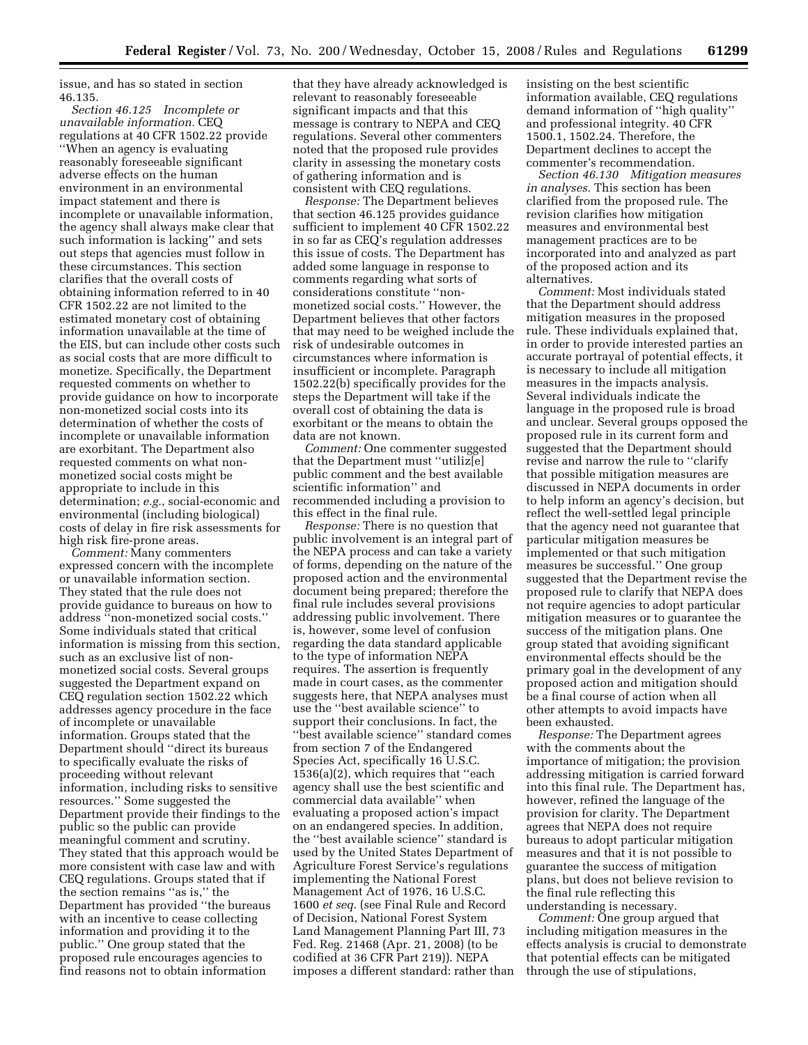issue, and has so stated in section 46.135.

*Section 46.125 Incomplete or unavailable information.* CEQ regulations at 40 CFR 1502.22 provide ''When an agency is evaluating reasonably foreseeable significant adverse effects on the human environment in an environmental impact statement and there is incomplete or unavailable information, the agency shall always make clear that such information is lacking'' and sets out steps that agencies must follow in these circumstances. This section clarifies that the overall costs of obtaining information referred to in 40 CFR 1502.22 are not limited to the estimated monetary cost of obtaining information unavailable at the time of the EIS, but can include other costs such as social costs that are more difficult to monetize. Specifically, the Department requested comments on whether to provide guidance on how to incorporate non-monetized social costs into its determination of whether the costs of incomplete or unavailable information are exorbitant. The Department also requested comments on what non-monetized social costs might be appropriate to include in this determination; *e.g.*, social-economic and environmental (including biological) costs of delay in fire risk assessments for high risk fire-prone areas.

*Comment:* Many commenters expressed concern with the incomplete or unavailable information section. They stated that the rule does not provide guidance to bureaus on how to address ''non-monetized social costs.'' Some individuals stated that critical information is missing from this section, such as an exclusive list of non-monetized social costs. Several groups suggested the Department expand on CEQ regulation section 1502.22 which addresses agency procedure in the face of incomplete or unavailable information. Groups stated that the Department should ''direct its bureaus to specifically evaluate the risks of proceeding without relevant information, including risks to sensitive resources.'' Some suggested the Department provide their findings to the public so the public can provide meaningful comment and scrutiny. They stated that this approach would be more consistent with case law and with CEQ regulations. Groups stated that if the section remains ''as is,'' the Department has provided ''the bureaus with an incentive to cease collecting information and providing it to the public.'' One group stated that the proposed rule encourages agencies to find reasons not to obtain information that they have already acknowledged is relevant to reasonably foreseeable significant impacts and that this message is contrary to NEPA and CEQ regulations. Several other commenters noted that the proposed rule provides clarity in assessing the monetary costs of gathering information and is consistent with CEQ regulations.

*Response:* The Department believes that section 46.125 provides guidance sufficient to implement 40 CFR 1502.22 in so far as CEQ's regulation addresses this issue of costs. The Department has added some language in response to comments regarding what sorts of considerations constitute ''non-monetized social costs.'' However, the Department believes that other factors that may need to be weighed include the risk of undesirable outcomes in circumstances where information is insufficient or incomplete. Paragraph 1502.22(b) specifically provides for the steps the Department will take if the overall cost of obtaining the data is exorbitant or the means to obtain the data are not known.

*Comment:* One commenter suggested that the Department must ''utiliz[e] public comment and the best available scientific information'' and recommended including a provision to this effect in the final rule.

*Response:* There is no question that public involvement is an integral part of the NEPA process and can take a variety of forms, depending on the nature of the proposed action and the environmental document being prepared; therefore the final rule includes several provisions addressing public involvement. There is, however, some level of confusion regarding the data standard applicable to the type of information NEPA requires. The assertion is frequently made in court cases, as the commenter suggests here, that NEPA analyses must use the ''best available science'' to support their conclusions. In fact, the ''best available science'' standard comes from section 7 of the Endangered Species Act, specifically 16 U.S.C. 1536(a)(2), which requires that ''each agency shall use the best scientific and commercial data available'' when evaluating a proposed action's impact on an endangered species. In addition, the ''best available science'' standard is used by the United States Department of Agriculture Forest Service's regulations implementing the National Forest Management Act of 1976, 16 U.S.C. 1600 *et seq.* (see Final Rule and Record of Decision, National Forest System Land Management Planning Part III, 73 Fed. Reg. 21468 (Apr. 21, 2008) (to be codified at 36 CFR Part 219)). NEPA imposes a different standard: rather than insisting on the best scientific information available, CEQ regulations demand information of ''high quality'' and professional integrity. 40 CFR 1500.1, 1502.24. Therefore, the Department declines to accept the commenter's recommendation.

*Section 46.130 Mitigation measures in analyses.* This section has been clarified from the proposed rule. The revision clarifies how mitigation measures and environmental best management practices are to be incorporated into and analyzed as part of the proposed action and its alternatives.

*Comment:* Most individuals stated that the Department should address mitigation measures in the proposed rule. These individuals explained that, in order to provide interested parties an accurate portrayal of potential effects, it is necessary to include all mitigation measures in the impacts analysis. Several individuals indicate the language in the proposed rule is broad and unclear. Several groups opposed the proposed rule in its current form and suggested that the Department should revise and narrow the rule to ''clarify that possible mitigation measures are discussed in NEPA documents in order to help inform an agency's decision, but reflect the well-settled legal principle that the agency need not guarantee that particular mitigation measures be implemented or that such mitigation measures be successful.'' One group suggested that the Department revise the proposed rule to clarify that NEPA does not require agencies to adopt particular mitigation measures or to guarantee the success of the mitigation plans. One group stated that avoiding significant environmental effects should be the primary goal in the development of any proposed action and mitigation should be a final course of action when all other attempts to avoid impacts have been exhausted.

*Response:* The Department agrees with the comments about the importance of mitigation; the provision addressing mitigation is carried forward into this final rule. The Department has, however, refined the language of the provision for clarity. The Department agrees that NEPA does not require bureaus to adopt particular mitigation measures and that it is not possible to guarantee the success of mitigation plans, but does not believe revision to the final rule reflecting this understanding is necessary.

*Comment:* One group argued that including mitigation measures in the effects analysis is crucial to demonstrate that potential effects can be mitigated through the use of stipulations,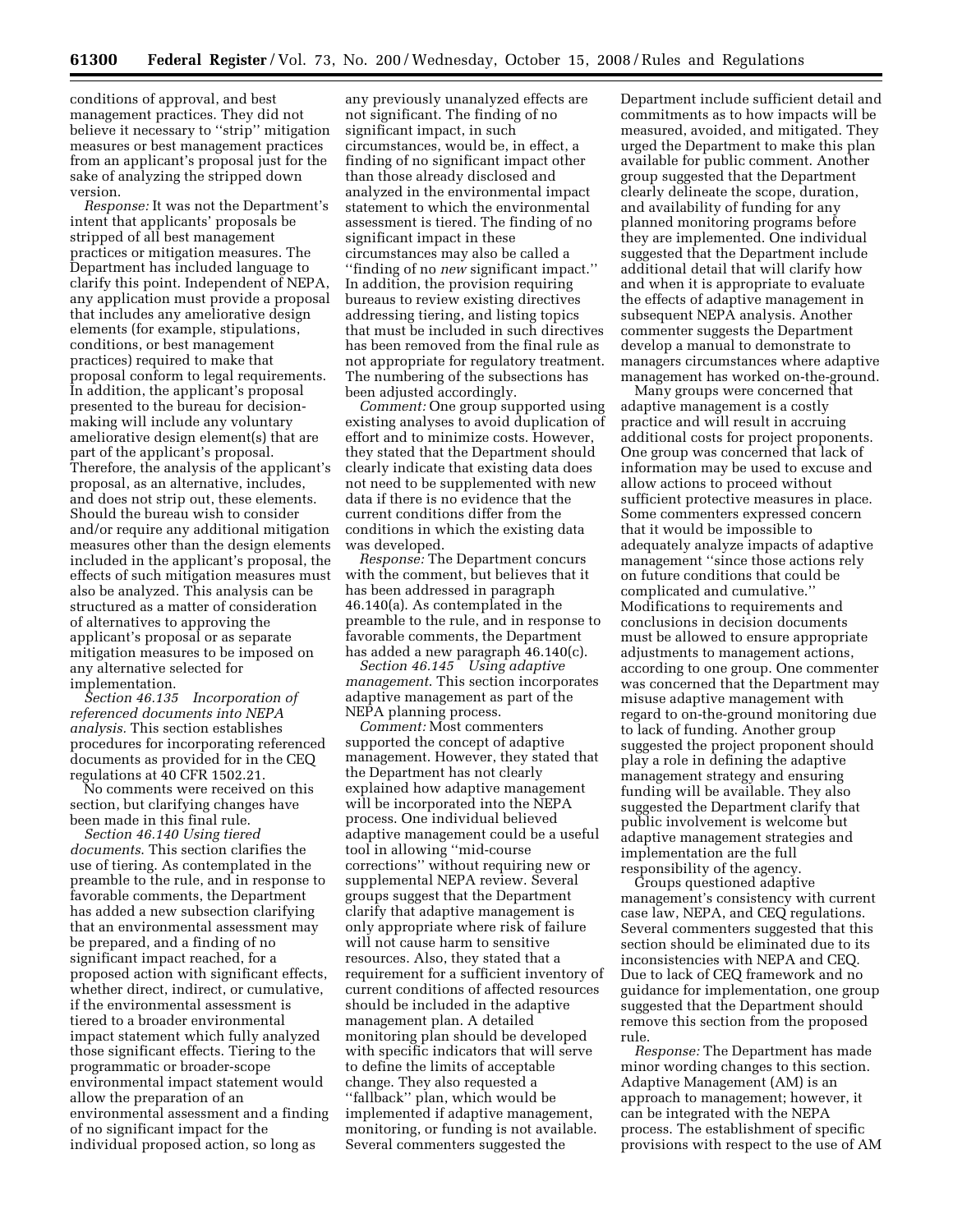conditions of approval, and best management practices. They did not believe it necessary to ''strip'' mitigation measures or best management practices from an applicant's proposal just for the sake of analyzing the stripped down version.

*Response:* It was not the Department's intent that applicants' proposals be stripped of all best management practices or mitigation measures. The Department has included language to clarify this point. Independent of NEPA, any application must provide a proposal that includes any ameliorative design elements (for example, stipulations, conditions, or best management practices) required to make that proposal conform to legal requirements. In addition, the applicant's proposal presented to the bureau for decision-making will include any voluntary ameliorative design element(s) that are part of the applicant's proposal. Therefore, the analysis of the applicant's proposal, as an alternative, includes, and does not strip out, these elements. Should the bureau wish to consider and/or require any additional mitigation measures other than the design elements included in the applicant's proposal, the effects of such mitigation measures must also be analyzed. This analysis can be structured as a matter of consideration of alternatives to approving the applicant's proposal or as separate mitigation measures to be imposed on any alternative selected for implementation.

*Section 46.135 Incorporation of referenced documents into NEPA analysis.* This section establishes procedures for incorporating referenced documents as provided for in the CEQ regulations at 40 CFR 1502.21.

No comments were received on this section, but clarifying changes have been made in this final rule.

*Section 46.140 Using tiered documents.* This section clarifies the use of tiering. As contemplated in the preamble to the rule, and in response to favorable comments, the Department has added a new subsection clarifying that an environmental assessment may be prepared, and a finding of no significant impact reached, for a proposed action with significant effects, whether direct, indirect, or cumulative, if the environmental assessment is tiered to a broader environmental impact statement which fully analyzed those significant effects. Tiering to the programmatic or broader-scope environmental impact statement would allow the preparation of an environmental assessment and a finding of no significant impact for the individual proposed action, so long as any previously unanalyzed effects are not significant. The finding of no significant impact, in such circumstances, would be, in effect, a finding of no significant impact other than those already disclosed and analyzed in the environmental impact statement to which the environmental assessment is tiered. The finding of no significant impact in these circumstances may also be called a ''finding of no *new* significant impact.'' In addition, the provision requiring bureaus to review existing directives addressing tiering, and listing topics that must be included in such directives has been removed from the final rule as not appropriate for regulatory treatment. The numbering of the subsections has been adjusted accordingly.

*Comment:* One group supported using existing analyses to avoid duplication of effort and to minimize costs. However, they stated that the Department should clearly indicate that existing data does not need to be supplemented with new data if there is no evidence that the current conditions differ from the conditions in which the existing data was developed.

*Response:* The Department concurs with the comment, but believes that it has been addressed in paragraph 46.140(a). As contemplated in the preamble to the rule, and in response to favorable comments, the Department has added a new paragraph 46.140(c).

*Section 46.145 Using adaptive management.* This section incorporates adaptive management as part of the NEPA planning process.

*Comment:* Most commenters supported the concept of adaptive management. However, they stated that the Department has not clearly explained how adaptive management will be incorporated into the NEPA process. One individual believed adaptive management could be a useful tool in allowing ''mid-course corrections'' without requiring new or supplemental NEPA review. Several groups suggest that the Department clarify that adaptive management is only appropriate where risk of failure will not cause harm to sensitive resources. Also, they stated that a requirement for a sufficient inventory of current conditions of affected resources should be included in the adaptive management plan. A detailed monitoring plan should be developed with specific indicators that will serve to define the limits of acceptable change. They also requested a ''fallback'' plan, which would be implemented if adaptive management, monitoring, or funding is not available. Several commenters suggested the Department include sufficient detail and commitments as to how impacts will be measured, avoided, and mitigated. They urged the Department to make this plan available for public comment. Another group suggested that the Department clearly delineate the scope, duration, and availability of funding for any planned monitoring programs before they are implemented. One individual suggested that the Department include additional detail that will clarify how and when it is appropriate to evaluate the effects of adaptive management in subsequent NEPA analysis. Another commenter suggests the Department develop a manual to demonstrate to managers circumstances where adaptive management has worked on-the-ground.

Many groups were concerned that adaptive management is a costly practice and will result in accruing additional costs for project proponents. One group was concerned that lack of information may be used to excuse and allow actions to proceed without sufficient protective measures in place. Some commenters expressed concern that it would be impossible to adequately analyze impacts of adaptive management ''since those actions rely on future conditions that could be complicated and cumulative.'' Modifications to requirements and conclusions in decision documents must be allowed to ensure appropriate adjustments to management actions, according to one group. One commenter was concerned that the Department may misuse adaptive management with regard to on-the-ground monitoring due to lack of funding. Another group suggested the project proponent should play a role in defining the adaptive management strategy and ensuring funding will be available. They also suggested the Department clarify that public involvement is welcome but adaptive management strategies and implementation are the full responsibility of the agency.

Groups questioned adaptive management's consistency with current case law, NEPA, and CEQ regulations. Several commenters suggested that this section should be eliminated due to its inconsistencies with NEPA and CEQ. Due to lack of CEQ framework and no guidance for implementation, one group suggested that the Department should remove this section from the proposed rule.

*Response:* The Department has made minor wording changes to this section. Adaptive Management (AM) is an approach to management; however, it can be integrated with the NEPA process. The establishment of specific provisions with respect to the use of AM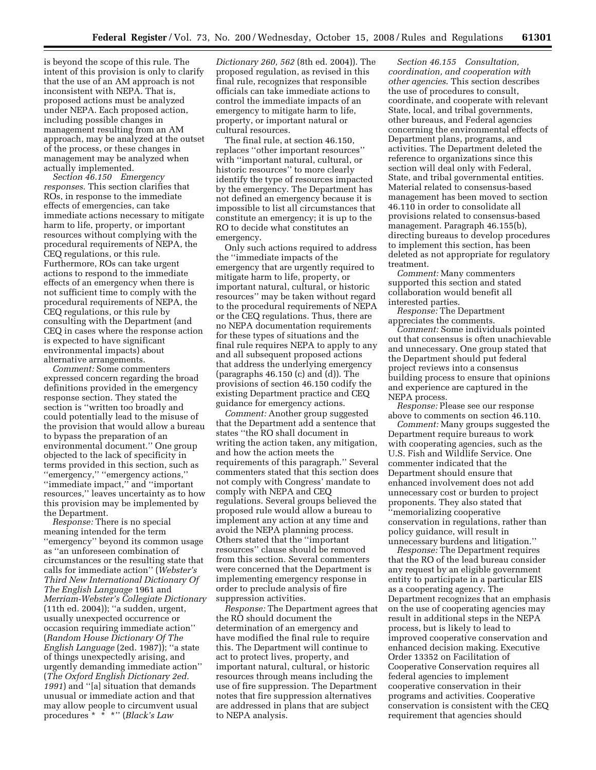is beyond the scope of this rule. The intent of this provision is only to clarify that the use of an AM approach is not inconsistent with NEPA. That is, proposed actions must be analyzed under NEPA. Each proposed action, including possible changes in management resulting from an AM approach, may be analyzed at the outset of the process, or these changes in management may be analyzed when actually implemented.

*Section 46.150 Emergency responses*. This section clarifies that ROs, in response to the immediate effects of emergencies, can take immediate actions necessary to mitigate harm to life, property, or important resources without complying with the procedural requirements of NEPA, the CEQ regulations, or this rule. Furthermore, ROs can take urgent actions to respond to the immediate effects of an emergency when there is not sufficient time to comply with the procedural requirements of NEPA, the CEQ regulations, or this rule by consulting with the Department (and CEQ in cases where the response action is expected to have significant environmental impacts) about alternative arrangements.

*Comment:* Some commenters expressed concern regarding the broad definitions provided in the emergency response section. They stated the section is "written too broadly and could potentially lead to the misuse of the provision that would allow a bureau to bypass the preparation of an environmental document." One group objected to the lack of specificity in terms provided in this section, such as "emergency," "emergency actions," "immediate impact," and "important resources," leaves uncertainty as to how this provision may be implemented by the Department.

*Response:* There is no special meaning intended for the term "emergency" beyond its common usage as "an unforeseen combination of circumstances or the resulting state that calls for immediate action" (*Webster's Third New International Dictionary Of The English Language* 1961 and *Merriam-Webster's Collegiate Dictionary* (11th ed. 2004)); "a sudden, urgent, usually unexpected occurrence or occasion requiring immediate action" (*Random House Dictionary Of The English Language* (2ed. 1987)); "a state of things unexpectedly arising, and urgently demanding immediate action" (*The Oxford English Dictionary 2ed. 1991*) and "[a] situation that demands unusual or immediate action and that may allow people to circumvent usual procedures * * *" (*Black's Law Dictionary 260, 562* (8th ed. 2004)). The proposed regulation, as revised in this final rule, recognizes that responsible officials can take immediate actions to control the immediate impacts of an emergency to mitigate harm to life, property, or important natural or cultural resources.

The final rule, at section 46.150, replaces "other important resources" with "important natural, cultural, or historic resources" to more clearly identify the type of resources impacted by the emergency. The Department has not defined an emergency because it is impossible to list all circumstances that constitute an emergency; it is up to the RO to decide what constitutes an emergency.

Only such actions required to address the "immediate impacts of the emergency that are urgently required to mitigate harm to life, property, or important natural, cultural, or historic resources" may be taken without regard to the procedural requirements of NEPA or the CEQ regulations. Thus, there are no NEPA documentation requirements for these types of situations and the final rule requires NEPA to apply to any and all subsequent proposed actions that address the underlying emergency (paragraphs 46.150 (c) and (d)). The provisions of section 46.150 codify the existing Department practice and CEQ guidance for emergency actions.

*Comment:* Another group suggested that the Department add a sentence that states "the RO shall document in writing the action taken, any mitigation, and how the action meets the requirements of this paragraph." Several commenters stated that this section does not comply with Congress' mandate to comply with NEPA and CEQ regulations. Several groups believed the proposed rule would allow a bureau to implement any action at any time and avoid the NEPA planning process. Others stated that the "important resources" clause should be removed from this section. Several commenters were concerned that the Department is implementing emergency response in order to preclude analysis of fire suppression activities.

*Response:* The Department agrees that the RO should document the determination of an emergency and have modified the final rule to require this. The Department will continue to act to protect lives, property, and important natural, cultural, or historic resources through means including the use of fire suppression. The Department notes that fire suppression alternatives are addressed in plans that are subject to NEPA analysis.

*Section 46.155 Consultation, coordination, and cooperation with other agencies*. This section describes the use of procedures to consult, coordinate, and cooperate with relevant State, local, and tribal governments, other bureaus, and Federal agencies concerning the environmental effects of Department plans, programs, and activities. The Department deleted the reference to organizations since this section will deal only with Federal, State, and tribal governmental entities. Material related to consensus-based management has been moved to section 46.110 in order to consolidate all provisions related to consensus-based management. Paragraph 46.155(b), directing bureaus to develop procedures to implement this section, has been deleted as not appropriate for regulatory treatment.

*Comment:* Many commenters supported this section and stated collaboration would benefit all interested parties.

*Response:* The Department appreciates the comments.

*Comment:* Some individuals pointed out that consensus is often unachievable and unnecessary. One group stated that the Department should put federal project reviews into a consensus building process to ensure that opinions and experience are captured in the NEPA process.

*Response:* Please see our response above to comments on section 46.110.

*Comment:* Many groups suggested the Department require bureaus to work with cooperating agencies, such as the U.S. Fish and Wildlife Service. One commenter indicated that the Department should ensure that enhanced involvement does not add unnecessary cost or burden to project proponents. They also stated that "memorializing cooperative conservation in regulations, rather than policy guidance, will result in unnecessary burdens and litigation."

*Response:* The Department requires that the RO of the lead bureau consider any request by an eligible government entity to participate in a particular EIS as a cooperating agency. The Department recognizes that an emphasis on the use of cooperating agencies may result in additional steps in the NEPA process, but is likely to lead to improved cooperative conservation and enhanced decision making. Executive Order 13352 on Facilitation of Cooperative Conservation requires all federal agencies to implement cooperative conservation in their programs and activities. Cooperative conservation is consistent with the CEQ requirement that agencies should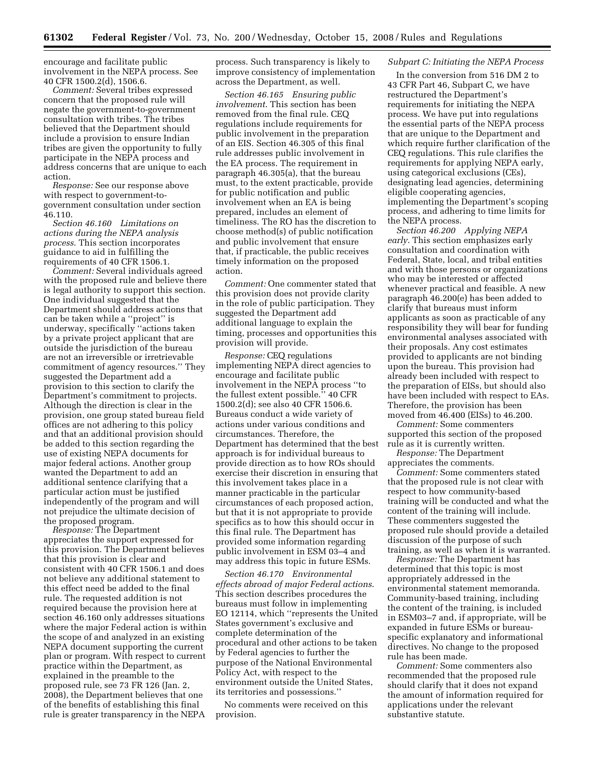encourage and facilitate public involvement in the NEPA process. See 40 CFR 1500.2(d), 1506.6.

*Comment:* Several tribes expressed concern that the proposed rule will negate the government-to-government consultation with tribes. The tribes believed that the Department should include a provision to ensure Indian tribes are given the opportunity to fully participate in the NEPA process and address concerns that are unique to each action.

*Response:* See our response above with respect to government-to-government consultation under section 46.110.

*Section 46.160 Limitations on actions during the NEPA analysis process.* This section incorporates guidance to aid in fulfilling the requirements of 40 CFR 1506.1.

*Comment:* Several individuals agreed with the proposed rule and believe there is legal authority to support this section. One individual suggested that the Department should address actions that can be taken while a ''project'' is underway, specifically ''actions taken by a private project applicant that are outside the jurisdiction of the bureau are not an irreversible or irretrievable commitment of agency resources.'' They suggested the Department add a provision to this section to clarify the Department's commitment to projects. Although the direction is clear in the provision, one group stated bureau field offices are not adhering to this policy and that an additional provision should be added to this section regarding the use of existing NEPA documents for major federal actions. Another group wanted the Department to add an additional sentence clarifying that a particular action must be justified independently of the program and will not prejudice the ultimate decision of the proposed program.

*Response:* The Department appreciates the support expressed for this provision. The Department believes that this provision is clear and consistent with 40 CFR 1506.1 and does not believe any additional statement to this effect need be added to the final rule. The requested addition is not required because the provision here at section 46.160 only addresses situations where the major Federal action is within the scope of and analyzed in an existing NEPA document supporting the current plan or program. With respect to current practice within the Department, as explained in the preamble to the proposed rule, see 73 FR 126 (Jan. 2, 2008), the Department believes that one of the benefits of establishing this final rule is greater transparency in the NEPA process. Such transparency is likely to improve consistency of implementation across the Department, as well.

*Section 46.165 Ensuring public involvement.* This section has been removed from the final rule. CEQ regulations include requirements for public involvement in the preparation of an EIS. Section 46.305 of this final rule addresses public involvement in the EA process. The requirement in paragraph 46.305(a), that the bureau must, to the extent practicable, provide for public notification and public involvement when an EA is being prepared, includes an element of timeliness. The RO has the discretion to choose method(s) of public notification and public involvement that ensure that, if practicable, the public receives timely information on the proposed action.

*Comment:* One commenter stated that this provision does not provide clarity in the role of public participation. They suggested the Department add additional language to explain the timing, processes and opportunities this provision will provide.

*Response:* CEQ regulations implementing NEPA direct agencies to encourage and facilitate public involvement in the NEPA process ''to the fullest extent possible.'' 40 CFR 1500.2(d); see also 40 CFR 1506.6. Bureaus conduct a wide variety of actions under various conditions and circumstances. Therefore, the Department has determined that the best approach is for individual bureaus to provide direction as to how ROs should exercise their discretion in ensuring that this involvement takes place in a manner practicable in the particular circumstances of each proposed action, but that it is not appropriate to provide specifics as to how this should occur in this final rule. The Department has provided some information regarding public involvement in ESM 03–4 and may address this topic in future ESMs.

*Section 46.170 Environmental effects abroad of major Federal actions.* This section describes procedures the bureaus must follow in implementing EO 12114, which ''represents the United States government's exclusive and complete determination of the procedural and other actions to be taken by Federal agencies to further the purpose of the National Environmental Policy Act, with respect to the environment outside the United States, its territories and possessions.''

No comments were received on this provision.

*Subpart C: Initiating the NEPA Process*

In the conversion from 516 DM 2 to 43 CFR Part 46, Subpart C, we have restructured the Department's requirements for initiating the NEPA process. We have put into regulations the essential parts of the NEPA process that are unique to the Department and which require further clarification of the CEQ regulations. This rule clarifies the requirements for applying NEPA early, using categorical exclusions (CEs), designating lead agencies, determining eligible cooperating agencies, implementing the Department's scoping process, and adhering to time limits for the NEPA process.

*Section 46.200 Applying NEPA early.* This section emphasizes early consultation and coordination with Federal, State, local, and tribal entities and with those persons or organizations who may be interested or affected whenever practical and feasible. A new paragraph 46.200(e) has been added to clarify that bureaus must inform applicants as soon as practicable of any responsibility they will bear for funding environmental analyses associated with their proposals. Any cost estimates provided to applicants are not binding upon the bureau. This provision had already been included with respect to the preparation of EISs, but should also have been included with respect to EAs. Therefore, the provision has been moved from 46.400 (EISs) to 46.200.

*Comment:* Some commenters supported this section of the proposed rule as it is currently written.

*Response:* The Department appreciates the comments.

*Comment:* Some commenters stated that the proposed rule is not clear with respect to how community-based training will be conducted and what the content of the training will include. These commenters suggested the proposed rule should provide a detailed discussion of the purpose of such training, as well as when it is warranted.

*Response:* The Department has determined that this topic is most appropriately addressed in the environmental statement memoranda. Community-based training, including the content of the training, is included in ESM03–7 and, if appropriate, will be expanded in future ESMs or bureau-specific explanatory and informational directives. No change to the proposed rule has been made.

*Comment:* Some commenters also recommended that the proposed rule should clarify that it does not expand the amount of information required for applications under the relevant substantive statute.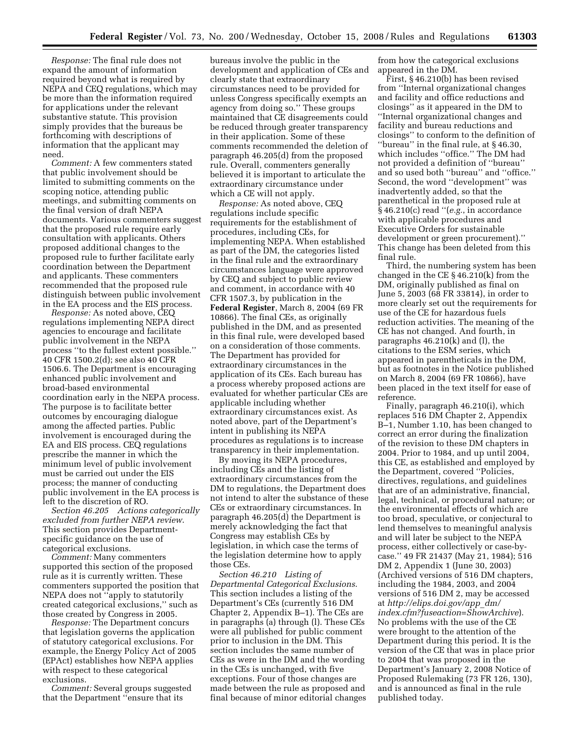*Response:* The final rule does not expand the amount of information required beyond what is required by NEPA and CEQ regulations, which may be more than the information required for applications under the relevant substantive statute. This provision simply provides that the bureaus be forthcoming with descriptions of information that the applicant may need.

*Comment:* A few commenters stated that public involvement should be limited to submitting comments on the scoping notice, attending public meetings, and submitting comments on the final version of draft NEPA documents. Various commenters suggest that the proposed rule require early consultation with applicants. Others proposed additional changes to the proposed rule to further facilitate early coordination between the Department and applicants. These commenters recommended that the proposed rule distinguish between public involvement in the EA process and the EIS process.

*Response:* As noted above, CEQ regulations implementing NEPA direct agencies to encourage and facilitate public involvement in the NEPA process ''to the fullest extent possible.'' 40 CFR 1500.2(d); see also 40 CFR 1506.6. The Department is encouraging enhanced public involvement and broad-based environmental coordination early in the NEPA process. The purpose is to facilitate better outcomes by encouraging dialogue among the affected parties. Public involvement is encouraged during the EA and EIS process. CEQ regulations prescribe the manner in which the minimum level of public involvement must be carried out under the EIS process; the manner of conducting public involvement in the EA process is left to the discretion of RO.

*Section 46.205 Actions categorically excluded from further NEPA review*. This section provides Department-specific guidance on the use of categorical exclusions.

*Comment:* Many commenters supported this section of the proposed rule as it is currently written. These commenters supported the position that NEPA does not ''apply to statutorily created categorical exclusions,'' such as those created by Congress in 2005.

*Response:* The Department concurs that legislation governs the application of statutory categorical exclusions. For example, the Energy Policy Act of 2005 (EPAct) establishes how NEPA applies with respect to these categorical exclusions.

*Comment:* Several groups suggested that the Department ''ensure that its bureaus involve the public in the development and application of CEs and clearly state that extraordinary circumstances need to be provided for unless Congress specifically exempts an agency from doing so.'' These groups maintained that CE disagreements could be reduced through greater transparency in their application. Some of these comments recommended the deletion of paragraph 46.205(d) from the proposed rule. Overall, commenters generally believed it is important to articulate the extraordinary circumstance under which a CE will not apply.

*Response:* As noted above, CEQ regulations include specific requirements for the establishment of procedures, including CEs, for implementing NEPA. When established as part of the DM, the categories listed in the final rule and the extraordinary circumstances language were approved by CEQ and subject to public review and comment, in accordance with 40 CFR 1507.3, by publication in the **Federal Register**, March 8, 2004 (69 FR 10866). The final CEs, as originally published in the DM, and as presented in this final rule, were developed based on a consideration of those comments. The Department has provided for extraordinary circumstances in the application of its CEs. Each bureau has a process whereby proposed actions are evaluated for whether particular CEs are applicable including whether extraordinary circumstances exist. As noted above, part of the Department's intent in publishing its NEPA procedures as regulations is to increase transparency in their implementation.

By moving its NEPA procedures, including CEs and the listing of extraordinary circumstances from the DM to regulations, the Department does not intend to alter the substance of these CEs or extraordinary circumstances. In paragraph 46.205(d) the Department is merely acknowledging the fact that Congress may establish CEs by legislation, in which case the terms of the legislation determine how to apply those CEs.

*Section 46.210 Listing of Departmental Categorical Exclusions*. This section includes a listing of the Department's CEs (currently 516 DM Chapter 2, Appendix B–1). The CEs are in paragraphs (a) through (l). These CEs were all published for public comment prior to inclusion in the DM. This section includes the same number of CEs as were in the DM and the wording in the CEs is unchanged, with five exceptions. Four of those changes are made between the rule as proposed and final because of minor editorial changes from how the categorical exclusions appeared in the DM.

First, § 46.210(b) has been revised from ''Internal organizational changes and facility and office reductions and closings'' as it appeared in the DM to ''Internal organizational changes and facility and bureau reductions and closings'' to conform to the definition of ''bureau'' in the final rule, at § 46.30, which includes ''office.'' The DM had not provided a definition of ''bureau'' and so used both ''bureau'' and ''office.'' Second, the word ''development'' was inadvertently added, so that the parenthetical in the proposed rule at § 46.210(c) read ''(*e.g.*, in accordance with applicable procedures and Executive Orders for sustainable development or green procurement).'' This change has been deleted from this final rule.

Third, the numbering system has been changed in the CE § 46.210(k) from the DM, originally published as final on June 5, 2003 (68 FR 33814), in order to more clearly set out the requirements for use of the CE for hazardous fuels reduction activities. The meaning of the CE has not changed. And fourth, in paragraphs 46.210(k) and (l), the citations to the ESM series, which appeared in parentheticals in the DM, but as footnotes in the Notice published on March 8, 2004 (69 FR 10866), have been placed in the text itself for ease of reference.

Finally, paragraph 46.210(i), which replaces 516 DM Chapter 2, Appendix B–1, Number 1.10, has been changed to correct an error during the finalization of the revision to these DM chapters in 2004. Prior to 1984, and up until 2004, this CE, as established and employed by the Department, covered ''Policies, directives, regulations, and guidelines that are of an administrative, financial, legal, technical, or procedural nature; or the environmental effects of which are too broad, speculative, or conjectural to lend themselves to meaningful analysis and will later be subject to the NEPA process, either collectively or case-by-case.'' 49 FR 21437 (May 21, 1984); 516 DM 2, Appendix 1 (June 30, 2003) (Archived versions of 516 DM chapters, including the 1984, 2003, and 2004 versions of 516 DM 2, may be accessed at *http://elips.doi.gov/app_dm/index.cfm?fuseaction=ShowArchive*). No problems with the use of the CE were brought to the attention of the Department during this period. It is the version of the CE that was in place prior to 2004 that was proposed in the Department's January 2, 2008 Notice of Proposed Rulemaking (73 FR 126, 130), and is announced as final in the rule published today.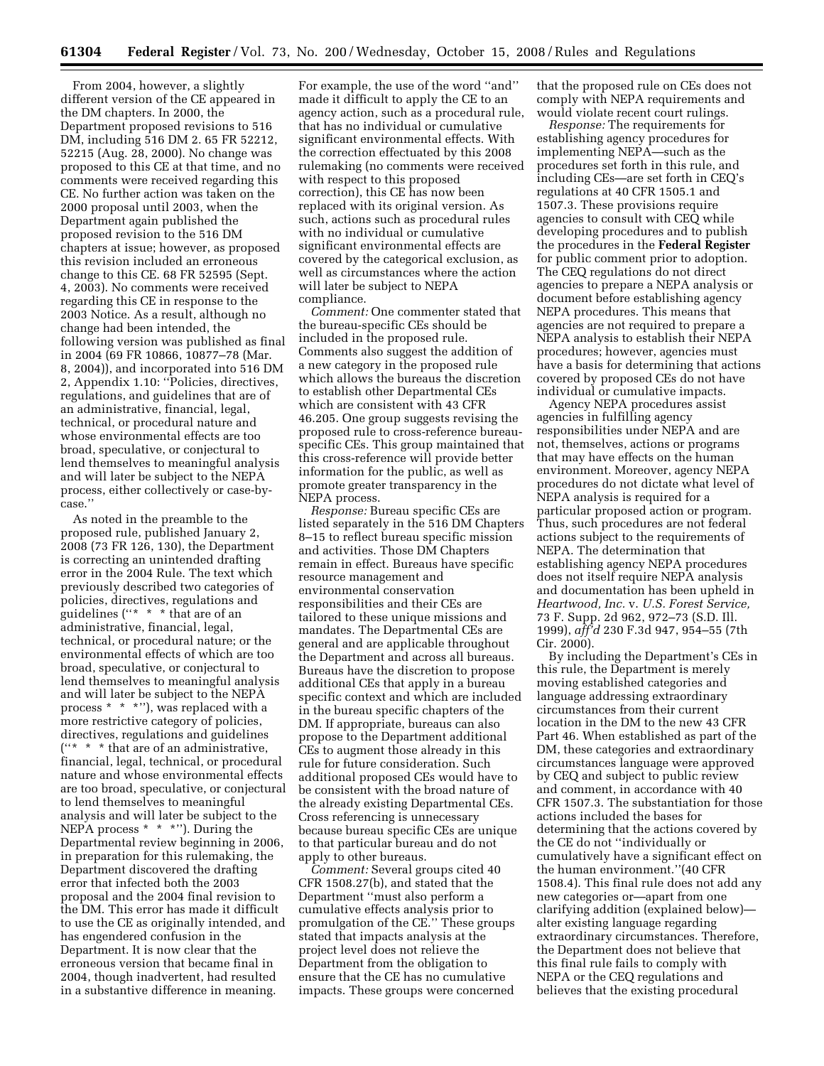From 2004, however, a slightly different version of the CE appeared in the DM chapters. In 2000, the Department proposed revisions to 516 DM, including 516 DM 2. 65 FR 52212, 52215 (Aug. 28, 2000). No change was proposed to this CE at that time, and no comments were received regarding this CE. No further action was taken on the 2000 proposal until 2003, when the Department again published the proposed revision to the 516 DM chapters at issue; however, as proposed this revision included an erroneous change to this CE. 68 FR 52595 (Sept. 4, 2003). No comments were received regarding this CE in response to the 2003 Notice. As a result, although no change had been intended, the following version was published as final in 2004 (69 FR 10866, 10877–78 (Mar. 8, 2004)), and incorporated into 516 DM 2, Appendix 1.10: ''Policies, directives, regulations, and guidelines that are of an administrative, financial, legal, technical, or procedural nature and whose environmental effects are too broad, speculative, or conjectural to lend themselves to meaningful analysis and will later be subject to the NEPA process, either collectively or case-by-case.''

As noted in the preamble to the proposed rule, published January 2, 2008 (73 FR 126, 130), the Department is correcting an unintended drafting error in the 2004 Rule. The text which previously described two categories of policies, directives, regulations and guidelines (''* * * that are of an administrative, financial, legal, technical, or procedural nature; or the environmental effects of which are too broad, speculative, or conjectural to lend themselves to meaningful analysis and will later be subject to the NEPA process * * *''), was replaced with a more restrictive category of policies, directives, regulations and guidelines (''* * * that are of an administrative, financial, legal, technical, or procedural nature and whose environmental effects are too broad, speculative, or conjectural to lend themselves to meaningful analysis and will later be subject to the NEPA process * * *''). During the Departmental review beginning in 2006, in preparation for this rulemaking, the Department discovered the drafting error that infected both the 2003 proposal and the 2004 final revision to the DM. This error has made it difficult to use the CE as originally intended, and has engendered confusion in the Department. It is now clear that the erroneous version that became final in 2004, though inadvertent, had resulted in a substantive difference in meaning. For example, the use of the word ''and'' made it difficult to apply the CE to an agency action, such as a procedural rule, that has no individual or cumulative significant environmental effects. With the correction effectuated by this 2008 rulemaking (no comments were received with respect to this proposed correction), this CE has now been replaced with its original version. As such, actions such as procedural rules with no individual or cumulative significant environmental effects are covered by the categorical exclusion, as well as circumstances where the action will later be subject to NEPA compliance.

*Comment:* One commenter stated that the bureau-specific CEs should be included in the proposed rule. Comments also suggest the addition of a new category in the proposed rule which allows the bureaus the discretion to establish other Departmental CEs which are consistent with 43 CFR 46.205. One group suggests revising the proposed rule to cross-reference bureau-specific CEs. This group maintained that this cross-reference will provide better information for the public, as well as promote greater transparency in the NEPA process.

*Response:* Bureau specific CEs are listed separately in the 516 DM Chapters 8–15 to reflect bureau specific mission and activities. Those DM Chapters remain in effect. Bureaus have specific resource management and environmental conservation responsibilities and their CEs are tailored to these unique missions and mandates. The Departmental CEs are general and are applicable throughout the Department and across all bureaus. Bureaus have the discretion to propose additional CEs that apply in a bureau specific context and which are included in the bureau specific chapters of the DM. If appropriate, bureaus can also propose to the Department additional CEs to augment those already in this rule for future consideration. Such additional proposed CEs would have to be consistent with the broad nature of the already existing Departmental CEs. Cross referencing is unnecessary because bureau specific CEs are unique to that particular bureau and do not apply to other bureaus.

*Comment:* Several groups cited 40 CFR 1508.27(b), and stated that the Department ''must also perform a cumulative effects analysis prior to promulgation of the CE.'' These groups stated that impacts analysis at the project level does not relieve the Department from the obligation to ensure that the CE has no cumulative impacts. These groups were concerned that the proposed rule on CEs does not comply with NEPA requirements and would violate recent court rulings.

*Response:* The requirements for establishing agency procedures for implementing NEPA—such as the procedures set forth in this rule, and including CEs—are set forth in CEQ's regulations at 40 CFR 1505.1 and 1507.3. These provisions require agencies to consult with CEQ while developing procedures and to publish the procedures in the **Federal Register** for public comment prior to adoption. The CEQ regulations do not direct agencies to prepare a NEPA analysis or document before establishing agency NEPA procedures. This means that agencies are not required to prepare a NEPA analysis to establish their NEPA procedures; however, agencies must have a basis for determining that actions covered by proposed CEs do not have individual or cumulative impacts.

Agency NEPA procedures assist agencies in fulfilling agency responsibilities under NEPA and are not, themselves, actions or programs that may have effects on the human environment. Moreover, agency NEPA procedures do not dictate what level of NEPA analysis is required for a particular proposed action or program. Thus, such procedures are not federal actions subject to the requirements of NEPA. The determination that establishing agency NEPA procedures does not itself require NEPA analysis and documentation has been upheld in *Heartwood, Inc.* v. *U.S. Forest Service,* 73 F. Supp. 2d 962, 972–73 (S.D. Ill. 1999), *aff'd* 230 F.3d 947, 954–55 (7th Cir. 2000).

By including the Department's CEs in this rule, the Department is merely moving established categories and language addressing extraordinary circumstances from their current location in the DM to the new 43 CFR Part 46. When established as part of the DM, these categories and extraordinary circumstances language were approved by CEQ and subject to public review and comment, in accordance with 40 CFR 1507.3. The substantiation for those actions included the bases for determining that the actions covered by the CE do not ''individually or cumulatively have a significant effect on the human environment.''(40 CFR 1508.4). This final rule does not add any new categories or—apart from one clarifying addition (explained below)—alter existing language regarding extraordinary circumstances. Therefore, the Department does not believe that this final rule fails to comply with NEPA or the CEQ regulations and believes that the existing procedural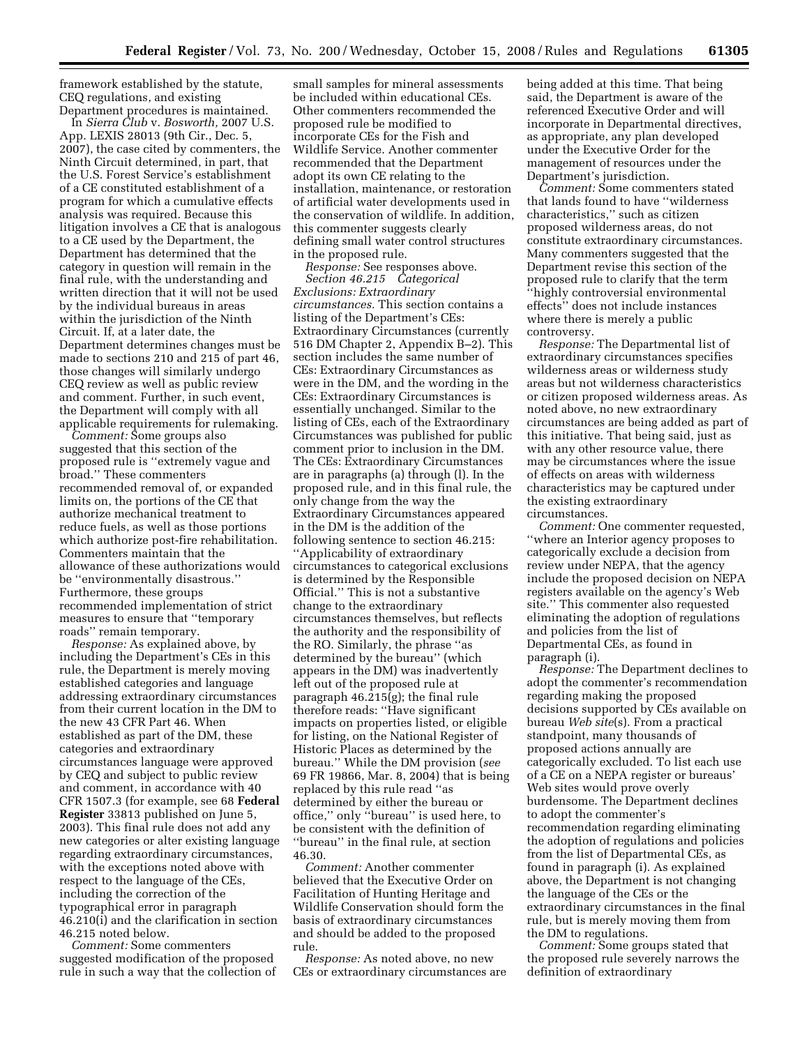framework established by the statute, CEQ regulations, and existing Department procedures is maintained.

In *Sierra Club* v. *Bosworth,* 2007 U.S. App. LEXIS 28013 (9th Cir., Dec. 5, 2007), the case cited by commenters, the Ninth Circuit determined, in part, that the U.S. Forest Service's establishment of a CE constituted establishment of a program for which a cumulative effects analysis was required. Because this litigation involves a CE that is analogous to a CE used by the Department, the Department has determined that the category in question will remain in the final rule, with the understanding and written direction that it will not be used by the individual bureaus in areas within the jurisdiction of the Ninth Circuit. If, at a later date, the Department determines changes must be made to sections 210 and 215 of part 46, those changes will similarly undergo CEQ review as well as public review and comment. Further, in such event, the Department will comply with all applicable requirements for rulemaking.

*Comment:* Some groups also suggested that this section of the proposed rule is ''extremely vague and broad.'' These commenters recommended removal of, or expanded limits on, the portions of the CE that authorize mechanical treatment to reduce fuels, as well as those portions which authorize post-fire rehabilitation. Commenters maintain that the allowance of these authorizations would be ''environmentally disastrous.'' Furthermore, these groups recommended implementation of strict measures to ensure that ''temporary roads'' remain temporary.

*Response:* As explained above, by including the Department's CEs in this rule, the Department is merely moving established categories and language addressing extraordinary circumstances from their current location in the DM to the new 43 CFR Part 46. When established as part of the DM, these categories and extraordinary circumstances language were approved by CEQ and subject to public review and comment, in accordance with 40 CFR 1507.3 (for example, see 68 **Federal Register** 33813 published on June 5, 2003). This final rule does not add any new categories or alter existing language regarding extraordinary circumstances, with the exceptions noted above with respect to the language of the CEs, including the correction of the typographical error in paragraph 46.210(i) and the clarification in section 46.215 noted below.

*Comment:* Some commenters suggested modification of the proposed rule in such a way that the collection of small samples for mineral assessments be included within educational CEs. Other commenters recommended the proposed rule be modified to incorporate CEs for the Fish and Wildlife Service. Another commenter recommended that the Department adopt its own CE relating to the installation, maintenance, or restoration of artificial water developments used in the conservation of wildlife. In addition, this commenter suggests clearly defining small water control structures in the proposed rule.

*Response:* See responses above.

*Section 46.215 Categorical Exclusions: Extraordinary circumstances.* This section contains a listing of the Department's CEs: Extraordinary Circumstances (currently 516 DM Chapter 2, Appendix B–2). This section includes the same number of CEs: Extraordinary Circumstances as were in the DM, and the wording in the CEs: Extraordinary Circumstances is essentially unchanged. Similar to the listing of CEs, each of the Extraordinary Circumstances was published for public comment prior to inclusion in the DM. The CEs: Extraordinary Circumstances are in paragraphs (a) through (l). In the proposed rule, and in this final rule, the only change from the way the Extraordinary Circumstances appeared in the DM is the addition of the following sentence to section 46.215: ''Applicability of extraordinary circumstances to categorical exclusions is determined by the Responsible Official.'' This is not a substantive change to the extraordinary circumstances themselves, but reflects the authority and the responsibility of the RO. Similarly, the phrase ''as determined by the bureau'' (which appears in the DM) was inadvertently left out of the proposed rule at paragraph 46.215(g); the final rule therefore reads: ''Have significant impacts on properties listed, or eligible for listing, on the National Register of Historic Places as determined by the bureau.'' While the DM provision (*see* 69 FR 19866, Mar. 8, 2004) that is being replaced by this rule read ''as determined by either the bureau or office,'' only ''bureau'' is used here, to be consistent with the definition of ''bureau'' in the final rule, at section 46.30.

*Comment:* Another commenter believed that the Executive Order on Facilitation of Hunting Heritage and Wildlife Conservation should form the basis of extraordinary circumstances and should be added to the proposed rule.

*Response:* As noted above, no new CEs or extraordinary circumstances are being added at this time. That being said, the Department is aware of the referenced Executive Order and will incorporate in Departmental directives, as appropriate, any plan developed under the Executive Order for the management of resources under the Department's jurisdiction.

*Comment:* Some commenters stated that lands found to have ''wilderness characteristics,'' such as citizen proposed wilderness areas, do not constitute extraordinary circumstances. Many commenters suggested that the Department revise this section of the proposed rule to clarify that the term ''highly controversial environmental effects'' does not include instances where there is merely a public controversy.

*Response:* The Departmental list of extraordinary circumstances specifies wilderness areas or wilderness study areas but not wilderness characteristics or citizen proposed wilderness areas. As noted above, no new extraordinary circumstances are being added as part of this initiative. That being said, just as with any other resource value, there may be circumstances where the issue of effects on areas with wilderness characteristics may be captured under the existing extraordinary circumstances.

*Comment:* One commenter requested, ''where an Interior agency proposes to categorically exclude a decision from review under NEPA, that the agency include the proposed decision on NEPA registers available on the agency's Web site.'' This commenter also requested eliminating the adoption of regulations and policies from the list of Departmental CEs, as found in paragraph (i).

*Response:* The Department declines to adopt the commenter's recommendation regarding making the proposed decisions supported by CEs available on bureau *Web site*(s). From a practical standpoint, many thousands of proposed actions annually are categorically excluded. To list each use of a CE on a NEPA register or bureaus' Web sites would prove overly burdensome. The Department declines to adopt the commenter's recommendation regarding eliminating the adoption of regulations and policies from the list of Departmental CEs, as found in paragraph (i). As explained above, the Department is not changing the language of the CEs or the extraordinary circumstances in the final rule, but is merely moving them from the DM to regulations.

*Comment:* Some groups stated that the proposed rule severely narrows the definition of extraordinary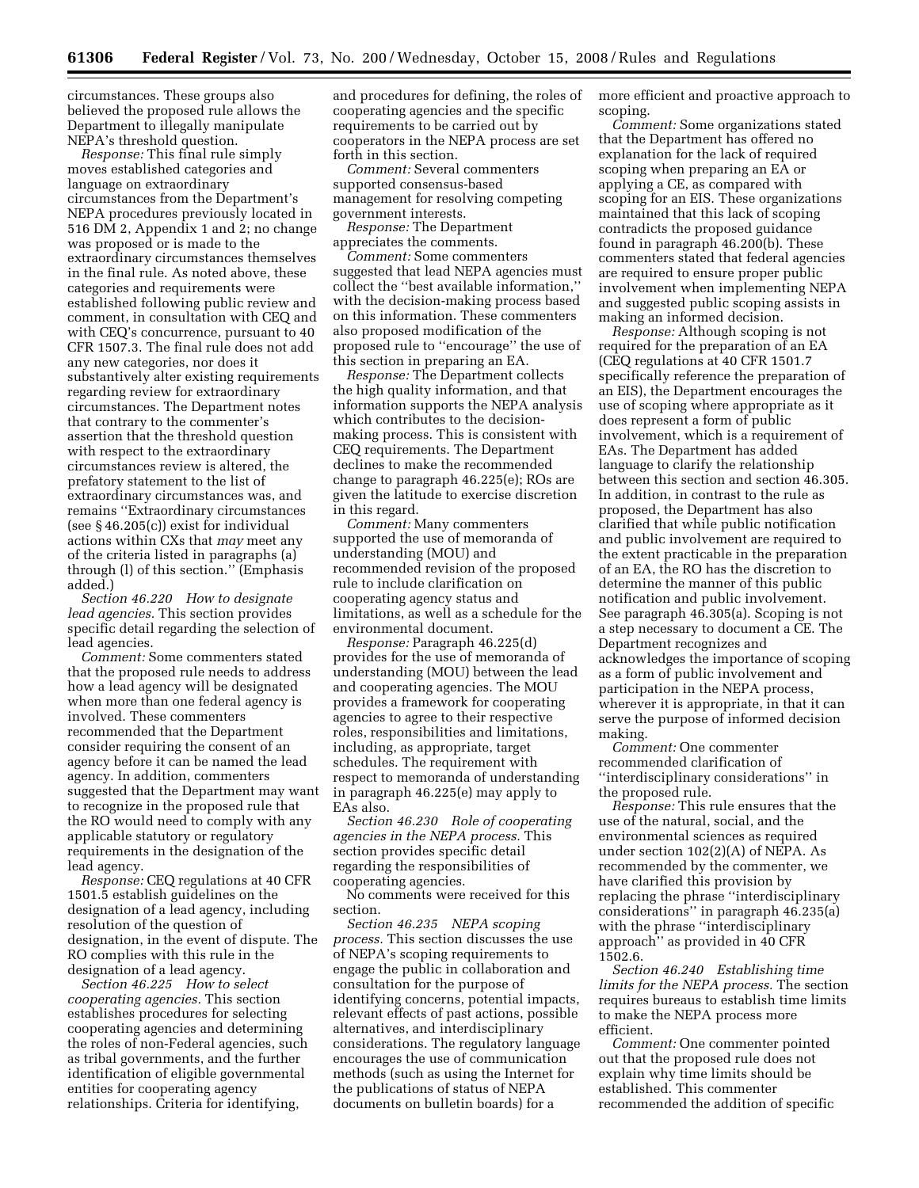circumstances. These groups also believed the proposed rule allows the Department to illegally manipulate NEPA's threshold question.

*Response:* This final rule simply moves established categories and language on extraordinary circumstances from the Department's NEPA procedures previously located in 516 DM 2, Appendix 1 and 2; no change was proposed or is made to the extraordinary circumstances themselves in the final rule. As noted above, these categories and requirements were established following public review and comment, in consultation with CEQ and with CEQ's concurrence, pursuant to 40 CFR 1507.3. The final rule does not add any new categories, nor does it substantively alter existing requirements regarding review for extraordinary circumstances. The Department notes that contrary to the commenter's assertion that the threshold question with respect to the extraordinary circumstances review is altered, the prefatory statement to the list of extraordinary circumstances was, and remains "Extraordinary circumstances (see § 46.205(c)) exist for individual actions within CXs that *may* meet any of the criteria listed in paragraphs (a) through (l) of this section." (Emphasis added.)

*Section 46.220 How to designate lead agencies.* This section provides specific detail regarding the selection of lead agencies.

*Comment:* Some commenters stated that the proposed rule needs to address how a lead agency will be designated when more than one federal agency is involved. These commenters recommended that the Department consider requiring the consent of an agency before it can be named the lead agency. In addition, commenters suggested that the Department may want to recognize in the proposed rule that the RO would need to comply with any applicable statutory or regulatory requirements in the designation of the lead agency.

*Response:* CEQ regulations at 40 CFR 1501.5 establish guidelines on the designation of a lead agency, including resolution of the question of designation, in the event of dispute. The RO complies with this rule in the designation of a lead agency.

*Section 46.225 How to select cooperating agencies.* This section establishes procedures for selecting cooperating agencies and determining the roles of non-Federal agencies, such as tribal governments, and the further identification of eligible governmental entities for cooperating agency relationships. Criteria for identifying, and procedures for defining, the roles of cooperating agencies and the specific requirements to be carried out by cooperators in the NEPA process are set forth in this section.

*Comment:* Several commenters supported consensus-based management for resolving competing government interests.

*Response:* The Department appreciates the comments.

*Comment:* Some commenters suggested that lead NEPA agencies must collect the "best available information," with the decision-making process based on this information. These commenters also proposed modification of the proposed rule to "encourage" the use of this section in preparing an EA.

*Response:* The Department collects the high quality information, and that information supports the NEPA analysis which contributes to the decision-making process. This is consistent with CEQ requirements. The Department declines to make the recommended change to paragraph 46.225(e); ROs are given the latitude to exercise discretion in this regard.

*Comment:* Many commenters supported the use of memoranda of understanding (MOU) and recommended revision of the proposed rule to include clarification on cooperating agency status and limitations, as well as a schedule for the environmental document.

*Response:* Paragraph 46.225(d) provides for the use of memoranda of understanding (MOU) between the lead and cooperating agencies. The MOU provides a framework for cooperating agencies to agree to their respective roles, responsibilities and limitations, including, as appropriate, target schedules. The requirement with respect to memoranda of understanding in paragraph 46.225(e) may apply to EAs also.

*Section 46.230 Role of cooperating agencies in the NEPA process.* This section provides specific detail regarding the responsibilities of cooperating agencies.

No comments were received for this section.

*Section 46.235 NEPA scoping process.* This section discusses the use of NEPA's scoping requirements to engage the public in collaboration and consultation for the purpose of identifying concerns, potential impacts, relevant effects of past actions, possible alternatives, and interdisciplinary considerations. The regulatory language encourages the use of communication methods (such as using the Internet for the publications of status of NEPA documents on bulletin boards) for a more efficient and proactive approach to scoping.

*Comment:* Some organizations stated that the Department has offered no explanation for the lack of required scoping when preparing an EA or applying a CE, as compared with scoping for an EIS. These organizations maintained that this lack of scoping contradicts the proposed guidance found in paragraph 46.200(b). These commenters stated that federal agencies are required to ensure proper public involvement when implementing NEPA and suggested public scoping assists in making an informed decision.

*Response:* Although scoping is not required for the preparation of an EA (CEQ regulations at 40 CFR 1501.7 specifically reference the preparation of an EIS), the Department encourages the use of scoping where appropriate as it does represent a form of public involvement, which is a requirement of EAs. The Department has added language to clarify the relationship between this section and section 46.305. In addition, in contrast to the rule as proposed, the Department has also clarified that while public notification and public involvement are required to the extent practicable in the preparation of an EA, the RO has the discretion to determine the manner of this public notification and public involvement. See paragraph 46.305(a). Scoping is not a step necessary to document a CE. The Department recognizes and acknowledges the importance of scoping as a form of public involvement and participation in the NEPA process, wherever it is appropriate, in that it can serve the purpose of informed decision making.

*Comment:* One commenter recommended clarification of "interdisciplinary considerations" in the proposed rule.

*Response:* This rule ensures that the use of the natural, social, and the environmental sciences as required under section 102(2)(A) of NEPA. As recommended by the commenter, we have clarified this provision by replacing the phrase "interdisciplinary considerations" in paragraph 46.235(a) with the phrase "interdisciplinary approach" as provided in 40 CFR 1502.6.

*Section 46.240 Establishing time limits for the NEPA process.* The section requires bureaus to establish time limits to make the NEPA process more efficient.

*Comment:* One commenter pointed out that the proposed rule does not explain why time limits should be established. This commenter recommended the addition of specific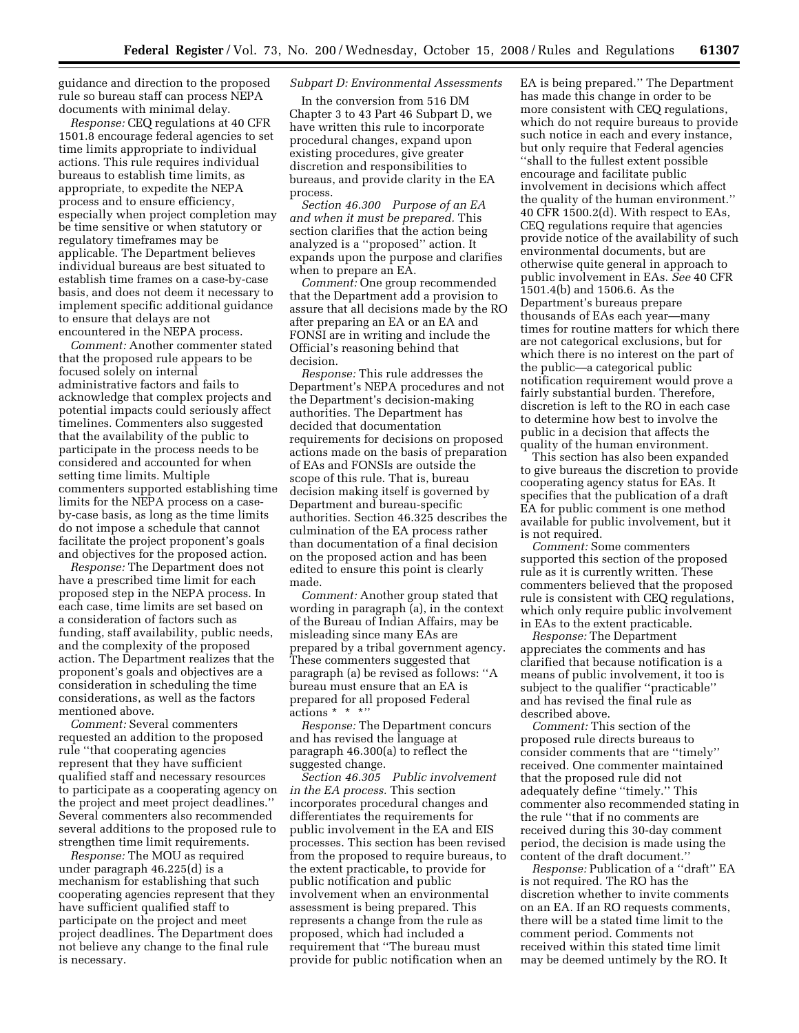guidance and direction to the proposed rule so bureau staff can process NEPA documents with minimal delay.

*Response:* CEQ regulations at 40 CFR 1501.8 encourage federal agencies to set time limits appropriate to individual actions. This rule requires individual bureaus to establish time limits, as appropriate, to expedite the NEPA process and to ensure efficiency, especially when project completion may be time sensitive or when statutory or regulatory timeframes may be applicable. The Department believes individual bureaus are best situated to establish time frames on a case-by-case basis, and does not deem it necessary to implement specific additional guidance to ensure that delays are not encountered in the NEPA process.

*Comment:* Another commenter stated that the proposed rule appears to be focused solely on internal administrative factors and fails to acknowledge that complex projects and potential impacts could seriously affect timelines. Commenters also suggested that the availability of the public to participate in the process needs to be considered and accounted for when setting time limits. Multiple commenters supported establishing time limits for the NEPA process on a case-by-case basis, as long as the time limits do not impose a schedule that cannot facilitate the project proponent's goals and objectives for the proposed action.

*Response:* The Department does not have a prescribed time limit for each proposed step in the NEPA process. In each case, time limits are set based on a consideration of factors such as funding, staff availability, public needs, and the complexity of the proposed action. The Department realizes that the proponent's goals and objectives are a consideration in scheduling the time considerations, as well as the factors mentioned above.

*Comment:* Several commenters requested an addition to the proposed rule ''that cooperating agencies represent that they have sufficient qualified staff and necessary resources to participate as a cooperating agency on the project and meet project deadlines.'' Several commenters also recommended several additions to the proposed rule to strengthen time limit requirements.

*Response:* The MOU as required under paragraph 46.225(d) is a mechanism for establishing that such cooperating agencies represent that they have sufficient qualified staff to participate on the project and meet project deadlines. The Department does not believe any change to the final rule is necessary.

*Subpart D: Environmental Assessments*

In the conversion from 516 DM Chapter 3 to 43 Part 46 Subpart D, we have written this rule to incorporate procedural changes, expand upon existing procedures, give greater discretion and responsibilities to bureaus, and provide clarity in the EA process.

*Section 46.300 Purpose of an EA and when it must be prepared.* This section clarifies that the action being analyzed is a ''proposed'' action. It expands upon the purpose and clarifies when to prepare an EA.

*Comment:* One group recommended that the Department add a provision to assure that all decisions made by the RO after preparing an EA or an EA and FONSI are in writing and include the Official's reasoning behind that decision.

*Response:* This rule addresses the Department's NEPA procedures and not the Department's decision-making authorities. The Department has decided that documentation requirements for decisions on proposed actions made on the basis of preparation of EAs and FONSIs are outside the scope of this rule. That is, bureau decision making itself is governed by Department and bureau-specific authorities. Section 46.325 describes the culmination of the EA process rather than documentation of a final decision on the proposed action and has been edited to ensure this point is clearly made.

*Comment:* Another group stated that wording in paragraph (a), in the context of the Bureau of Indian Affairs, may be misleading since many EAs are prepared by a tribal government agency. These commenters suggested that paragraph (a) be revised as follows: ''A bureau must ensure that an EA is prepared for all proposed Federal actions * * *''

*Response:* The Department concurs and has revised the language at paragraph 46.300(a) to reflect the suggested change.

*Section 46.305 Public involvement in the EA process.* This section incorporates procedural changes and differentiates the requirements for public involvement in the EA and EIS processes. This section has been revised from the proposed to require bureaus, to the extent practicable, to provide for public notification and public involvement when an environmental assessment is being prepared. This represents a change from the rule as proposed, which had included a requirement that ''The bureau must provide for public notification when an EA is being prepared.'' The Department has made this change in order to be more consistent with CEQ regulations, which do not require bureaus to provide such notice in each and every instance, but only require that Federal agencies ''shall to the fullest extent possible encourage and facilitate public involvement in decisions which affect the quality of the human environment.'' 40 CFR 1500.2(d). With respect to EAs, CEQ regulations require that agencies provide notice of the availability of such environmental documents, but are otherwise quite general in approach to public involvement in EAs. *See* 40 CFR 1501.4(b) and 1506.6. As the Department's bureaus prepare thousands of EAs each year—many times for routine matters for which there are not categorical exclusions, but for which there is no interest on the part of the public—a categorical public notification requirement would prove a fairly substantial burden. Therefore, discretion is left to the RO in each case to determine how best to involve the public in a decision that affects the quality of the human environment.

This section has also been expanded to give bureaus the discretion to provide cooperating agency status for EAs. It specifies that the publication of a draft EA for public comment is one method available for public involvement, but it is not required.

*Comment:* Some commenters supported this section of the proposed rule as it is currently written. These commenters believed that the proposed rule is consistent with CEQ regulations, which only require public involvement in EAs to the extent practicable.

*Response:* The Department appreciates the comments and has clarified that because notification is a means of public involvement, it too is subject to the qualifier ''practicable'' and has revised the final rule as described above.

*Comment:* This section of the proposed rule directs bureaus to consider comments that are ''timely'' received. One commenter maintained that the proposed rule did not adequately define ''timely.'' This commenter also recommended stating in the rule ''that if no comments are received during this 30-day comment period, the decision is made using the content of the draft document.''

*Response:* Publication of a ''draft'' EA is not required. The RO has the discretion whether to invite comments on an EA. If an RO requests comments, there will be a stated time limit to the comment period. Comments not received within this stated time limit may be deemed untimely by the RO. It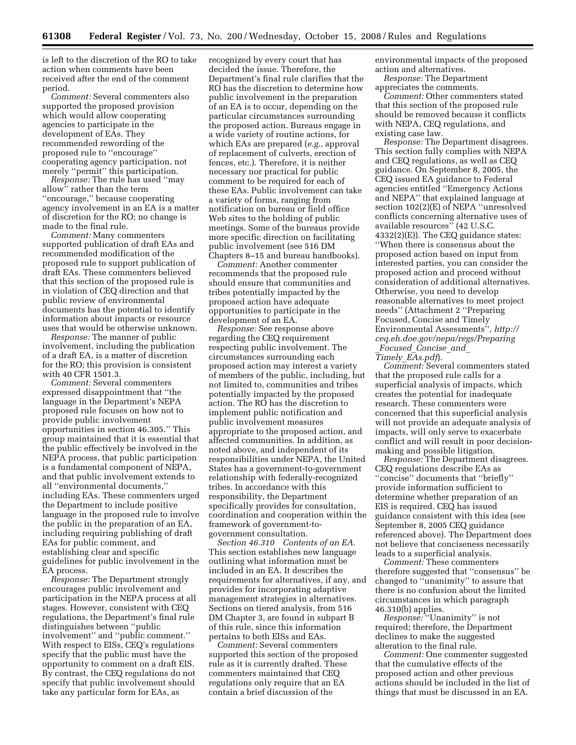is left to the discretion of the RO to take action when comments have been received after the end of the comment period.

*Comment:* Several commenters also supported the proposed provision which would allow cooperating agencies to participate in the development of EAs. They recommended rewording of the proposed rule to ''encourage'' cooperating agency participation, not merely ''permit'' this participation.

*Response:* The rule has used ''may allow'' rather than the term ''encourage,'' because cooperating agency involvement in an EA is a matter of discretion for the RO; no change is made to the final rule.

*Comment:* Many commenters supported publication of draft EAs and recommended modification of the proposed rule to support publication of draft EAs. These commenters believed that this section of the proposed rule is in violation of CEQ direction and that public review of environmental documents has the potential to identify information about impacts or resource uses that would be otherwise unknown.

*Response:* The manner of public involvement, including the publication of a draft EA, is a matter of discretion for the RO; this provision is consistent with 40 CFR 1501.3.

*Comment:* Several commenters expressed disappointment that ''the language in the Department's NEPA proposed rule focuses on how not to provide public involvement opportunities in section 46.305.'' This group maintained that it is essential that the public effectively be involved in the NEPA process, that public participation is a fundamental component of NEPA, and that public involvement extends to all ''environmental documents,'' including EAs. These commenters urged the Department to include positive language in the proposed rule to involve the public in the preparation of an EA, including requiring publishing of draft EAs for public comment, and establishing clear and specific guidelines for public involvement in the EA process.

*Response:* The Department strongly encourages public involvement and participation in the NEPA process at all stages. However, consistent with CEQ regulations, the Department's final rule distinguishes between ''public involvement'' and ''public comment.'' With respect to EISs, CEQ's regulations specify that the public must have the opportunity to comment on a draft EIS. By contrast, the CEQ regulations do not specify that public involvement should take any particular form for EAs, as recognized by every court that has decided the issue. Therefore, the Department's final rule clarifies that the RO has the discretion to determine how public involvement in the preparation of an EA is to occur, depending on the particular circumstances surrounding the proposed action. Bureaus engage in a wide variety of routine actions, for which EAs are prepared (*e.g.*, approval of replacement of culverts, erection of fences, etc.). Therefore, it is neither necessary nor practical for public comment to be required for each of these EAs. Public involvement can take a variety of forms, ranging from notification on bureau or field office Web sites to the holding of public meetings. Some of the bureaus provide more specific direction on facilitating public involvement (see 516 DM Chapters 8–15 and bureau handbooks).

*Comment:* Another commenter recommends that the proposed rule should ensure that communities and tribes potentially impacted by the proposed action have adequate opportunities to participate in the development of an EA.

*Response:* See response above regarding the CEQ requirement respecting public involvement. The circumstances surrounding each proposed action may interest a variety of members of the public, including, but not limited to, communities and tribes potentially impacted by the proposed action. The RO has the discretion to implement public notification and public involvement measures appropriate to the proposed action, and affected communities. In addition, as noted above, and independent of its responsibilities under NEPA, the United States has a government-to-government relationship with federally-recognized tribes. In accordance with this responsibility, the Department specifically provides for consultation, coordination and cooperation within the framework of government-to-government consultation.

*Section 46.310 Contents of an EA.* This section establishes new language outlining what information must be included in an EA. It describes the requirements for alternatives, if any, and provides for incorporating adaptive management strategies in alternatives. Sections on tiered analysis, from 516 DM Chapter 3, are found in subpart B of this rule, since this information pertains to both EISs and EAs.

*Comment:* Several commenters supported this section of the proposed rule as it is currently drafted. These commenters maintained that CEQ regulations only require that an EA contain a brief discussion of the environmental impacts of the proposed action and alternatives.

*Response:* The Department appreciates the comments.

*Comment:* Other commenters stated that this section of the proposed rule should be removed because it conflicts with NEPA, CEQ regulations, and existing case law.

*Response:* The Department disagrees. This section fully complies with NEPA and CEQ regulations, as well as CEQ guidance. On September 8, 2005, the CEQ issued EA guidance to Federal agencies entitled ''Emergency Actions and NEPA'' that explained language at section 102(2)(E) of NEPA ''unresolved conflicts concerning alternative uses of available resources'' (42 U.S.C. 4332(2)(E)). The CEQ guidance states: ''When there is consensus about the proposed action based on input from interested parties, you can consider the proposed action and proceed without consideration of additional alternatives. Otherwise, you need to develop reasonable alternatives to meet project needs'' (Attachment 2 ''Preparing Focused, Concise and Timely Environmental Assessments'', *http://ceq.eh.doe.gov/nepa/regs/Preparing_Focused_Concise_and_Timely_EAs.pdf*).

*Comment:* Several commenters stated that the proposed rule calls for a superficial analysis of impacts, which creates the potential for inadequate research. These commenters were concerned that this superficial analysis will not provide an adequate analysis of impacts, will only serve to exacerbate conflict and will result in poor decision-making and possible litigation.

*Response:* The Department disagrees. CEQ regulations describe EAs as ''concise'' documents that ''briefly'' provide information sufficient to determine whether preparation of an EIS is required. CEQ has issued guidance consistent with this idea (see September 8, 2005 CEQ guidance referenced above). The Department does not believe that conciseness necessarily leads to a superficial analysis.

*Comment:* These commenters therefore suggested that ''consensus'' be changed to ''unanimity'' to assure that there is no confusion about the limited circumstances in which paragraph 46.310(b) applies.

*Response:* ''Unanimity'' is not required; therefore, the Department declines to make the suggested alteration to the final rule.

*Comment:* One commenter suggested that the cumulative effects of the proposed action and other previous actions should be included in the list of things that must be discussed in an EA.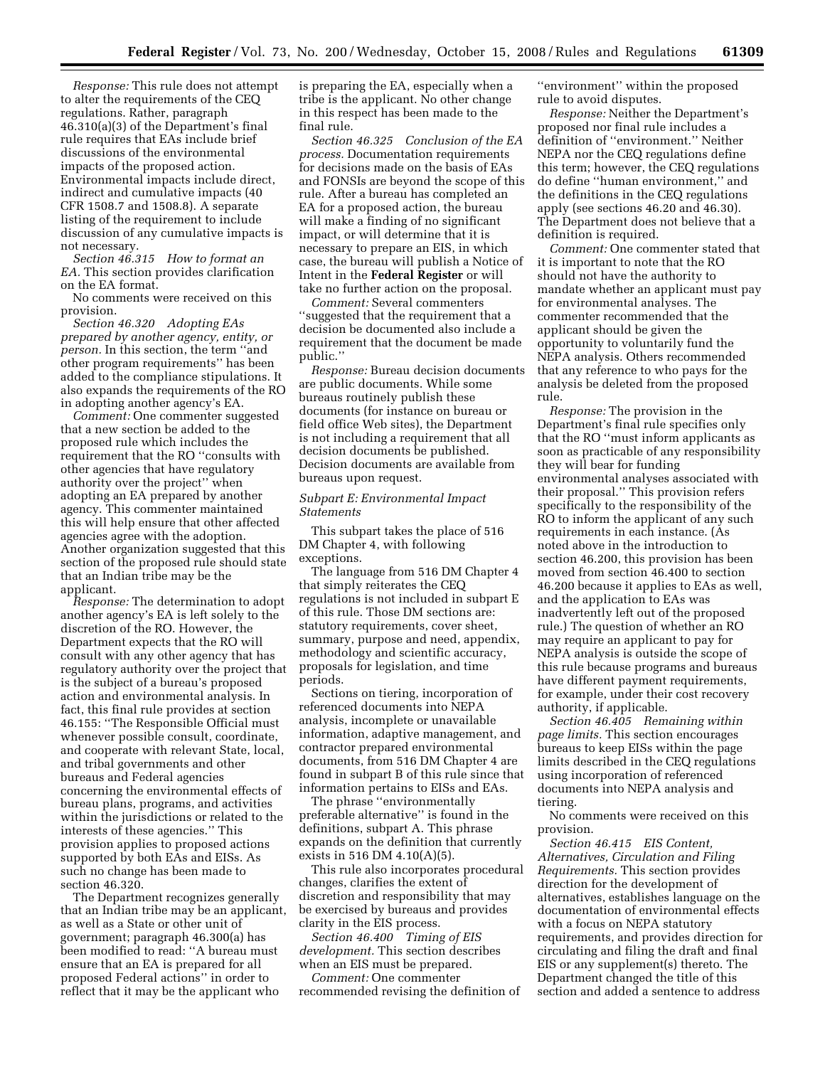*Response:* This rule does not attempt to alter the requirements of the CEQ regulations. Rather, paragraph 46.310(a)(3) of the Department's final rule requires that EAs include brief discussions of the environmental impacts of the proposed action. Environmental impacts include direct, indirect and cumulative impacts (40 CFR 1508.7 and 1508.8). A separate listing of the requirement to include discussion of any cumulative impacts is not necessary.

*Section 46.315 How to format an EA.* This section provides clarification on the EA format.

No comments were received on this provision.

*Section 46.320 Adopting EAs prepared by another agency, entity, or person.* In this section, the term ''and other program requirements'' has been added to the compliance stipulations. It also expands the requirements of the RO in adopting another agency's EA.

*Comment:* One commenter suggested that a new section be added to the proposed rule which includes the requirement that the RO ''consults with other agencies that have regulatory authority over the project'' when adopting an EA prepared by another agency. This commenter maintained this will help ensure that other affected agencies agree with the adoption. Another organization suggested that this section of the proposed rule should state that an Indian tribe may be the applicant.

*Response:* The determination to adopt another agency's EA is left solely to the discretion of the RO. However, the Department expects that the RO will consult with any other agency that has regulatory authority over the project that is the subject of a bureau's proposed action and environmental analysis. In fact, this final rule provides at section 46.155: ''The Responsible Official must whenever possible consult, coordinate, and cooperate with relevant State, local, and tribal governments and other bureaus and Federal agencies concerning the environmental effects of bureau plans, programs, and activities within the jurisdictions or related to the interests of these agencies.'' This provision applies to proposed actions supported by both EAs and EISs. As such no change has been made to section 46.320.

The Department recognizes generally that an Indian tribe may be an applicant, as well as a State or other unit of government; paragraph 46.300(a) has been modified to read: ''A bureau must ensure that an EA is prepared for all proposed Federal actions'' in order to reflect that it may be the applicant who is preparing the EA, especially when a tribe is the applicant. No other change in this respect has been made to the final rule.

*Section 46.325 Conclusion of the EA process.* Documentation requirements for decisions made on the basis of EAs and FONSIs are beyond the scope of this rule. After a bureau has completed an EA for a proposed action, the bureau will make a finding of no significant impact, or will determine that it is necessary to prepare an EIS, in which case, the bureau will publish a Notice of Intent in the **Federal Register** or will take no further action on the proposal.

*Comment:* Several commenters ''suggested that the requirement that a decision be documented also include a requirement that the document be made public.''

*Response:* Bureau decision documents are public documents. While some bureaus routinely publish these documents (for instance on bureau or field office Web sites), the Department is not including a requirement that all decision documents be published. Decision documents are available from bureaus upon request.

*Subpart E: Environmental Impact Statements*

This subpart takes the place of 516 DM Chapter 4, with following exceptions.

The language from 516 DM Chapter 4 that simply reiterates the CEQ regulations is not included in subpart E of this rule. Those DM sections are: statutory requirements, cover sheet, summary, purpose and need, appendix, methodology and scientific accuracy, proposals for legislation, and time periods.

Sections on tiering, incorporation of referenced documents into NEPA analysis, incomplete or unavailable information, adaptive management, and contractor prepared environmental documents, from 516 DM Chapter 4 are found in subpart B of this rule since that information pertains to EISs and EAs.

The phrase ''environmentally preferable alternative'' is found in the definitions, subpart A. This phrase expands on the definition that currently exists in 516 DM 4.10(A)(5).

This rule also incorporates procedural changes, clarifies the extent of discretion and responsibility that may be exercised by bureaus and provides clarity in the EIS process.

*Section 46.400 Timing of EIS development.* This section describes when an EIS must be prepared.

*Comment:* One commenter recommended revising the definition of ''environment'' within the proposed rule to avoid disputes.

*Response:* Neither the Department's proposed nor final rule includes a definition of ''environment.'' Neither NEPA nor the CEQ regulations define this term; however, the CEQ regulations do define ''human environment,'' and the definitions in the CEQ regulations apply (see sections 46.20 and 46.30). The Department does not believe that a definition is required.

*Comment:* One commenter stated that it is important to note that the RO should not have the authority to mandate whether an applicant must pay for environmental analyses. The commenter recommended that the applicant should be given the opportunity to voluntarily fund the NEPA analysis. Others recommended that any reference to who pays for the analysis be deleted from the proposed rule.

*Response:* The provision in the Department's final rule specifies only that the RO ''must inform applicants as soon as practicable of any responsibility they will bear for funding environmental analyses associated with their proposal.'' This provision refers specifically to the responsibility of the RO to inform the applicant of any such requirements in each instance. (As noted above in the introduction to section 46.200, this provision has been moved from section 46.400 to section 46.200 because it applies to EAs as well, and the application to EAs was inadvertently left out of the proposed rule.) The question of whether an RO may require an applicant to pay for NEPA analysis is outside the scope of this rule because programs and bureaus have different payment requirements, for example, under their cost recovery authority, if applicable.

*Section 46.405 Remaining within page limits.* This section encourages bureaus to keep EISs within the page limits described in the CEQ regulations using incorporation of referenced documents into NEPA analysis and tiering.

No comments were received on this provision.

*Section 46.415 EIS Content, Alternatives, Circulation and Filing Requirements.* This section provides direction for the development of alternatives, establishes language on the documentation of environmental effects with a focus on NEPA statutory requirements, and provides direction for circulating and filing the draft and final EIS or any supplement(s) thereto. The Department changed the title of this section and added a sentence to address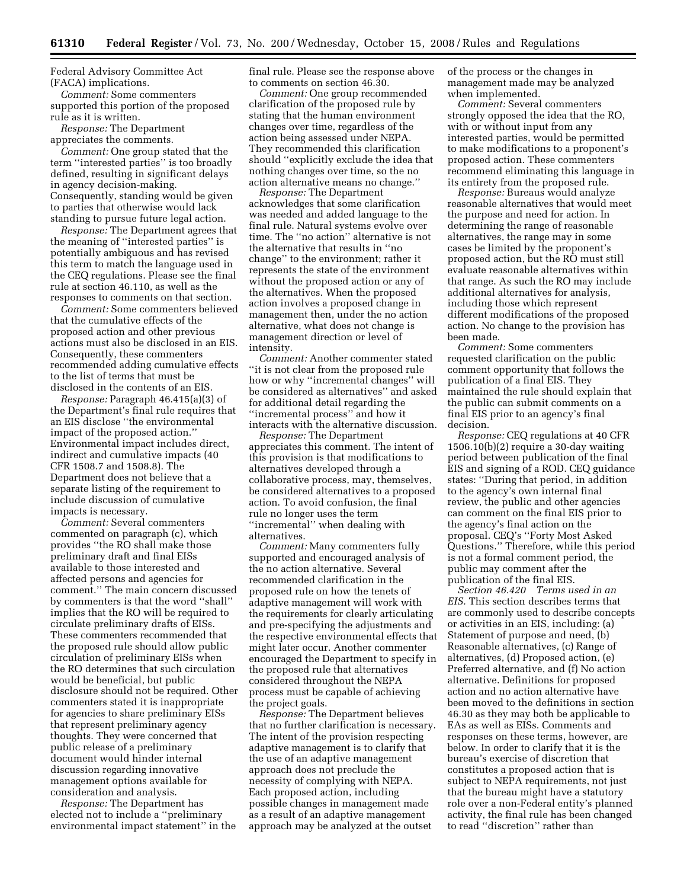Federal Advisory Committee Act (FACA) implications.

*Comment:* Some commenters supported this portion of the proposed rule as it is written.

*Response:* The Department appreciates the comments.

*Comment:* One group stated that the term ''interested parties'' is too broadly defined, resulting in significant delays in agency decision-making. Consequently, standing would be given to parties that otherwise would lack standing to pursue future legal action.

*Response:* The Department agrees that the meaning of ''interested parties'' is potentially ambiguous and has revised this term to match the language used in the CEQ regulations. Please see the final rule at section 46.110, as well as the responses to comments on that section.

*Comment:* Some commenters believed that the cumulative effects of the proposed action and other previous actions must also be disclosed in an EIS. Consequently, these commenters recommended adding cumulative effects to the list of terms that must be disclosed in the contents of an EIS.

*Response:* Paragraph 46.415(a)(3) of the Department's final rule requires that an EIS disclose ''the environmental impact of the proposed action.'' Environmental impact includes direct, indirect and cumulative impacts (40 CFR 1508.7 and 1508.8). The Department does not believe that a separate listing of the requirement to include discussion of cumulative impacts is necessary.

*Comment:* Several commenters commented on paragraph (c), which provides ''the RO shall make those preliminary draft and final EISs available to those interested and affected persons and agencies for comment.'' The main concern discussed by commenters is that the word ''shall'' implies that the RO will be required to circulate preliminary drafts of EISs. These commenters recommended that the proposed rule should allow public circulation of preliminary EISs when the RO determines that such circulation would be beneficial, but public disclosure should not be required. Other commenters stated it is inappropriate for agencies to share preliminary EISs that represent preliminary agency thoughts. They were concerned that public release of a preliminary document would hinder internal discussion regarding innovative management options available for consideration and analysis.

*Response:* The Department has elected not to include a ''preliminary environmental impact statement'' in the final rule. Please see the response above to comments on section 46.30.

*Comment:* One group recommended clarification of the proposed rule by stating that the human environment changes over time, regardless of the action being assessed under NEPA. They recommended this clarification should ''explicitly exclude the idea that nothing changes over time, so the no action alternative means no change.''

*Response:* The Department acknowledges that some clarification was needed and added language to the final rule. Natural systems evolve over time. The ''no action'' alternative is not the alternative that results in ''no change'' to the environment; rather it represents the state of the environment without the proposed action or any of the alternatives. When the proposed action involves a proposed change in management then, under the no action alternative, what does not change is management direction or level of intensity.

*Comment:* Another commenter stated ''it is not clear from the proposed rule how or why ''incremental changes'' will be considered as alternatives'' and asked for additional detail regarding the ''incremental process'' and how it interacts with the alternative discussion.

*Response:* The Department appreciates this comment. The intent of this provision is that modifications to alternatives developed through a collaborative process, may, themselves, be considered alternatives to a proposed action. To avoid confusion, the final rule no longer uses the term ''incremental'' when dealing with alternatives.

*Comment:* Many commenters fully supported and encouraged analysis of the no action alternative. Several recommended clarification in the proposed rule on how the tenets of adaptive management will work with the requirements for clearly articulating and pre-specifying the adjustments and the respective environmental effects that might later occur. Another commenter encouraged the Department to specify in the proposed rule that alternatives considered throughout the NEPA process must be capable of achieving the project goals.

*Response:* The Department believes that no further clarification is necessary. The intent of the provision respecting adaptive management is to clarify that the use of an adaptive management approach does not preclude the necessity of complying with NEPA. Each proposed action, including possible changes in management made as a result of an adaptive management approach may be analyzed at the outset of the process or the changes in management made may be analyzed when implemented.

*Comment:* Several commenters strongly opposed the idea that the RO, with or without input from any interested parties, would be permitted to make modifications to a proponent's proposed action. These commenters recommend eliminating this language in its entirety from the proposed rule.

*Response:* Bureaus would analyze reasonable alternatives that would meet the purpose and need for action. In determining the range of reasonable alternatives, the range may in some cases be limited by the proponent's proposed action, but the RO must still evaluate reasonable alternatives within that range. As such the RO may include additional alternatives for analysis, including those which represent different modifications of the proposed action. No change to the provision has been made.

*Comment:* Some commenters requested clarification on the public comment opportunity that follows the publication of a final EIS. They maintained the rule should explain that the public can submit comments on a final EIS prior to an agency's final decision.

*Response:* CEQ regulations at 40 CFR 1506.10(b)(2) require a 30-day waiting period between publication of the final EIS and signing of a ROD. CEQ guidance states: ''During that period, in addition to the agency's own internal final review, the public and other agencies can comment on the final EIS prior to the agency's final action on the proposal. CEQ's ''Forty Most Asked Questions.'' Therefore, while this period is not a formal comment period, the public may comment after the publication of the final EIS.

*Section 46.420 Terms used in an EIS.* This section describes terms that are commonly used to describe concepts or activities in an EIS, including: (a) Statement of purpose and need, (b) Reasonable alternatives, (c) Range of alternatives, (d) Proposed action, (e) Preferred alternative, and (f) No action alternative. Definitions for proposed action and no action alternative have been moved to the definitions in section 46.30 as they may both be applicable to EAs as well as EISs. Comments and responses on these terms, however, are below. In order to clarify that it is the bureau's exercise of discretion that constitutes a proposed action that is subject to NEPA requirements, not just that the bureau might have a statutory role over a non-Federal entity's planned activity, the final rule has been changed to read ''discretion'' rather than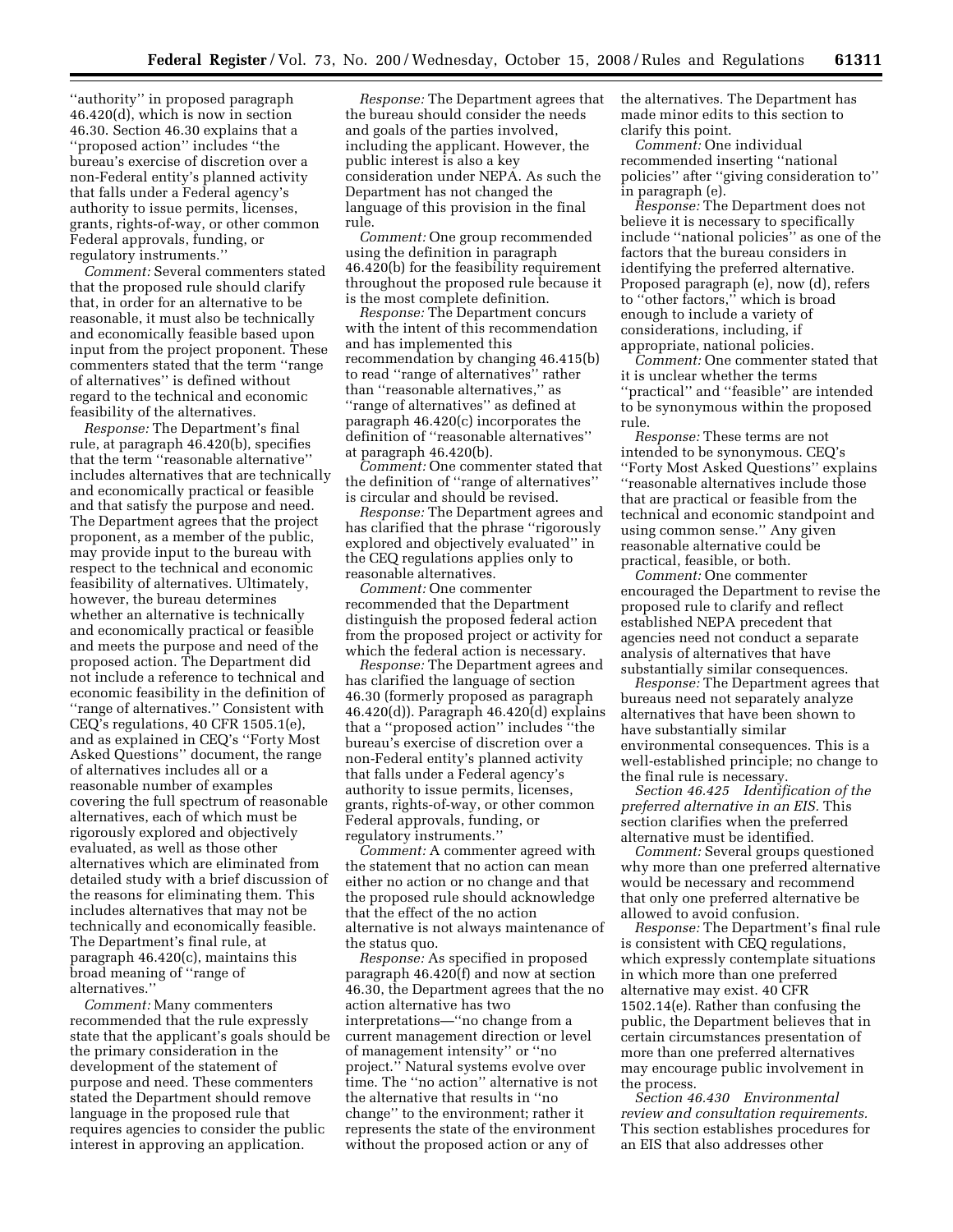''authority'' in proposed paragraph 46.420(d), which is now in section 46.30. Section 46.30 explains that a ''proposed action'' includes ''the bureau's exercise of discretion over a non-Federal entity's planned activity that falls under a Federal agency's authority to issue permits, licenses, grants, rights-of-way, or other common Federal approvals, funding, or regulatory instruments.''

*Comment:* Several commenters stated that the proposed rule should clarify that, in order for an alternative to be reasonable, it must also be technically and economically feasible based upon input from the project proponent. These commenters stated that the term ''range of alternatives'' is defined without regard to the technical and economic feasibility of the alternatives.

*Response:* The Department's final rule, at paragraph 46.420(b), specifies that the term ''reasonable alternative'' includes alternatives that are technically and economically practical or feasible and that satisfy the purpose and need. The Department agrees that the project proponent, as a member of the public, may provide input to the bureau with respect to the technical and economic feasibility of alternatives. Ultimately, however, the bureau determines whether an alternative is technically and economically practical or feasible and meets the purpose and need of the proposed action. The Department did not include a reference to technical and economic feasibility in the definition of ''range of alternatives.'' Consistent with CEQ's regulations, 40 CFR 1505.1(e), and as explained in CEQ's ''Forty Most Asked Questions'' document, the range of alternatives includes all or a reasonable number of examples covering the full spectrum of reasonable alternatives, each of which must be rigorously explored and objectively evaluated, as well as those other alternatives which are eliminated from detailed study with a brief discussion of the reasons for eliminating them. This includes alternatives that may not be technically and economically feasible. The Department's final rule, at paragraph 46.420(c), maintains this broad meaning of ''range of alternatives.''

*Comment:* Many commenters recommended that the rule expressly state that the applicant's goals should be the primary consideration in the development of the statement of purpose and need. These commenters stated the Department should remove language in the proposed rule that requires agencies to consider the public interest in approving an application.

*Response:* The Department agrees that the bureau should consider the needs and goals of the parties involved, including the applicant. However, the public interest is also a key consideration under NEPA. As such the Department has not changed the language of this provision in the final rule.

*Comment:* One group recommended using the definition in paragraph 46.420(b) for the feasibility requirement throughout the proposed rule because it is the most complete definition.

*Response:* The Department concurs with the intent of this recommendation and has implemented this recommendation by changing 46.415(b) to read ''range of alternatives'' rather than ''reasonable alternatives,'' as ''range of alternatives'' as defined at paragraph 46.420(c) incorporates the definition of ''reasonable alternatives'' at paragraph 46.420(b).

*Comment:* One commenter stated that the definition of ''range of alternatives'' is circular and should be revised.

*Response:* The Department agrees and has clarified that the phrase ''rigorously explored and objectively evaluated'' in the CEQ regulations applies only to reasonable alternatives.

*Comment:* One commenter recommended that the Department distinguish the proposed federal action from the proposed project or activity for which the federal action is necessary.

*Response:* The Department agrees and has clarified the language of section 46.30 (formerly proposed as paragraph 46.420(d)). Paragraph 46.420(d) explains that a ''proposed action'' includes ''the bureau's exercise of discretion over a non-Federal entity's planned activity that falls under a Federal agency's authority to issue permits, licenses, grants, rights-of-way, or other common Federal approvals, funding, or regulatory instruments.''

*Comment:* A commenter agreed with the statement that no action can mean either no action or no change and that the proposed rule should acknowledge that the effect of the no action alternative is not always maintenance of the status quo.

*Response:* As specified in proposed paragraph 46.420(f) and now at section 46.30, the Department agrees that the no action alternative has two interpretations—''no change from a current management direction or level of management intensity'' or ''no project.'' Natural systems evolve over time. The ''no action'' alternative is not the alternative that results in ''no change'' to the environment; rather it represents the state of the environment without the proposed action or any of the alternatives. The Department has made minor edits to this section to clarify this point.

*Comment:* One individual recommended inserting ''national policies'' after ''giving consideration to'' in paragraph (e).

*Response:* The Department does not believe it is necessary to specifically include ''national policies'' as one of the factors that the bureau considers in identifying the preferred alternative. Proposed paragraph (e), now (d), refers to ''other factors,'' which is broad enough to include a variety of considerations, including, if appropriate, national policies.

*Comment:* One commenter stated that it is unclear whether the terms ''practical'' and ''feasible'' are intended to be synonymous within the proposed rule.

*Response:* These terms are not intended to be synonymous. CEQ's ''Forty Most Asked Questions'' explains ''reasonable alternatives include those that are practical or feasible from the technical and economic standpoint and using common sense.'' Any given reasonable alternative could be practical, feasible, or both.

*Comment:* One commenter encouraged the Department to revise the proposed rule to clarify and reflect established NEPA precedent that agencies need not conduct a separate analysis of alternatives that have substantially similar consequences.

*Response:* The Department agrees that bureaus need not separately analyze alternatives that have been shown to have substantially similar environmental consequences. This is a well-established principle; no change to the final rule is necessary.

*Section 46.425 Identification of the preferred alternative in an EIS.* This section clarifies when the preferred alternative must be identified.

*Comment:* Several groups questioned why more than one preferred alternative would be necessary and recommend that only one preferred alternative be allowed to avoid confusion.

*Response:* The Department's final rule is consistent with CEQ regulations, which expressly contemplate situations in which more than one preferred alternative may exist. 40 CFR 1502.14(e). Rather than confusing the public, the Department believes that in certain circumstances presentation of more than one preferred alternatives may encourage public involvement in the process.

*Section 46.430 Environmental review and consultation requirements.* This section establishes procedures for an EIS that also addresses other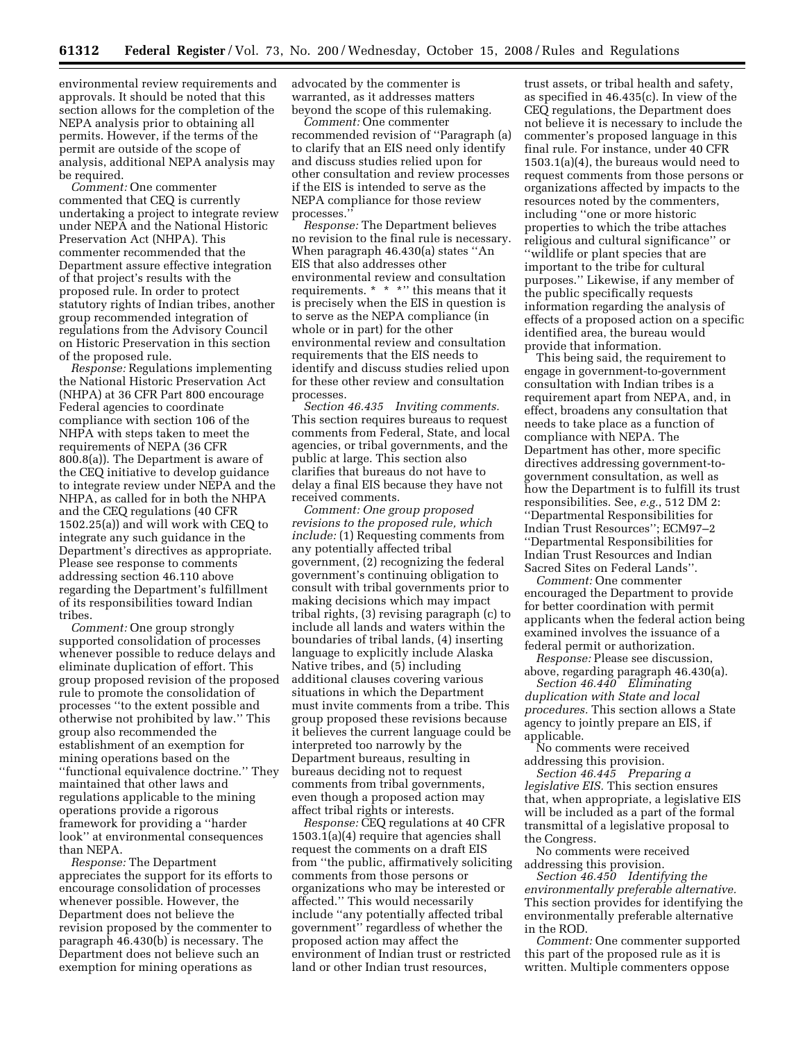environmental review requirements and approvals. It should be noted that this section allows for the completion of the NEPA analysis prior to obtaining all permits. However, if the terms of the permit are outside of the scope of analysis, additional NEPA analysis may be required.

*Comment:* One commenter commented that CEQ is currently undertaking a project to integrate review under NEPA and the National Historic Preservation Act (NHPA). This commenter recommended that the Department assure effective integration of that project's results with the proposed rule. In order to protect statutory rights of Indian tribes, another group recommended integration of regulations from the Advisory Council on Historic Preservation in this section of the proposed rule.

*Response:* Regulations implementing the National Historic Preservation Act (NHPA) at 36 CFR Part 800 encourage Federal agencies to coordinate compliance with section 106 of the NHPA with steps taken to meet the requirements of NEPA (36 CFR 800.8(a)). The Department is aware of the CEQ initiative to develop guidance to integrate review under NEPA and the NHPA, as called for in both the NHPA and the CEQ regulations (40 CFR 1502.25(a)) and will work with CEQ to integrate any such guidance in the Department's directives as appropriate. Please see response to comments addressing section 46.110 above regarding the Department's fulfillment of its responsibilities toward Indian tribes.

*Comment:* One group strongly supported consolidation of processes whenever possible to reduce delays and eliminate duplication of effort. This group proposed revision of the proposed rule to promote the consolidation of processes "to the extent possible and otherwise not prohibited by law." This group also recommended the establishment of an exemption for mining operations based on the "functional equivalence doctrine." They maintained that other laws and regulations applicable to the mining operations provide a rigorous framework for providing a "harder look" at environmental consequences than NEPA.

*Response:* The Department appreciates the support for its efforts to encourage consolidation of processes whenever possible. However, the Department does not believe the revision proposed by the commenter to paragraph 46.430(b) is necessary. The Department does not believe such an exemption for mining operations as advocated by the commenter is warranted, as it addresses matters beyond the scope of this rulemaking.

*Comment:* One commenter recommended revision of "Paragraph (a) to clarify that an EIS need only identify and discuss studies relied upon for other consultation and review processes if the EIS is intended to serve as the NEPA compliance for those review processes."

*Response:* The Department believes no revision to the final rule is necessary. When paragraph 46.430(a) states "An EIS that also addresses other environmental review and consultation requirements. * * *" this means that it is precisely when the EIS in question is to serve as the NEPA compliance (in whole or in part) for the other environmental review and consultation requirements that the EIS needs to identify and discuss studies relied upon for these other review and consultation processes.

*Section 46.435 Inviting comments.* This section requires bureaus to request comments from Federal, State, and local agencies, or tribal governments, and the public at large. This section also clarifies that bureaus do not have to delay a final EIS because they have not received comments.

*Comment: One group proposed revisions to the proposed rule, which include:* (1) Requesting comments from any potentially affected tribal government, (2) recognizing the federal government's continuing obligation to consult with tribal governments prior to making decisions which may impact tribal rights, (3) revising paragraph (c) to include all lands and waters within the boundaries of tribal lands, (4) inserting language to explicitly include Alaska Native tribes, and (5) including additional clauses covering various situations in which the Department must invite comments from a tribe. This group proposed these revisions because it believes the current language could be interpreted too narrowly by the Department bureaus, resulting in bureaus deciding not to request comments from tribal governments, even though a proposed action may affect tribal rights or interests.

*Response:* CEQ regulations at 40 CFR 1503.1(a)(4) require that agencies shall request the comments on a draft EIS from "the public, affirmatively soliciting comments from those persons or organizations who may be interested or affected." This would necessarily include "any potentially affected tribal government" regardless of whether the proposed action may affect the environment of Indian trust or restricted land or other Indian trust resources, trust assets, or tribal health and safety, as specified in 46.435(c). In view of the CEQ regulations, the Department does not believe it is necessary to include the commenter's proposed language in this final rule. For instance, under 40 CFR 1503.1(a)(4), the bureaus would need to request comments from those persons or organizations affected by impacts to the resources noted by the commenters, including "one or more historic properties to which the tribe attaches religious and cultural significance" or "wildlife or plant species that are important to the tribe for cultural purposes." Likewise, if any member of the public specifically requests information regarding the analysis of effects of a proposed action on a specific identified area, the bureau would provide that information.

This being said, the requirement to engage in government-to-government consultation with Indian tribes is a requirement apart from NEPA, and, in effect, broadens any consultation that needs to take place as a function of compliance with NEPA. The Department has other, more specific directives addressing government-to-government consultation, as well as how the Department is to fulfill its trust responsibilities. See, *e.g.*, 512 DM 2: "Departmental Responsibilities for Indian Trust Resources"; ECM97–2 "Departmental Responsibilities for Indian Trust Resources and Indian Sacred Sites on Federal Lands".

*Comment:* One commenter encouraged the Department to provide for better coordination with permit applicants when the federal action being examined involves the issuance of a federal permit or authorization.

*Response:* Please see discussion, above, regarding paragraph 46.430(a).

*Section 46.440 Eliminating duplication with State and local procedures.* This section allows a State agency to jointly prepare an EIS, if applicable.

No comments were received addressing this provision.

*Section 46.445 Preparing a legislative EIS.* This section ensures that, when appropriate, a legislative EIS will be included as a part of the formal transmittal of a legislative proposal to the Congress.

No comments were received addressing this provision.

*Section 46.450 Identifying the environmentally preferable alternative.* This section provides for identifying the environmentally preferable alternative in the ROD.

*Comment:* One commenter supported this part of the proposed rule as it is written. Multiple commenters oppose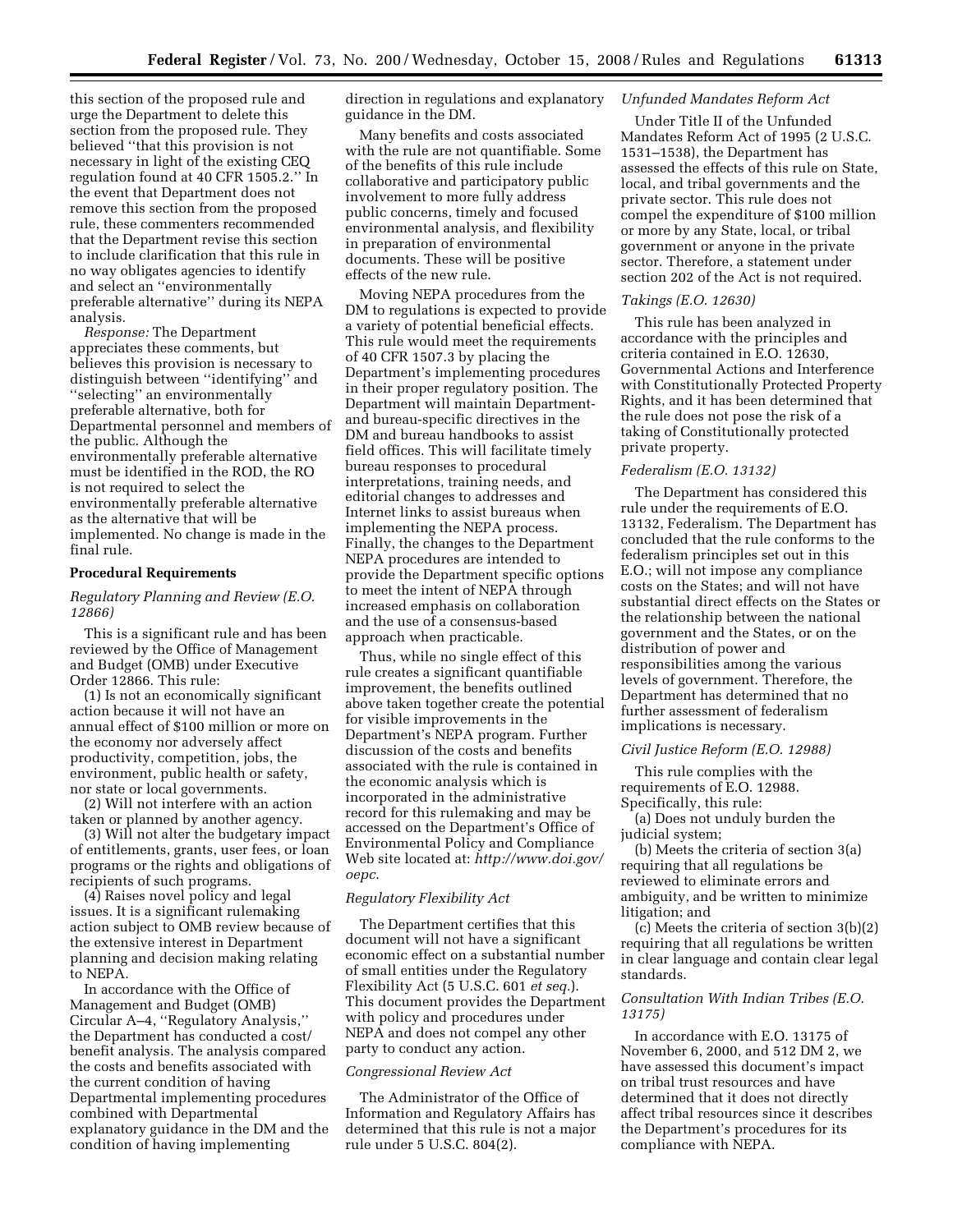this section of the proposed rule and urge the Department to delete this section from the proposed rule. They believed ''that this provision is not necessary in light of the existing CEQ regulation found at 40 CFR 1505.2.'' In the event that Department does not remove this section from the proposed rule, these commenters recommended that the Department revise this section to include clarification that this rule in no way obligates agencies to identify and select an ''environmentally preferable alternative'' during its NEPA analysis.

*Response:* The Department appreciates these comments, but believes this provision is necessary to distinguish between ''identifying'' and ''selecting'' an environmentally preferable alternative, both for Departmental personnel and members of the public. Although the environmentally preferable alternative must be identified in the ROD, the RO is not required to select the environmentally preferable alternative as the alternative that will be implemented. No change is made in the final rule.

**Procedural Requirements**

*Regulatory Planning and Review (E.O. 12866)*

This is a significant rule and has been reviewed by the Office of Management and Budget (OMB) under Executive Order 12866. This rule:

(1) Is not an economically significant action because it will not have an annual effect of $100 million or more on the economy nor adversely affect productivity, competition, jobs, the environment, public health or safety, nor state or local governments.

(2) Will not interfere with an action taken or planned by another agency.

(3) Will not alter the budgetary impact of entitlements, grants, user fees, or loan programs or the rights and obligations of recipients of such programs.

(4) Raises novel policy and legal issues. It is a significant rulemaking action subject to OMB review because of the extensive interest in Department planning and decision making relating to NEPA.

In accordance with the Office of Management and Budget (OMB) Circular A–4, ''Regulatory Analysis,'' the Department has conducted a cost/benefit analysis. The analysis compared the costs and benefits associated with the current condition of having Departmental implementing procedures combined with Departmental explanatory guidance in the DM and the condition of having implementing direction in regulations and explanatory guidance in the DM.

Many benefits and costs associated with the rule are not quantifiable. Some of the benefits of this rule include collaborative and participatory public involvement to more fully address public concerns, timely and focused environmental analysis, and flexibility in preparation of environmental documents. These will be positive effects of the new rule.

Moving NEPA procedures from the DM to regulations is expected to provide a variety of potential beneficial effects. This rule would meet the requirements of 40 CFR 1507.3 by placing the Department's implementing procedures in their proper regulatory position. The Department will maintain Department- and bureau-specific directives in the DM and bureau handbooks to assist field offices. This will facilitate timely bureau responses to procedural interpretations, training needs, and editorial changes to addresses and Internet links to assist bureaus when implementing the NEPA process. Finally, the changes to the Department NEPA procedures are intended to provide the Department specific options to meet the intent of NEPA through increased emphasis on collaboration and the use of a consensus-based approach when practicable.

Thus, while no single effect of this rule creates a significant quantifiable improvement, the benefits outlined above taken together create the potential for visible improvements in the Department's NEPA program. Further discussion of the costs and benefits associated with the rule is contained in the economic analysis which is incorporated in the administrative record for this rulemaking and may be accessed on the Department's Office of Environmental Policy and Compliance Web site located at: *http://www.doi.gov/oepc.*

*Regulatory Flexibility Act*

The Department certifies that this document will not have a significant economic effect on a substantial number of small entities under the Regulatory Flexibility Act (5 U.S.C. 601 *et seq.*). This document provides the Department with policy and procedures under NEPA and does not compel any other party to conduct any action.

*Congressional Review Act*

The Administrator of the Office of Information and Regulatory Affairs has determined that this rule is not a major rule under 5 U.S.C. 804(2).

*Unfunded Mandates Reform Act*

Under Title II of the Unfunded Mandates Reform Act of 1995 (2 U.S.C. 1531–1538), the Department has assessed the effects of this rule on State, local, and tribal governments and the private sector. This rule does not compel the expenditure of $100 million or more by any State, local, or tribal government or anyone in the private sector. Therefore, a statement under section 202 of the Act is not required.

*Takings (E.O. 12630)*

This rule has been analyzed in accordance with the principles and criteria contained in E.O. 12630, Governmental Actions and Interference with Constitutionally Protected Property Rights, and it has been determined that the rule does not pose the risk of a taking of Constitutionally protected private property.

*Federalism (E.O. 13132)*

The Department has considered this rule under the requirements of E.O. 13132, Federalism. The Department has concluded that the rule conforms to the federalism principles set out in this E.O.; will not impose any compliance costs on the States; and will not have substantial direct effects on the States or the relationship between the national government and the States, or on the distribution of power and responsibilities among the various levels of government. Therefore, the Department has determined that no further assessment of federalism implications is necessary.

*Civil Justice Reform (E.O. 12988)*

This rule complies with the requirements of E.O. 12988. Specifically, this rule:

(a) Does not unduly burden the judicial system;

(b) Meets the criteria of section 3(a) requiring that all regulations be reviewed to eliminate errors and ambiguity, and be written to minimize litigation; and

(c) Meets the criteria of section 3(b)(2) requiring that all regulations be written in clear language and contain clear legal standards.

*Consultation With Indian Tribes (E.O. 13175)*

In accordance with E.O. 13175 of November 6, 2000, and 512 DM 2, we have assessed this document's impact on tribal trust resources and have determined that it does not directly affect tribal resources since it describes the Department's procedures for its compliance with NEPA.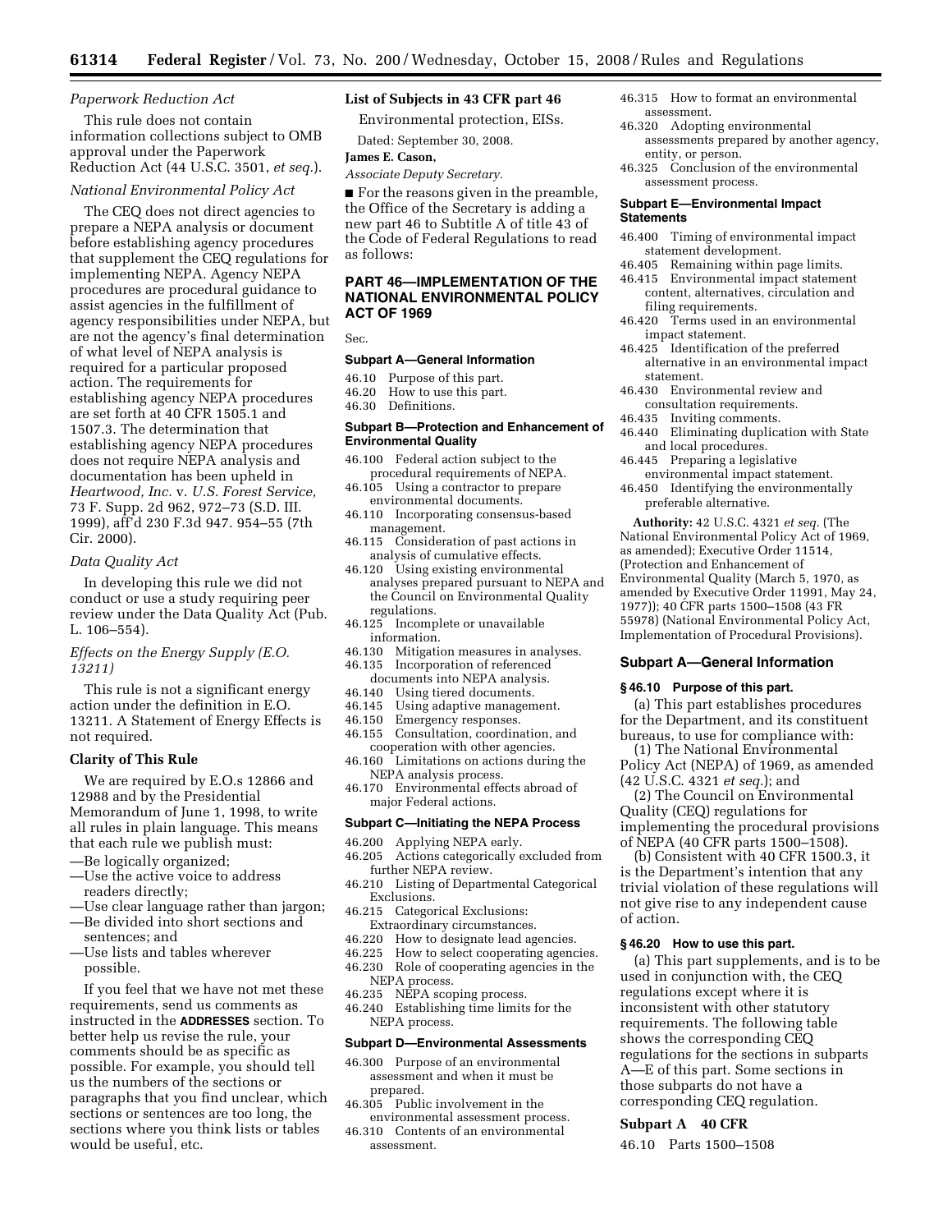*Paperwork Reduction Act*

This rule does not contain information collections subject to OMB approval under the Paperwork Reduction Act (44 U.S.C. 3501, *et seq.*).

*National Environmental Policy Act*

The CEQ does not direct agencies to prepare a NEPA analysis or document before establishing agency procedures that supplement the CEQ regulations for implementing NEPA. Agency NEPA procedures are procedural guidance to assist agencies in the fulfillment of agency responsibilities under NEPA, but are not the agency's final determination of what level of NEPA analysis is required for a particular proposed action. The requirements for establishing agency NEPA procedures are set forth at 40 CFR 1505.1 and 1507.3. The determination that establishing agency NEPA procedures does not require NEPA analysis and documentation has been upheld in *Heartwood, Inc.* v. *U.S. Forest Service,* 73 F. Supp. 2d 962, 972–73 (S.D. III. 1999), aff'd 230 F.3d 947. 954–55 (7th Cir. 2000).

*Data Quality Act*

In developing this rule we did not conduct or use a study requiring peer review under the Data Quality Act (Pub. L. 106–554).

*Effects on the Energy Supply (E.O. 13211)*

This rule is not a significant energy action under the definition in E.O. 13211. A Statement of Energy Effects is not required.

**Clarity of This Rule**

We are required by E.O.s 12866 and 12988 and by the Presidential Memorandum of June 1, 1998, to write all rules in plain language. This means that each rule we publish must:

—Be logically organized;
—Use the active voice to address readers directly;
—Use clear language rather than jargon;
—Be divided into short sections and sentences; and
—Use lists and tables wherever possible.

If you feel that we have not met these requirements, send us comments as instructed in the **ADDRESSES** section. To better help us revise the rule, your comments should be as specific as possible. For example, you should tell us the numbers of the sections or paragraphs that you find unclear, which sections or sentences are too long, the sections where you think lists or tables would be useful, etc.

**List of Subjects in 43 CFR part 46**

Environmental protection, EISs.

Dated: September 30, 2008.

**James E. Cason,**

*Associate Deputy Secretary.*

■ For the reasons given in the preamble, the Office of the Secretary is adding a new part 46 to Subtitle A of title 43 of the Code of Federal Regulations to read as follows:

## PART 46—IMPLEMENTATION OF THE NATIONAL ENVIRONMENTAL POLICY ACT OF 1969

Sec.

**Subpart A—General Information**

46.10 Purpose of this part.
46.20 How to use this part.
46.30 Definitions.

**Subpart B—Protection and Enhancement of Environmental Quality**

46.100 Federal action subject to the procedural requirements of NEPA.
46.105 Using a contractor to prepare environmental documents.
46.110 Incorporating consensus-based management.
46.115 Consideration of past actions in analysis of cumulative effects.
46.120 Using existing environmental analyses prepared pursuant to NEPA and the Council on Environmental Quality regulations.
46.125 Incomplete or unavailable information.
46.130 Mitigation measures in analyses.
46.135 Incorporation of referenced documents into NEPA analysis.
46.140 Using tiered documents.
46.145 Using adaptive management.
46.150 Emergency responses.
46.155 Consultation, coordination, and cooperation with other agencies.
46.160 Limitations on actions during the NEPA analysis process.
46.170 Environmental effects abroad of major Federal actions.

**Subpart C—Initiating the NEPA Process**

46.200 Applying NEPA early.
46.205 Actions categorically excluded from further NEPA review.
46.210 Listing of Departmental Categorical Exclusions.
46.215 Categorical Exclusions: Extraordinary circumstances.
46.220 How to designate lead agencies.
46.225 How to select cooperating agencies.
46.230 Role of cooperating agencies in the NEPA process.
46.235 NEPA scoping process.
46.240 Establishing time limits for the NEPA process.

**Subpart D—Environmental Assessments**

46.300 Purpose of an environmental assessment and when it must be prepared.
46.305 Public involvement in the environmental assessment process.
46.310 Contents of an environmental assessment.
46.315 How to format an environmental assessment.
46.320 Adopting environmental assessments prepared by another agency, entity, or person.
46.325 Conclusion of the environmental assessment process.

**Subpart E—Environmental Impact Statements**

46.400 Timing of environmental impact statement development.
46.405 Remaining within page limits.
46.415 Environmental impact statement content, alternatives, circulation and filing requirements.
46.420 Terms used in an environmental impact statement.
46.425 Identification of the preferred alternative in an environmental impact statement.
46.430 Environmental review and consultation requirements.
46.435 Inviting comments.
46.440 Eliminating duplication with State and local procedures.
46.445 Preparing a legislative environmental impact statement.
46.450 Identifying the environmentally preferable alternative.

**Authority:** 42 U.S.C. 4321 *et seq.* (The National Environmental Policy Act of 1969, as amended); Executive Order 11514, (Protection and Enhancement of Environmental Quality (March 5, 1970, as amended by Executive Order 11991, May 24, 1977)); 40 CFR parts 1500–1508 (43 FR 55978) (National Environmental Policy Act, Implementation of Procedural Provisions).

### Subpart A—General Information

**§ 46.10 Purpose of this part.**

(a) This part establishes procedures for the Department, and its constituent bureaus, to use for compliance with:

(1) The National Environmental Policy Act (NEPA) of 1969, as amended (42 U.S.C. 4321 *et seq.*); and

(2) The Council on Environmental Quality (CEQ) regulations for implementing the procedural provisions of NEPA (40 CFR parts 1500–1508).

(b) Consistent with 40 CFR 1500.3, it is the Department's intention that any trivial violation of these regulations will not give rise to any independent cause of action.

**§ 46.20 How to use this part.**

(a) This part supplements, and is to be used in conjunction with, the CEQ regulations except where it is inconsistent with other statutory requirements. The following table shows the corresponding CEQ regulations for the sections in subparts A—E of this part. Some sections in those subparts do not have a corresponding CEQ regulation.

| Subpart A | 40 CFR |
|---|---|
| 46.10 | Parts 1500–1508 |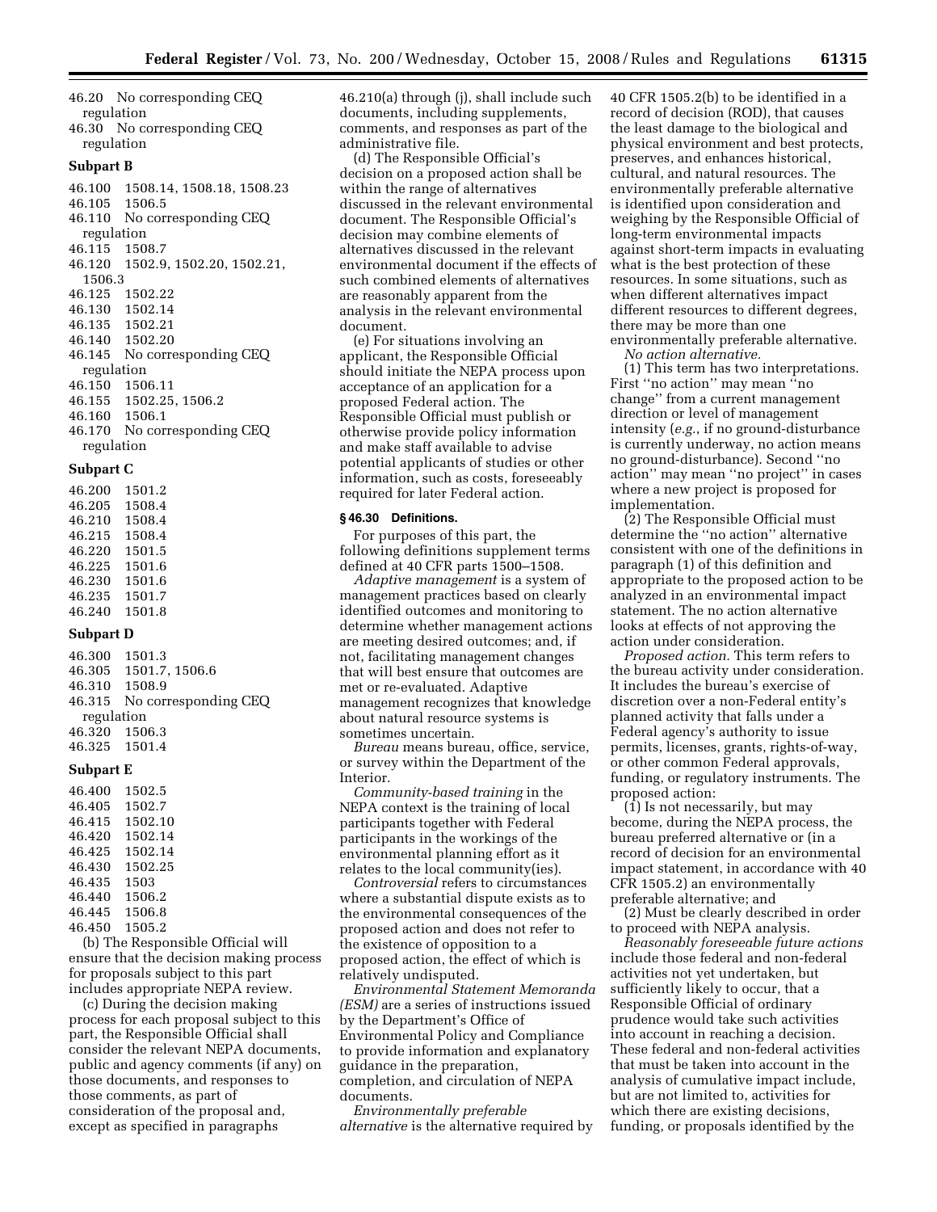46.20 No corresponding CEQ regulation
46.30 No corresponding CEQ regulation

**Subpart B**

| | |
|---|---|
| 46.100 | 1508.14, 1508.18, 1508.23 |
| 46.105 | 1506.5 |
| 46.110 | No corresponding CEQ regulation |
| 46.115 | 1508.7 |
| 46.120 | 1502.9, 1502.20, 1502.21, 1506.3 |
| 46.125 | 1502.22 |
| 46.130 | 1502.14 |
| 46.135 | 1502.21 |
| 46.140 | 1502.20 |
| 46.145 | No corresponding CEQ regulation |
| 46.150 | 1506.11 |
| 46.155 | 1502.25, 1506.2 |
| 46.160 | 1506.1 |
| 46.170 | No corresponding CEQ regulation |

**Subpart C**

| | |
|---|---|
| 46.200 | 1501.2 |
| 46.205 | 1508.4 |
| 46.210 | 1508.4 |
| 46.215 | 1508.4 |
| 46.220 | 1501.5 |
| 46.225 | 1501.6 |
| 46.230 | 1501.6 |
| 46.235 | 1501.7 |
| 46.240 | 1501.8 |

**Subpart D**

| | |
|---|---|
| 46.300 | 1501.3 |
| 46.305 | 1501.7, 1506.6 |
| 46.310 | 1508.9 |
| 46.315 | No corresponding CEQ regulation |
| 46.320 | 1506.3 |
| 46.325 | 1501.4 |

**Subpart E**

| | |
|---|---|
| 46.400 | 1502.5 |
| 46.405 | 1502.7 |
| 46.415 | 1502.10 |
| 46.420 | 1502.14 |
| 46.425 | 1502.14 |
| 46.430 | 1502.25 |
| 46.435 | 1503 |
| 46.440 | 1506.2 |
| 46.445 | 1506.8 |
| 46.450 | 1505.2 |

(b) The Responsible Official will ensure that the decision making process for proposals subject to this part includes appropriate NEPA review.

(c) During the decision making process for each proposal subject to this part, the Responsible Official shall consider the relevant NEPA documents, public and agency comments (if any) on those documents, and responses to those comments, as part of consideration of the proposal and, except as specified in paragraphs 46.210(a) through (j), shall include such documents, including supplements, comments, and responses as part of the administrative file.

(d) The Responsible Official's decision on a proposed action shall be within the range of alternatives discussed in the relevant environmental document. The Responsible Official's decision may combine elements of alternatives discussed in the relevant environmental document if the effects of such combined elements of alternatives are reasonably apparent from the analysis in the relevant environmental document.

(e) For situations involving an applicant, the Responsible Official should initiate the NEPA process upon acceptance of an application for a proposed Federal action. The Responsible Official must publish or otherwise provide policy information and make staff available to advise potential applicants of studies or other information, such as costs, foreseeably required for later Federal action.

### § 46.30 Definitions.

For purposes of this part, the following definitions supplement terms defined at 40 CFR parts 1500–1508.

*Adaptive management* is a system of management practices based on clearly identified outcomes and monitoring to determine whether management actions are meeting desired outcomes; and, if not, facilitating management changes that will best ensure that outcomes are met or re-evaluated. Adaptive management recognizes that knowledge about natural resource systems is sometimes uncertain.

*Bureau* means bureau, office, service, or survey within the Department of the Interior.

*Community-based training* in the NEPA context is the training of local participants together with Federal participants in the workings of the environmental planning effort as it relates to the local community(ies).

*Controversial* refers to circumstances where a substantial dispute exists as to the environmental consequences of the proposed action and does not refer to the existence of opposition to a proposed action, the effect of which is relatively undisputed.

*Environmental Statement Memoranda (ESM)* are a series of instructions issued by the Department's Office of Environmental Policy and Compliance to provide information and explanatory guidance in the preparation, completion, and circulation of NEPA documents.

*Environmentally preferable alternative* is the alternative required by 40 CFR 1505.2(b) to be identified in a record of decision (ROD), that causes the least damage to the biological and physical environment and best protects, preserves, and enhances historical, cultural, and natural resources. The environmentally preferable alternative is identified upon consideration and weighing by the Responsible Official of long-term environmental impacts against short-term impacts in evaluating what is the best protection of these resources. In some situations, such as when different alternatives impact different resources to different degrees, there may be more than one environmentally preferable alternative.

*No action alternative.*

(1) This term has two interpretations. First "no action" may mean "no change" from a current management direction or level of management intensity (*e.g.*, if no ground-disturbance is currently underway, no action means no ground-disturbance). Second "no action" may mean "no project" in cases where a new project is proposed for implementation.

(2) The Responsible Official must determine the "no action" alternative consistent with one of the definitions in paragraph (1) of this definition and appropriate to the proposed action to be analyzed in an environmental impact statement. The no action alternative looks at effects of not approving the action under consideration.

*Proposed action.* This term refers to the bureau activity under consideration. It includes the bureau's exercise of discretion over a non-Federal entity's planned activity that falls under a Federal agency's authority to issue permits, licenses, grants, rights-of-way, or other common Federal approvals, funding, or regulatory instruments. The proposed action:

(1) Is not necessarily, but may become, during the NEPA process, the bureau preferred alternative or (in a record of decision for an environmental impact statement, in accordance with 40 CFR 1505.2) an environmentally preferable alternative; and

(2) Must be clearly described in order to proceed with NEPA analysis.

*Reasonably foreseeable future actions* include those federal and non-federal activities not yet undertaken, but sufficiently likely to occur, that a Responsible Official of ordinary prudence would take such activities into account in reaching a decision. These federal and non-federal activities that must be taken into account in the analysis of cumulative impact include, but are not limited to, activities for which there are existing decisions, funding, or proposals identified by the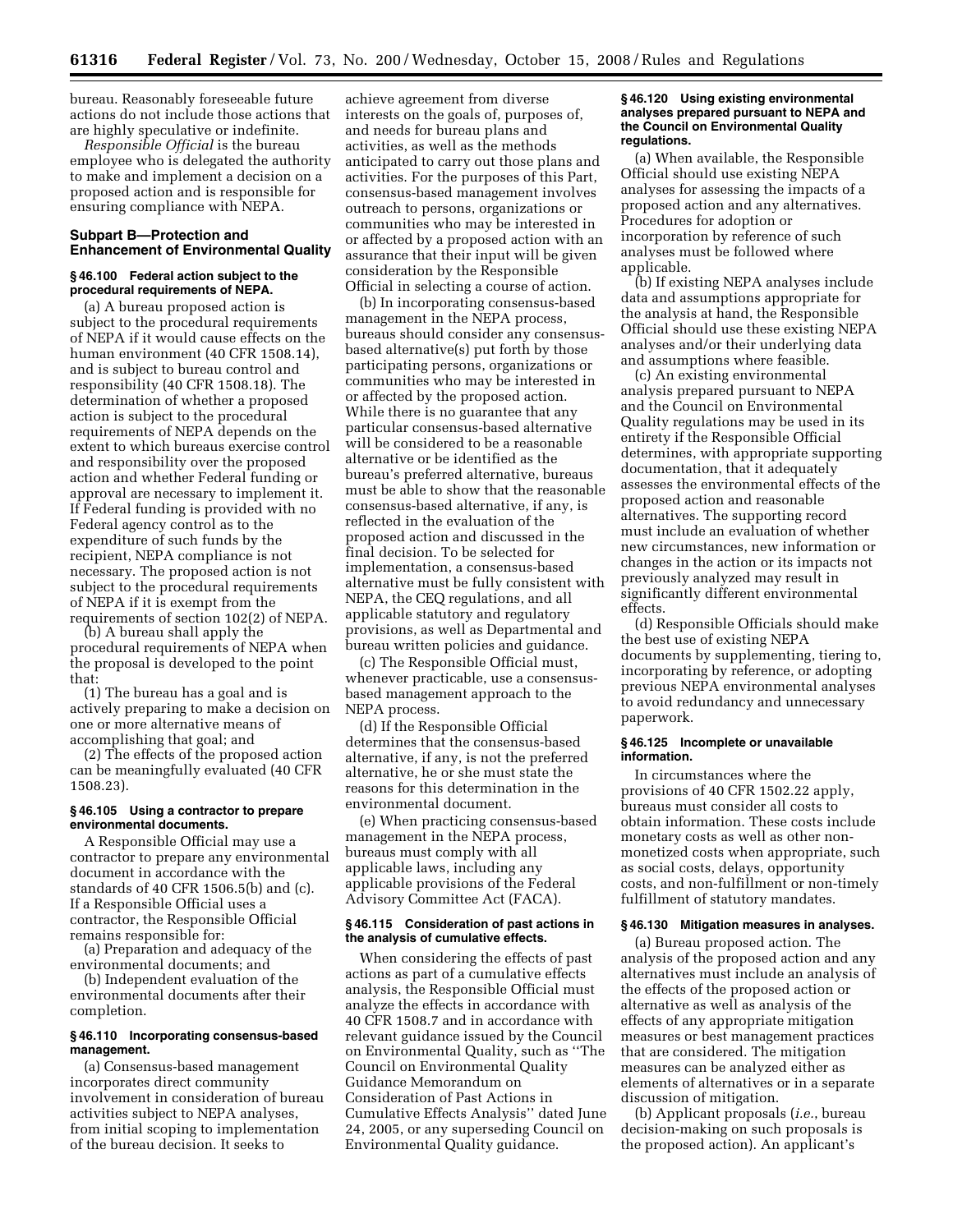bureau. Reasonably foreseeable future actions do not include those actions that are highly speculative or indefinite.

*Responsible Official* is the bureau employee who is delegated the authority to make and implement a decision on a proposed action and is responsible for ensuring compliance with NEPA.

## Subpart B—Protection and Enhancement of Environmental Quality

### § 46.100 Federal action subject to the procedural requirements of NEPA.

(a) A bureau proposed action is subject to the procedural requirements of NEPA if it would cause effects on the human environment (40 CFR 1508.14), and is subject to bureau control and responsibility (40 CFR 1508.18). The determination of whether a proposed action is subject to the procedural requirements of NEPA depends on the extent to which bureaus exercise control and responsibility over the proposed action and whether Federal funding or approval are necessary to implement it. If Federal funding is provided with no Federal agency control as to the expenditure of such funds by the recipient, NEPA compliance is not necessary. The proposed action is not subject to the procedural requirements of NEPA if it is exempt from the requirements of section 102(2) of NEPA.

(b) A bureau shall apply the procedural requirements of NEPA when the proposal is developed to the point that:

(1) The bureau has a goal and is actively preparing to make a decision on one or more alternative means of accomplishing that goal; and

(2) The effects of the proposed action can be meaningfully evaluated (40 CFR 1508.23).

### § 46.105 Using a contractor to prepare environmental documents.

A Responsible Official may use a contractor to prepare any environmental document in accordance with the standards of 40 CFR 1506.5(b) and (c). If a Responsible Official uses a contractor, the Responsible Official remains responsible for:

(a) Preparation and adequacy of the environmental documents; and

(b) Independent evaluation of the environmental documents after their completion.

### § 46.110 Incorporating consensus-based management.

(a) Consensus-based management incorporates direct community involvement in consideration of bureau activities subject to NEPA analyses, from initial scoping to implementation of the bureau decision. It seeks to achieve agreement from diverse interests on the goals of, purposes of, and needs for bureau plans and activities, as well as the methods anticipated to carry out those plans and activities. For the purposes of this Part, consensus-based management involves outreach to persons, organizations or communities who may be interested in or affected by a proposed action with an assurance that their input will be given consideration by the Responsible Official in selecting a course of action.

(b) In incorporating consensus-based management in the NEPA process, bureaus should consider any consensus-based alternative(s) put forth by those participating persons, organizations or communities who may be interested in or affected by the proposed action. While there is no guarantee that any particular consensus-based alternative will be considered to be a reasonable alternative or be identified as the bureau's preferred alternative, bureaus must be able to show that the reasonable consensus-based alternative, if any, is reflected in the evaluation of the proposed action and discussed in the final decision. To be selected for implementation, a consensus-based alternative must be fully consistent with NEPA, the CEQ regulations, and all applicable statutory and regulatory provisions, as well as Departmental and bureau written policies and guidance.

(c) The Responsible Official must, whenever practicable, use a consensus-based management approach to the NEPA process.

(d) If the Responsible Official determines that the consensus-based alternative, if any, is not the preferred alternative, he or she must state the reasons for this determination in the environmental document.

(e) When practicing consensus-based management in the NEPA process, bureaus must comply with all applicable laws, including any applicable provisions of the Federal Advisory Committee Act (FACA).

### § 46.115 Consideration of past actions in the analysis of cumulative effects.

When considering the effects of past actions as part of a cumulative effects analysis, the Responsible Official must analyze the effects in accordance with 40 CFR 1508.7 and in accordance with relevant guidance issued by the Council on Environmental Quality, such as "The Council on Environmental Quality Guidance Memorandum on Consideration of Past Actions in Cumulative Effects Analysis" dated June 24, 2005, or any superseding Council on Environmental Quality guidance.

### § 46.120 Using existing environmental analyses prepared pursuant to NEPA and the Council on Environmental Quality regulations.

(a) When available, the Responsible Official should use existing NEPA analyses for assessing the impacts of a proposed action and any alternatives. Procedures for adoption or incorporation by reference of such analyses must be followed where applicable.

(b) If existing NEPA analyses include data and assumptions appropriate for the analysis at hand, the Responsible Official should use these existing NEPA analyses and/or their underlying data and assumptions where feasible.

(c) An existing environmental analysis prepared pursuant to NEPA and the Council on Environmental Quality regulations may be used in its entirety if the Responsible Official determines, with appropriate supporting documentation, that it adequately assesses the environmental effects of the proposed action and reasonable alternatives. The supporting record must include an evaluation of whether new circumstances, new information or changes in the action or its impacts not previously analyzed may result in significantly different environmental effects.

(d) Responsible Officials should make the best use of existing NEPA documents by supplementing, tiering to, incorporating by reference, or adopting previous NEPA environmental analyses to avoid redundancy and unnecessary paperwork.

### § 46.125 Incomplete or unavailable information.

In circumstances where the provisions of 40 CFR 1502.22 apply, bureaus must consider all costs to obtain information. These costs include monetary costs as well as other non-monetized costs when appropriate, such as social costs, delays, opportunity costs, and non-fulfillment or non-timely fulfillment of statutory mandates.

### § 46.130 Mitigation measures in analyses.

(a) Bureau proposed action. The analysis of the proposed action and any alternatives must include an analysis of the effects of the proposed action or alternative as well as analysis of the effects of any appropriate mitigation measures or best management practices that are considered. The mitigation measures can be analyzed either as elements of alternatives or in a separate discussion of mitigation.

(b) Applicant proposals (*i.e.*, bureau decision-making on such proposals is the proposed action). An applicant's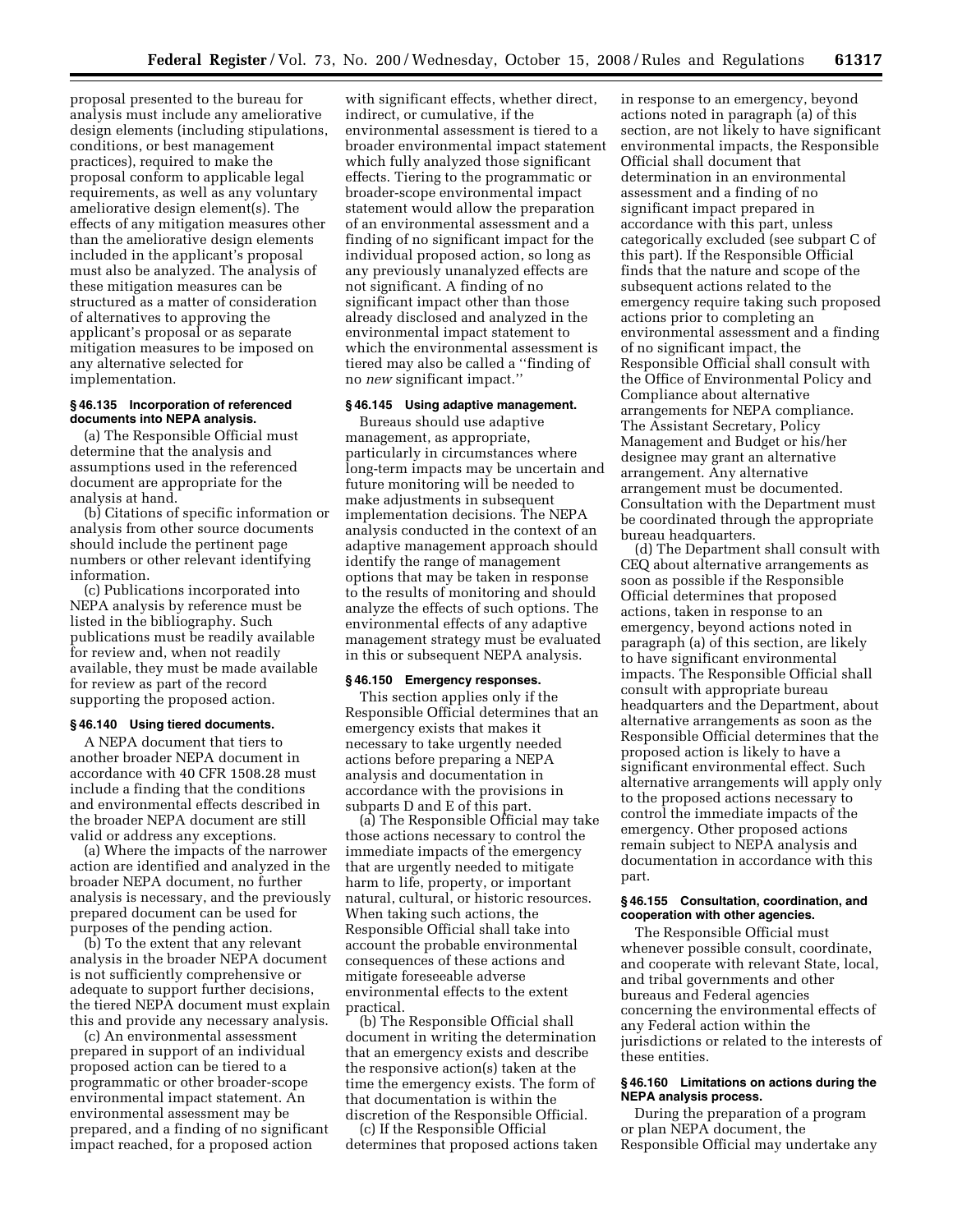proposal presented to the bureau for analysis must include any ameliorative design elements (including stipulations, conditions, or best management practices), required to make the proposal conform to applicable legal requirements, as well as any voluntary ameliorative design element(s). The effects of any mitigation measures other than the ameliorative design elements included in the applicant's proposal must also be analyzed. The analysis of these mitigation measures can be structured as a matter of consideration of alternatives to approving the applicant's proposal or as separate mitigation measures to be imposed on any alternative selected for implementation.

**§ 46.135 Incorporation of referenced documents into NEPA analysis.**

(a) The Responsible Official must determine that the analysis and assumptions used in the referenced document are appropriate for the analysis at hand.

(b) Citations of specific information or analysis from other source documents should include the pertinent page numbers or other relevant identifying information.

(c) Publications incorporated into NEPA analysis by reference must be listed in the bibliography. Such publications must be readily available for review and, when not readily available, they must be made available for review as part of the record supporting the proposed action.

**§ 46.140 Using tiered documents.**

A NEPA document that tiers to another broader NEPA document in accordance with 40 CFR 1508.28 must include a finding that the conditions and environmental effects described in the broader NEPA document are still valid or address any exceptions.

(a) Where the impacts of the narrower action are identified and analyzed in the broader NEPA document, no further analysis is necessary, and the previously prepared document can be used for purposes of the pending action.

(b) To the extent that any relevant analysis in the broader NEPA document is not sufficiently comprehensive or adequate to support further decisions, the tiered NEPA document must explain this and provide any necessary analysis.

(c) An environmental assessment prepared in support of an individual proposed action can be tiered to a programmatic or other broader-scope environmental impact statement. An environmental assessment may be prepared, and a finding of no significant impact reached, for a proposed action with significant effects, whether direct, indirect, or cumulative, if the environmental assessment is tiered to a broader environmental impact statement which fully analyzed those significant effects. Tiering to the programmatic or broader-scope environmental impact statement would allow the preparation of an environmental assessment and a finding of no significant impact for the individual proposed action, so long as any previously unanalyzed effects are not significant. A finding of no significant impact other than those already disclosed and analyzed in the environmental impact statement to which the environmental assessment is tiered may also be called a ''finding of no *new* significant impact.''

**§ 46.145 Using adaptive management.**

Bureaus should use adaptive management, as appropriate, particularly in circumstances where long-term impacts may be uncertain and future monitoring will be needed to make adjustments in subsequent implementation decisions. The NEPA analysis conducted in the context of an adaptive management approach should identify the range of management options that may be taken in response to the results of monitoring and should analyze the effects of such options. The environmental effects of any adaptive management strategy must be evaluated in this or subsequent NEPA analysis.

**§ 46.150 Emergency responses.**

This section applies only if the Responsible Official determines that an emergency exists that makes it necessary to take urgently needed actions before preparing a NEPA analysis and documentation in accordance with the provisions in subparts D and E of this part.

(a) The Responsible Official may take those actions necessary to control the immediate impacts of the emergency that are urgently needed to mitigate harm to life, property, or important natural, cultural, or historic resources. When taking such actions, the Responsible Official shall take into account the probable environmental consequences of these actions and mitigate foreseeable adverse environmental effects to the extent practical.

(b) The Responsible Official shall document in writing the determination that an emergency exists and describe the responsive action(s) taken at the time the emergency exists. The form of that documentation is within the discretion of the Responsible Official.

(c) If the Responsible Official determines that proposed actions taken in response to an emergency, beyond actions noted in paragraph (a) of this section, are not likely to have significant environmental impacts, the Responsible Official shall document that determination in an environmental assessment and a finding of no significant impact prepared in accordance with this part, unless categorically excluded (see subpart C of this part). If the Responsible Official finds that the nature and scope of the subsequent actions related to the emergency require taking such proposed actions prior to completing an environmental assessment and a finding of no significant impact, the Responsible Official shall consult with the Office of Environmental Policy and Compliance about alternative arrangements for NEPA compliance. The Assistant Secretary, Policy Management and Budget or his/her designee may grant an alternative arrangement. Any alternative arrangement must be documented. Consultation with the Department must be coordinated through the appropriate bureau headquarters.

(d) The Department shall consult with CEQ about alternative arrangements as soon as possible if the Responsible Official determines that proposed actions, taken in response to an emergency, beyond actions noted in paragraph (a) of this section, are likely to have significant environmental impacts. The Responsible Official shall consult with appropriate bureau headquarters and the Department, about alternative arrangements as soon as the Responsible Official determines that the proposed action is likely to have a significant environmental effect. Such alternative arrangements will apply only to the proposed actions necessary to control the immediate impacts of the emergency. Other proposed actions remain subject to NEPA analysis and documentation in accordance with this part.

**§ 46.155 Consultation, coordination, and cooperation with other agencies.**

The Responsible Official must whenever possible consult, coordinate, and cooperate with relevant State, local, and tribal governments and other bureaus and Federal agencies concerning the environmental effects of any Federal action within the jurisdictions or related to the interests of these entities.

**§ 46.160 Limitations on actions during the NEPA analysis process.**

During the preparation of a program or plan NEPA document, the Responsible Official may undertake any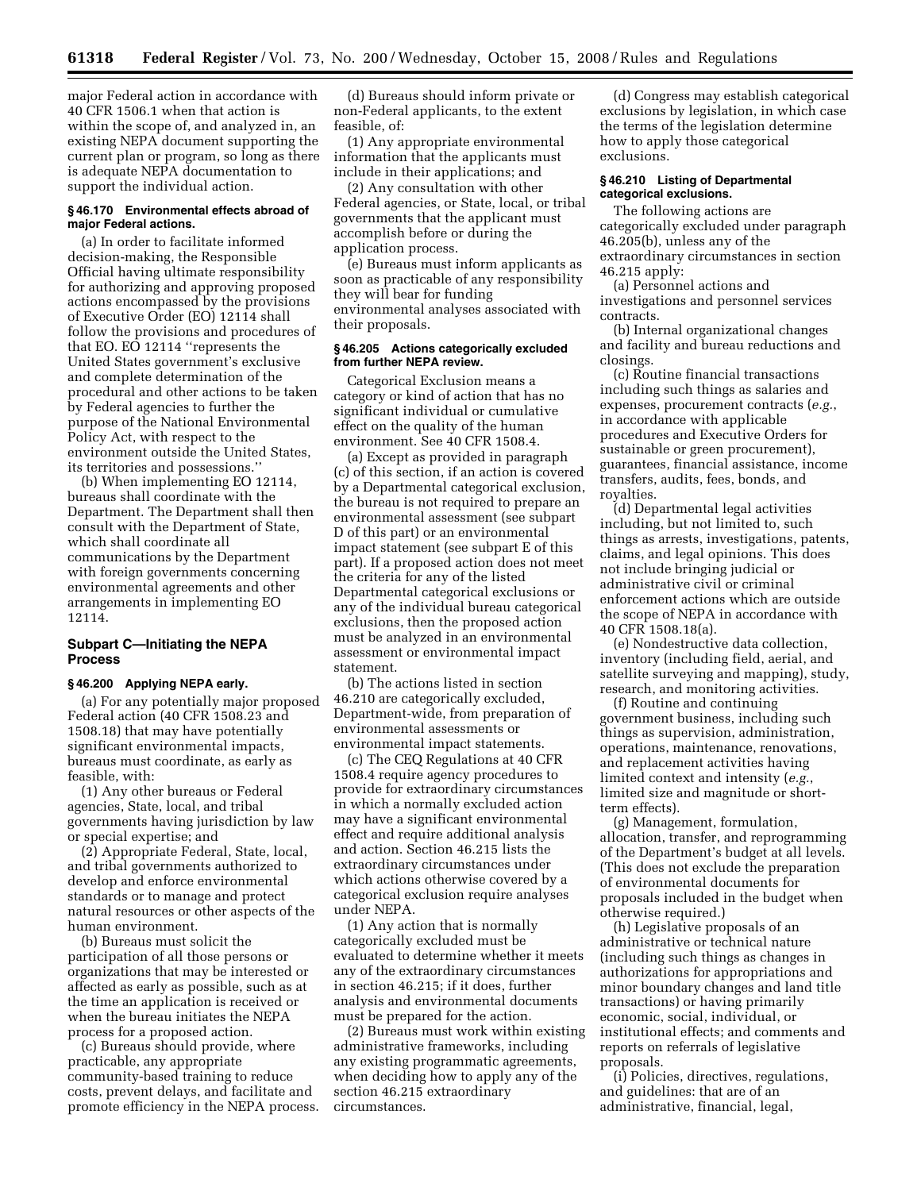major Federal action in accordance with 40 CFR 1506.1 when that action is within the scope of, and analyzed in, an existing NEPA document supporting the current plan or program, so long as there is adequate NEPA documentation to support the individual action.

#### § 46.170 Environmental effects abroad of major Federal actions.

(a) In order to facilitate informed decision-making, the Responsible Official having ultimate responsibility for authorizing and approving proposed actions encompassed by the provisions of Executive Order (EO) 12114 shall follow the provisions and procedures of that EO. EO 12114 ''represents the United States government's exclusive and complete determination of the procedural and other actions to be taken by Federal agencies to further the purpose of the National Environmental Policy Act, with respect to the environment outside the United States, its territories and possessions.''

(b) When implementing EO 12114, bureaus shall coordinate with the Department. The Department shall then consult with the Department of State, which shall coordinate all communications by the Department with foreign governments concerning environmental agreements and other arrangements in implementing EO 12114.

### Subpart C—Initiating the NEPA Process

#### § 46.200 Applying NEPA early.

(a) For any potentially major proposed Federal action (40 CFR 1508.23 and 1508.18) that may have potentially significant environmental impacts, bureaus must coordinate, as early as feasible, with:

(1) Any other bureaus or Federal agencies, State, local, and tribal governments having jurisdiction by law or special expertise; and

(2) Appropriate Federal, State, local, and tribal governments authorized to develop and enforce environmental standards or to manage and protect natural resources or other aspects of the human environment.

(b) Bureaus must solicit the participation of all those persons or organizations that may be interested or affected as early as possible, such as at the time an application is received or when the bureau initiates the NEPA process for a proposed action.

(c) Bureaus should provide, where practicable, any appropriate community-based training to reduce costs, prevent delays, and facilitate and promote efficiency in the NEPA process.

(d) Bureaus should inform private or non-Federal applicants, to the extent feasible, of:

(1) Any appropriate environmental information that the applicants must include in their applications; and

(2) Any consultation with other Federal agencies, or State, local, or tribal governments that the applicant must accomplish before or during the application process.

(e) Bureaus must inform applicants as soon as practicable of any responsibility they will bear for funding environmental analyses associated with their proposals.

#### § 46.205 Actions categorically excluded from further NEPA review.

Categorical Exclusion means a category or kind of action that has no significant individual or cumulative effect on the quality of the human environment. See 40 CFR 1508.4.

(a) Except as provided in paragraph (c) of this section, if an action is covered by a Departmental categorical exclusion, the bureau is not required to prepare an environmental assessment (see subpart D of this part) or an environmental impact statement (see subpart E of this part). If a proposed action does not meet the criteria for any of the listed Departmental categorical exclusions or any of the individual bureau categorical exclusions, then the proposed action must be analyzed in an environmental assessment or environmental impact statement.

(b) The actions listed in section 46.210 are categorically excluded, Department-wide, from preparation of environmental assessments or environmental impact statements.

(c) The CEQ Regulations at 40 CFR 1508.4 require agency procedures to provide for extraordinary circumstances in which a normally excluded action may have a significant environmental effect and require additional analysis and action. Section 46.215 lists the extraordinary circumstances under which actions otherwise covered by a categorical exclusion require analyses under NEPA.

(1) Any action that is normally categorically excluded must be evaluated to determine whether it meets any of the extraordinary circumstances in section 46.215; if it does, further analysis and environmental documents must be prepared for the action.

(2) Bureaus must work within existing administrative frameworks, including any existing programmatic agreements, when deciding how to apply any of the section 46.215 extraordinary circumstances.

(d) Congress may establish categorical exclusions by legislation, in which case the terms of the legislation determine how to apply those categorical exclusions.

#### § 46.210 Listing of Departmental categorical exclusions.

The following actions are categorically excluded under paragraph 46.205(b), unless any of the extraordinary circumstances in section 46.215 apply:

(a) Personnel actions and investigations and personnel services contracts.

(b) Internal organizational changes and facility and bureau reductions and closings.

(c) Routine financial transactions including such things as salaries and expenses, procurement contracts (*e.g.*, in accordance with applicable procedures and Executive Orders for sustainable or green procurement), guarantees, financial assistance, income transfers, audits, fees, bonds, and royalties.

(d) Departmental legal activities including, but not limited to, such things as arrests, investigations, patents, claims, and legal opinions. This does not include bringing judicial or administrative civil or criminal enforcement actions which are outside the scope of NEPA in accordance with 40 CFR 1508.18(a).

(e) Nondestructive data collection, inventory (including field, aerial, and satellite surveying and mapping), study, research, and monitoring activities.

(f) Routine and continuing government business, including such things as supervision, administration, operations, maintenance, renovations, and replacement activities having limited context and intensity (*e.g.*, limited size and magnitude or short-term effects).

(g) Management, formulation, allocation, transfer, and reprogramming of the Department's budget at all levels. (This does not exclude the preparation of environmental documents for proposals included in the budget when otherwise required.)

(h) Legislative proposals of an administrative or technical nature (including such things as changes in authorizations for appropriations and minor boundary changes and land title transactions) or having primarily economic, social, individual, or institutional effects; and comments and reports on referrals of legislative proposals.

(i) Policies, directives, regulations, and guidelines: that are of an administrative, financial, legal,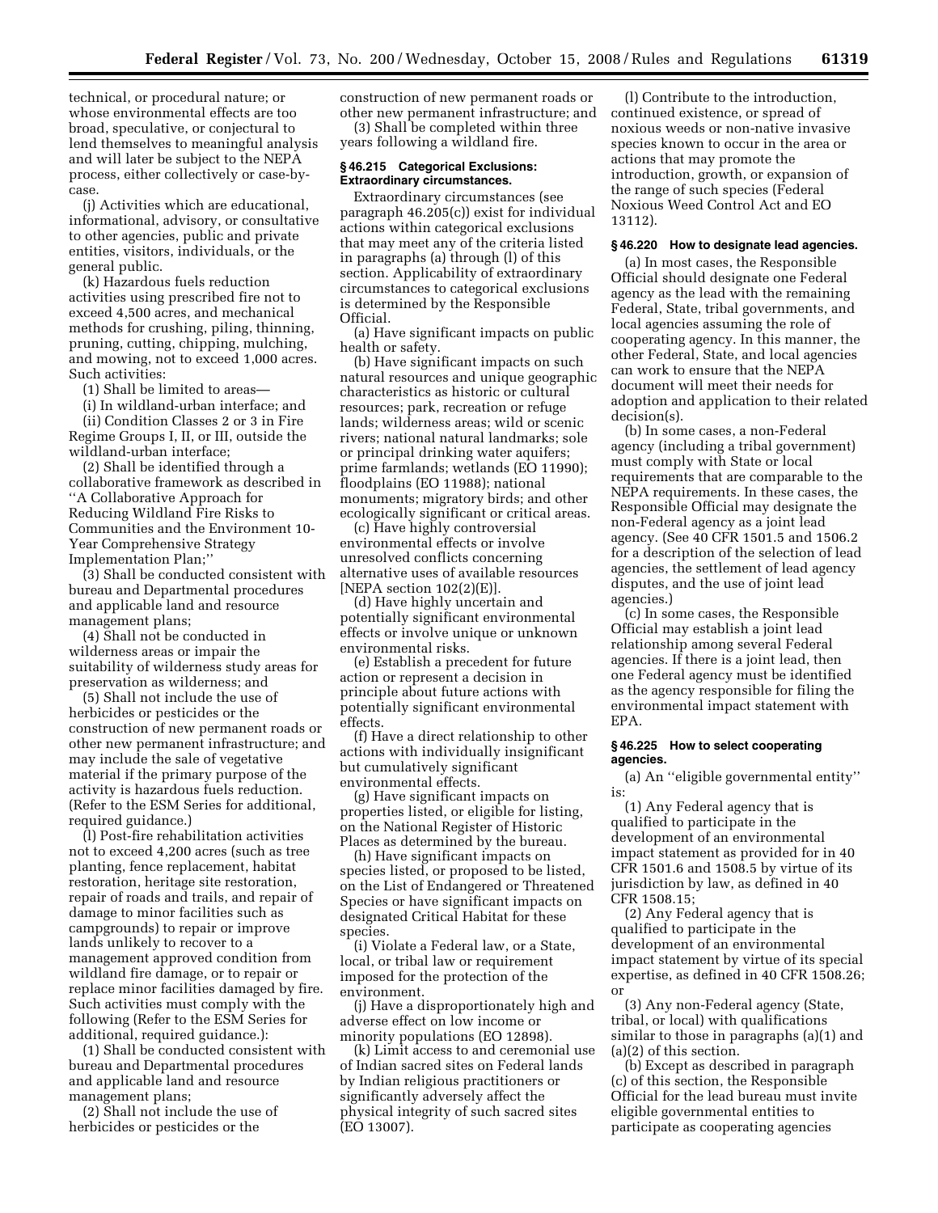technical, or procedural nature; or whose environmental effects are too broad, speculative, or conjectural to lend themselves to meaningful analysis and will later be subject to the NEPA process, either collectively or case-by-case.

(j) Activities which are educational, informational, advisory, or consultative to other agencies, public and private entities, visitors, individuals, or the general public.

(k) Hazardous fuels reduction activities using prescribed fire not to exceed 4,500 acres, and mechanical methods for crushing, piling, thinning, pruning, cutting, chipping, mulching, and mowing, not to exceed 1,000 acres. Such activities:

(1) Shall be limited to areas—

(i) In wildland-urban interface; and

(ii) Condition Classes 2 or 3 in Fire Regime Groups I, II, or III, outside the wildland-urban interface;

(2) Shall be identified through a collaborative framework as described in ''A Collaborative Approach for Reducing Wildland Fire Risks to Communities and the Environment 10-Year Comprehensive Strategy Implementation Plan;''

(3) Shall be conducted consistent with bureau and Departmental procedures and applicable land and resource management plans;

(4) Shall not be conducted in wilderness areas or impair the suitability of wilderness study areas for preservation as wilderness; and

(5) Shall not include the use of herbicides or pesticides or the construction of new permanent roads or other new permanent infrastructure; and may include the sale of vegetative material if the primary purpose of the activity is hazardous fuels reduction. (Refer to the ESM Series for additional, required guidance.)

(l) Post-fire rehabilitation activities not to exceed 4,200 acres (such as tree planting, fence replacement, habitat restoration, heritage site restoration, repair of roads and trails, and repair of damage to minor facilities such as campgrounds) to repair or improve lands unlikely to recover to a management approved condition from wildland fire damage, or to repair or replace minor facilities damaged by fire. Such activities must comply with the following (Refer to the ESM Series for additional, required guidance.):

(1) Shall be conducted consistent with bureau and Departmental procedures and applicable land and resource management plans;

(2) Shall not include the use of herbicides or pesticides or the construction of new permanent roads or other new permanent infrastructure; and

(3) Shall be completed within three years following a wildland fire.

### § 46.215 Categorical Exclusions: Extraordinary circumstances.

Extraordinary circumstances (see paragraph 46.205(c)) exist for individual actions within categorical exclusions that may meet any of the criteria listed in paragraphs (a) through (l) of this section. Applicability of extraordinary circumstances to categorical exclusions is determined by the Responsible Official.

(a) Have significant impacts on public health or safety.

(b) Have significant impacts on such natural resources and unique geographic characteristics as historic or cultural resources; park, recreation or refuge lands; wilderness areas; wild or scenic rivers; national natural landmarks; sole or principal drinking water aquifers; prime farmlands; wetlands (EO 11990); floodplains (EO 11988); national monuments; migratory birds; and other ecologically significant or critical areas.

(c) Have highly controversial environmental effects or involve unresolved conflicts concerning alternative uses of available resources [NEPA section 102(2)(E)].

(d) Have highly uncertain and potentially significant environmental effects or involve unique or unknown environmental risks.

(e) Establish a precedent for future action or represent a decision in principle about future actions with potentially significant environmental effects.

(f) Have a direct relationship to other actions with individually insignificant but cumulatively significant environmental effects.

(g) Have significant impacts on properties listed, or eligible for listing, on the National Register of Historic Places as determined by the bureau.

(h) Have significant impacts on species listed, or proposed to be listed, on the List of Endangered or Threatened Species or have significant impacts on designated Critical Habitat for these species.

(i) Violate a Federal law, or a State, local, or tribal law or requirement imposed for the protection of the environment.

(j) Have a disproportionately high and adverse effect on low income or minority populations (EO 12898).

(k) Limit access to and ceremonial use of Indian sacred sites on Federal lands by Indian religious practitioners or significantly adversely affect the physical integrity of such sacred sites (EO 13007).

(l) Contribute to the introduction, continued existence, or spread of noxious weeds or non-native invasive species known to occur in the area or actions that may promote the introduction, growth, or expansion of the range of such species (Federal Noxious Weed Control Act and EO 13112).

### § 46.220 How to designate lead agencies.

(a) In most cases, the Responsible Official should designate one Federal agency as the lead with the remaining Federal, State, tribal governments, and local agencies assuming the role of cooperating agency. In this manner, the other Federal, State, and local agencies can work to ensure that the NEPA document will meet their needs for adoption and application to their related decision(s).

(b) In some cases, a non-Federal agency (including a tribal government) must comply with State or local requirements that are comparable to the NEPA requirements. In these cases, the Responsible Official may designate the non-Federal agency as a joint lead agency. (See 40 CFR 1501.5 and 1506.2 for a description of the selection of lead agencies, the settlement of lead agency disputes, and the use of joint lead agencies.)

(c) In some cases, the Responsible Official may establish a joint lead relationship among several Federal agencies. If there is a joint lead, then one Federal agency must be identified as the agency responsible for filing the environmental impact statement with EPA.

### § 46.225 How to select cooperating agencies.

(a) An ''eligible governmental entity'' is:

(1) Any Federal agency that is qualified to participate in the development of an environmental impact statement as provided for in 40 CFR 1501.6 and 1508.5 by virtue of its jurisdiction by law, as defined in 40 CFR 1508.15;

(2) Any Federal agency that is qualified to participate in the development of an environmental impact statement by virtue of its special expertise, as defined in 40 CFR 1508.26; or

(3) Any non-Federal agency (State, tribal, or local) with qualifications similar to those in paragraphs (a)(1) and (a)(2) of this section.

(b) Except as described in paragraph (c) of this section, the Responsible Official for the lead bureau must invite eligible governmental entities to participate as cooperating agencies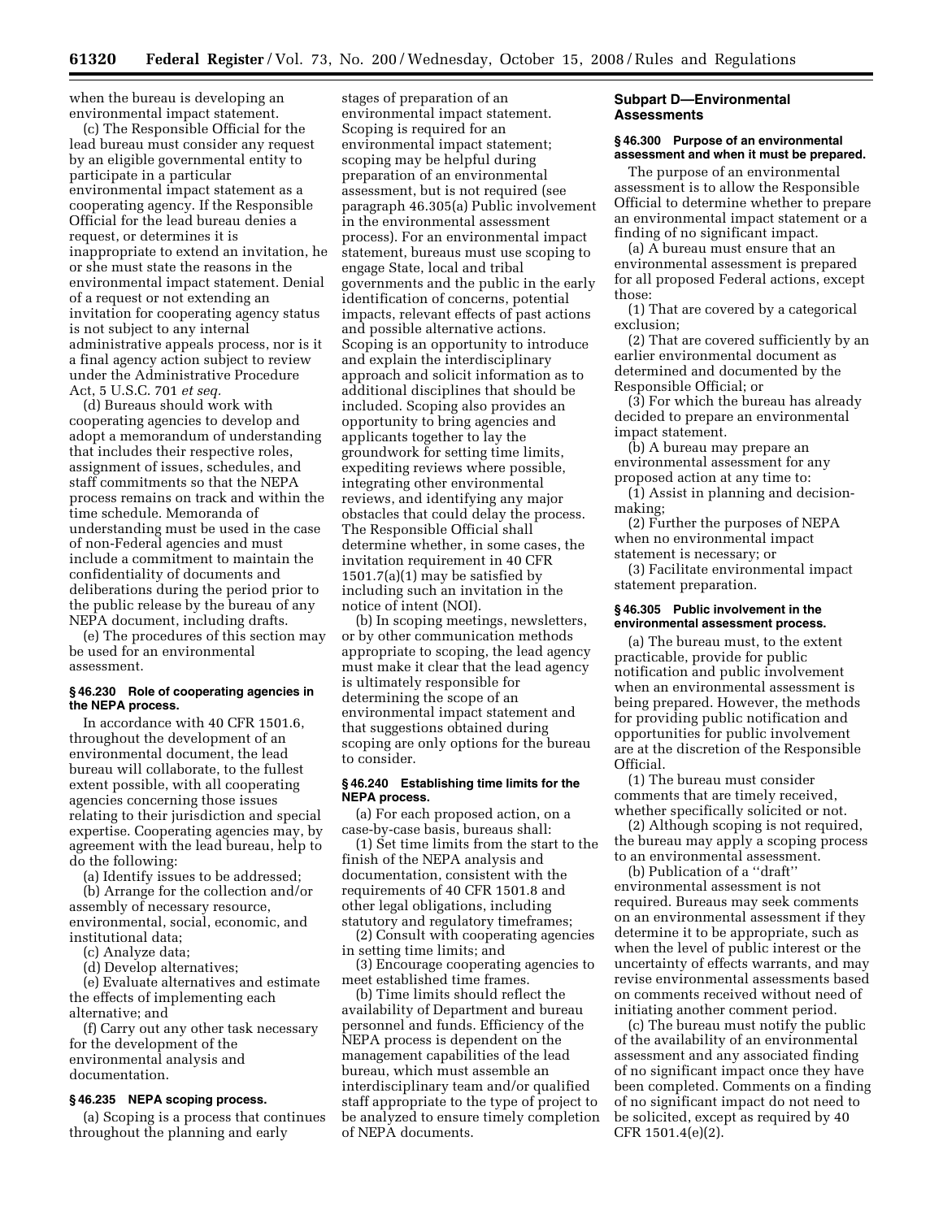when the bureau is developing an environmental impact statement.

(c) The Responsible Official for the lead bureau must consider any request by an eligible governmental entity to participate in a particular environmental impact statement as a cooperating agency. If the Responsible Official for the lead bureau denies a request, or determines it is inappropriate to extend an invitation, he or she must state the reasons in the environmental impact statement. Denial of a request or not extending an invitation for cooperating agency status is not subject to any internal administrative appeals process, nor is it a final agency action subject to review under the Administrative Procedure Act, 5 U.S.C. 701 *et seq.*

(d) Bureaus should work with cooperating agencies to develop and adopt a memorandum of understanding that includes their respective roles, assignment of issues, schedules, and staff commitments so that the NEPA process remains on track and within the time schedule. Memoranda of understanding must be used in the case of non-Federal agencies and must include a commitment to maintain the confidentiality of documents and deliberations during the period prior to the public release by the bureau of any NEPA document, including drafts.

(e) The procedures of this section may be used for an environmental assessment.

#### § 46.230 Role of cooperating agencies in the NEPA process.

In accordance with 40 CFR 1501.6, throughout the development of an environmental document, the lead bureau will collaborate, to the fullest extent possible, with all cooperating agencies concerning those issues relating to their jurisdiction and special expertise. Cooperating agencies may, by agreement with the lead bureau, help to do the following:

(a) Identify issues to be addressed;

(b) Arrange for the collection and/or assembly of necessary resource, environmental, social, economic, and institutional data;

(c) Analyze data;

(d) Develop alternatives;

(e) Evaluate alternatives and estimate the effects of implementing each alternative; and

(f) Carry out any other task necessary for the development of the environmental analysis and documentation.

#### § 46.235 NEPA scoping process.

(a) Scoping is a process that continues throughout the planning and early stages of preparation of an environmental impact statement. Scoping is required for an environmental impact statement; scoping may be helpful during preparation of an environmental assessment, but is not required (see paragraph 46.305(a) Public involvement in the environmental assessment process). For an environmental impact statement, bureaus must use scoping to engage State, local and tribal governments and the public in the early identification of concerns, potential impacts, relevant effects of past actions and possible alternative actions. Scoping is an opportunity to introduce and explain the interdisciplinary approach and solicit information as to additional disciplines that should be included. Scoping also provides an opportunity to bring agencies and applicants together to lay the groundwork for setting time limits, expediting reviews where possible, integrating other environmental reviews, and identifying any major obstacles that could delay the process. The Responsible Official shall determine whether, in some cases, the invitation requirement in 40 CFR 1501.7(a)(1) may be satisfied by including such an invitation in the notice of intent (NOI).

(b) In scoping meetings, newsletters, or by other communication methods appropriate to scoping, the lead agency must make it clear that the lead agency is ultimately responsible for determining the scope of an environmental impact statement and that suggestions obtained during scoping are only options for the bureau to consider.

#### § 46.240 Establishing time limits for the NEPA process.

(a) For each proposed action, on a case-by-case basis, bureaus shall:

(1) Set time limits from the start to the finish of the NEPA analysis and documentation, consistent with the requirements of 40 CFR 1501.8 and other legal obligations, including statutory and regulatory timeframes;

(2) Consult with cooperating agencies in setting time limits; and

(3) Encourage cooperating agencies to meet established time frames.

(b) Time limits should reflect the availability of Department and bureau personnel and funds. Efficiency of the NEPA process is dependent on the management capabilities of the lead bureau, which must assemble an interdisciplinary team and/or qualified staff appropriate to the type of project to be analyzed to ensure timely completion of NEPA documents.

### Subpart D—Environmental Assessments

#### § 46.300 Purpose of an environmental assessment and when it must be prepared.

The purpose of an environmental assessment is to allow the Responsible Official to determine whether to prepare an environmental impact statement or a finding of no significant impact.

(a) A bureau must ensure that an environmental assessment is prepared for all proposed Federal actions, except those:

(1) That are covered by a categorical exclusion;

(2) That are covered sufficiently by an earlier environmental document as determined and documented by the Responsible Official; or

(3) For which the bureau has already decided to prepare an environmental impact statement.

(b) A bureau may prepare an environmental assessment for any proposed action at any time to:

(1) Assist in planning and decision-making;

(2) Further the purposes of NEPA when no environmental impact statement is necessary; or

(3) Facilitate environmental impact statement preparation.

#### § 46.305 Public involvement in the environmental assessment process.

(a) The bureau must, to the extent practicable, provide for public notification and public involvement when an environmental assessment is being prepared. However, the methods for providing public notification and opportunities for public involvement are at the discretion of the Responsible Official.

(1) The bureau must consider comments that are timely received, whether specifically solicited or not.

(2) Although scoping is not required, the bureau may apply a scoping process to an environmental assessment.

(b) Publication of a ''draft'' environmental assessment is not required. Bureaus may seek comments on an environmental assessment if they determine it to be appropriate, such as when the level of public interest or the uncertainty of effects warrants, and may revise environmental assessments based on comments received without need of initiating another comment period.

(c) The bureau must notify the public of the availability of an environmental assessment and any associated finding of no significant impact once they have been completed. Comments on a finding of no significant impact do not need to be solicited, except as required by 40 CFR 1501.4(e)(2).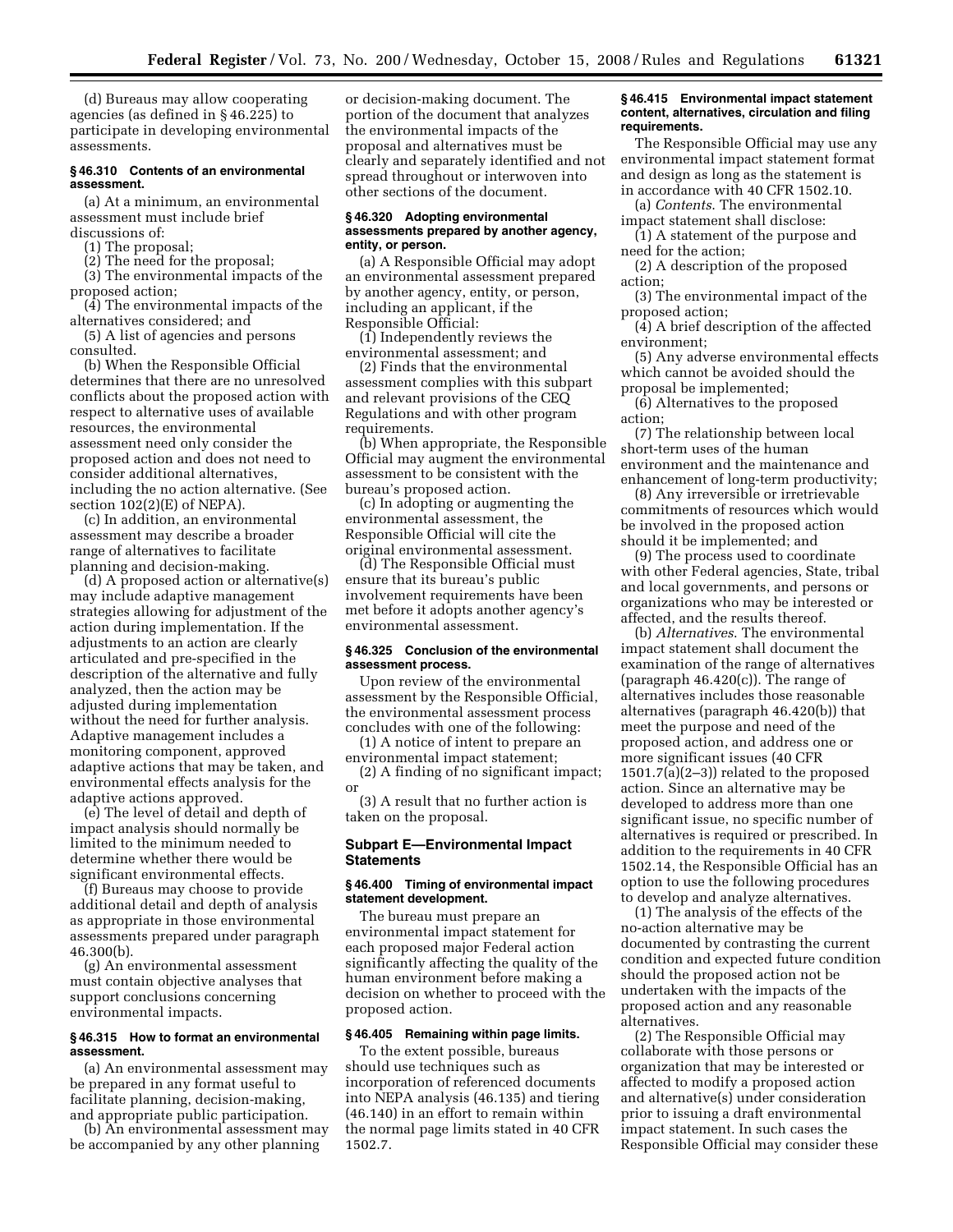(d) Bureaus may allow cooperating agencies (as defined in § 46.225) to participate in developing environmental assessments.

#### § 46.310 Contents of an environmental assessment.

(a) At a minimum, an environmental assessment must include brief discussions of:

(1) The proposal;

(2) The need for the proposal;

(3) The environmental impacts of the proposed action;

(4) The environmental impacts of the alternatives considered; and

(5) A list of agencies and persons consulted.

(b) When the Responsible Official determines that there are no unresolved conflicts about the proposed action with respect to alternative uses of available resources, the environmental assessment need only consider the proposed action and does not need to consider additional alternatives, including the no action alternative. (See section 102(2)(E) of NEPA).

(c) In addition, an environmental assessment may describe a broader range of alternatives to facilitate planning and decision-making.

(d) A proposed action or alternative(s) may include adaptive management strategies allowing for adjustment of the action during implementation. If the adjustments to an action are clearly articulated and pre-specified in the description of the alternative and fully analyzed, then the action may be adjusted during implementation without the need for further analysis. Adaptive management includes a monitoring component, approved adaptive actions that may be taken, and environmental effects analysis for the adaptive actions approved.

(e) The level of detail and depth of impact analysis should normally be limited to the minimum needed to determine whether there would be significant environmental effects.

(f) Bureaus may choose to provide additional detail and depth of analysis as appropriate in those environmental assessments prepared under paragraph 46.300(b).

(g) An environmental assessment must contain objective analyses that support conclusions concerning environmental impacts.

#### § 46.315 How to format an environmental assessment.

(a) An environmental assessment may be prepared in any format useful to facilitate planning, decision-making, and appropriate public participation.

(b) An environmental assessment may be accompanied by any other planning or decision-making document. The portion of the document that analyzes the environmental impacts of the proposal and alternatives must be clearly and separately identified and not spread throughout or interwoven into other sections of the document.

#### § 46.320 Adopting environmental assessments prepared by another agency, entity, or person.

(a) A Responsible Official may adopt an environmental assessment prepared by another agency, entity, or person, including an applicant, if the Responsible Official:

(1) Independently reviews the environmental assessment; and

(2) Finds that the environmental assessment complies with this subpart and relevant provisions of the CEQ Regulations and with other program requirements.

(b) When appropriate, the Responsible Official may augment the environmental assessment to be consistent with the bureau's proposed action.

(c) In adopting or augmenting the environmental assessment, the Responsible Official will cite the original environmental assessment.

(d) The Responsible Official must ensure that its bureau's public involvement requirements have been met before it adopts another agency's environmental assessment.

#### § 46.325 Conclusion of the environmental assessment process.

Upon review of the environmental assessment by the Responsible Official, the environmental assessment process concludes with one of the following:

(1) A notice of intent to prepare an environmental impact statement;

(2) A finding of no significant impact; or

(3) A result that no further action is taken on the proposal.

### Subpart E—Environmental Impact Statements

#### § 46.400 Timing of environmental impact statement development.

The bureau must prepare an environmental impact statement for each proposed major Federal action significantly affecting the quality of the human environment before making a decision on whether to proceed with the proposed action.

#### § 46.405 Remaining within page limits.

To the extent possible, bureaus should use techniques such as incorporation of referenced documents into NEPA analysis (46.135) and tiering (46.140) in an effort to remain within the normal page limits stated in 40 CFR 1502.7.

#### § 46.415 Environmental impact statement content, alternatives, circulation and filing requirements.

The Responsible Official may use any environmental impact statement format and design as long as the statement is in accordance with 40 CFR 1502.10.

(a) *Contents.* The environmental impact statement shall disclose:

(1) A statement of the purpose and need for the action;

(2) A description of the proposed action;

(3) The environmental impact of the proposed action;

(4) A brief description of the affected environment;

(5) Any adverse environmental effects which cannot be avoided should the proposal be implemented;

(6) Alternatives to the proposed action;

(7) The relationship between local short-term uses of the human environment and the maintenance and enhancement of long-term productivity;

(8) Any irreversible or irretrievable commitments of resources which would be involved in the proposed action should it be implemented; and

(9) The process used to coordinate with other Federal agencies, State, tribal and local governments, and persons or organizations who may be interested or affected, and the results thereof.

(b) *Alternatives.* The environmental impact statement shall document the examination of the range of alternatives (paragraph 46.420(c)). The range of alternatives includes those reasonable alternatives (paragraph 46.420(b)) that meet the purpose and need of the proposed action, and address one or more significant issues (40 CFR 1501.7(a)(2–3)) related to the proposed action. Since an alternative may be developed to address more than one significant issue, no specific number of alternatives is required or prescribed. In addition to the requirements in 40 CFR 1502.14, the Responsible Official has an option to use the following procedures to develop and analyze alternatives.

(1) The analysis of the effects of the no-action alternative may be documented by contrasting the current condition and expected future condition should the proposed action not be undertaken with the impacts of the proposed action and any reasonable alternatives.

(2) The Responsible Official may collaborate with those persons or organization that may be interested or affected to modify a proposed action and alternative(s) under consideration prior to issuing a draft environmental impact statement. In such cases the Responsible Official may consider these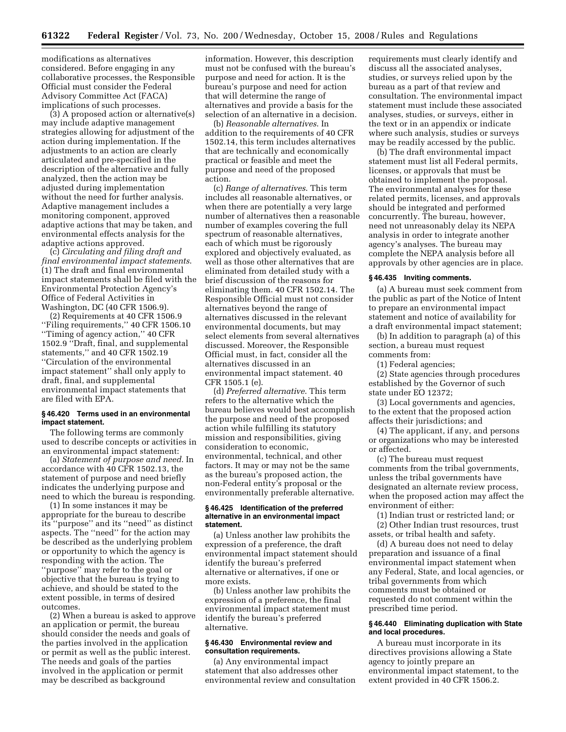modifications as alternatives considered. Before engaging in any collaborative processes, the Responsible Official must consider the Federal Advisory Committee Act (FACA) implications of such processes.

(3) A proposed action or alternative(s) may include adaptive management strategies allowing for adjustment of the action during implementation. If the adjustments to an action are clearly articulated and pre-specified in the description of the alternative and fully analyzed, then the action may be adjusted during implementation without the need for further analysis. Adaptive management includes a monitoring component, approved adaptive actions that may be taken, and environmental effects analysis for the adaptive actions approved.

(c) *Circulating and filing draft and final environmental impact statements*. (1) The draft and final environmental impact statements shall be filed with the Environmental Protection Agency's Office of Federal Activities in Washington, DC (40 CFR 1506.9).

(2) Requirements at 40 CFR 1506.9 "Filing requirements," 40 CFR 1506.10 "Timing of agency action," 40 CFR 1502.9 "Draft, final, and supplemental statements," and 40 CFR 1502.19 "Circulation of the environmental impact statement" shall only apply to draft, final, and supplemental environmental impact statements that are filed with EPA.

#### § 46.420 Terms used in an environmental impact statement.

The following terms are commonly used to describe concepts or activities in an environmental impact statement:

(a) *Statement of purpose and need*. In accordance with 40 CFR 1502.13, the statement of purpose and need briefly indicates the underlying purpose and need to which the bureau is responding.

(1) In some instances it may be appropriate for the bureau to describe its "purpose" and its "need" as distinct aspects. The "need" for the action may be described as the underlying problem or opportunity to which the agency is responding with the action. The "purpose" may refer to the goal or objective that the bureau is trying to achieve, and should be stated to the extent possible, in terms of desired outcomes.

(2) When a bureau is asked to approve an application or permit, the bureau should consider the needs and goals of the parties involved in the application or permit as well as the public interest. The needs and goals of the parties involved in the application or permit may be described as background information. However, this description must not be confused with the bureau's purpose and need for action. It is the bureau's purpose and need for action that will determine the range of alternatives and provide a basis for the selection of an alternative in a decision.

(b) *Reasonable alternatives*. In addition to the requirements of 40 CFR 1502.14, this term includes alternatives that are technically and economically practical or feasible and meet the purpose and need of the proposed action.

(c) *Range of alternatives*. This term includes all reasonable alternatives, or when there are potentially a very large number of alternatives then a reasonable number of examples covering the full spectrum of reasonable alternatives, each of which must be rigorously explored and objectively evaluated, as well as those other alternatives that are eliminated from detailed study with a brief discussion of the reasons for eliminating them. 40 CFR 1502.14. The Responsible Official must not consider alternatives beyond the range of alternatives discussed in the relevant environmental documents, but may select elements from several alternatives discussed. Moreover, the Responsible Official must, in fact, consider all the alternatives discussed in an environmental impact statement. 40 CFR 1505.1 (e).

(d) *Preferred alternative*. This term refers to the alternative which the bureau believes would best accomplish the purpose and need of the proposed action while fulfilling its statutory mission and responsibilities, giving consideration to economic, environmental, technical, and other factors. It may or may not be the same as the bureau's proposed action, the non-Federal entity's proposal or the environmentally preferable alternative.

#### § 46.425 Identification of the preferred alternative in an environmental impact statement.

(a) Unless another law prohibits the expression of a preference, the draft environmental impact statement should identify the bureau's preferred alternative or alternatives, if one or more exists.

(b) Unless another law prohibits the expression of a preference, the final environmental impact statement must identify the bureau's preferred alternative.

#### § 46.430 Environmental review and consultation requirements.

(a) Any environmental impact statement that also addresses other environmental review and consultation requirements must clearly identify and discuss all the associated analyses, studies, or surveys relied upon by the bureau as a part of that review and consultation. The environmental impact statement must include these associated analyses, studies, or surveys, either in the text or in an appendix or indicate where such analysis, studies or surveys may be readily accessed by the public.

(b) The draft environmental impact statement must list all Federal permits, licenses, or approvals that must be obtained to implement the proposal. The environmental analyses for these related permits, licenses, and approvals should be integrated and performed concurrently. The bureau, however, need not unreasonably delay its NEPA analysis in order to integrate another agency's analyses. The bureau may complete the NEPA analysis before all approvals by other agencies are in place.

#### § 46.435 Inviting comments.

(a) A bureau must seek comment from the public as part of the Notice of Intent to prepare an environmental impact statement and notice of availability for a draft environmental impact statement;

(b) In addition to paragraph (a) of this section, a bureau must request comments from:

(1) Federal agencies;

(2) State agencies through procedures established by the Governor of such state under EO 12372;

(3) Local governments and agencies, to the extent that the proposed action affects their jurisdictions; and

(4) The applicant, if any, and persons or organizations who may be interested or affected.

(c) The bureau must request comments from the tribal governments, unless the tribal governments have designated an alternate review process, when the proposed action may affect the environment of either:

(1) Indian trust or restricted land; or

(2) Other Indian trust resources, trust assets, or tribal health and safety.

(d) A bureau does not need to delay preparation and issuance of a final environmental impact statement when any Federal, State, and local agencies, or tribal governments from which comments must be obtained or requested do not comment within the prescribed time period.

#### § 46.440 Eliminating duplication with State and local procedures.

A bureau must incorporate in its directives provisions allowing a State agency to jointly prepare an environmental impact statement, to the extent provided in 40 CFR 1506.2.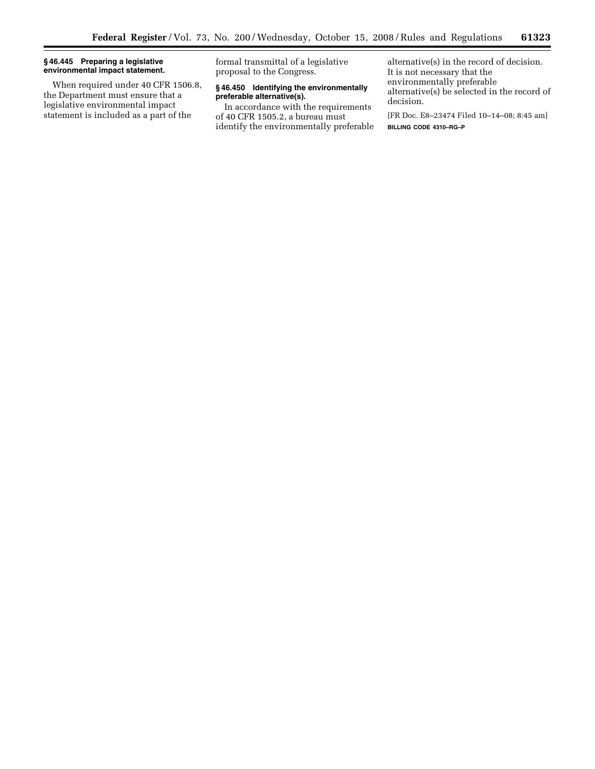### § 46.445 Preparing a legislative environmental impact statement.

When required under 40 CFR 1506.8, the Department must ensure that a legislative environmental impact statement is included as a part of the formal transmittal of a legislative proposal to the Congress.

### § 46.450 Identifying the environmentally preferable alternative(s).

In accordance with the requirements of 40 CFR 1505.2, a bureau must identify the environmentally preferable alternative(s) in the record of decision. It is not necessary that the environmentally preferable alternative(s) be selected in the record of decision.

[FR Doc. E8–23474 Filed 10–14–08; 8:45 am]

**BILLING CODE 4310–RG–P**